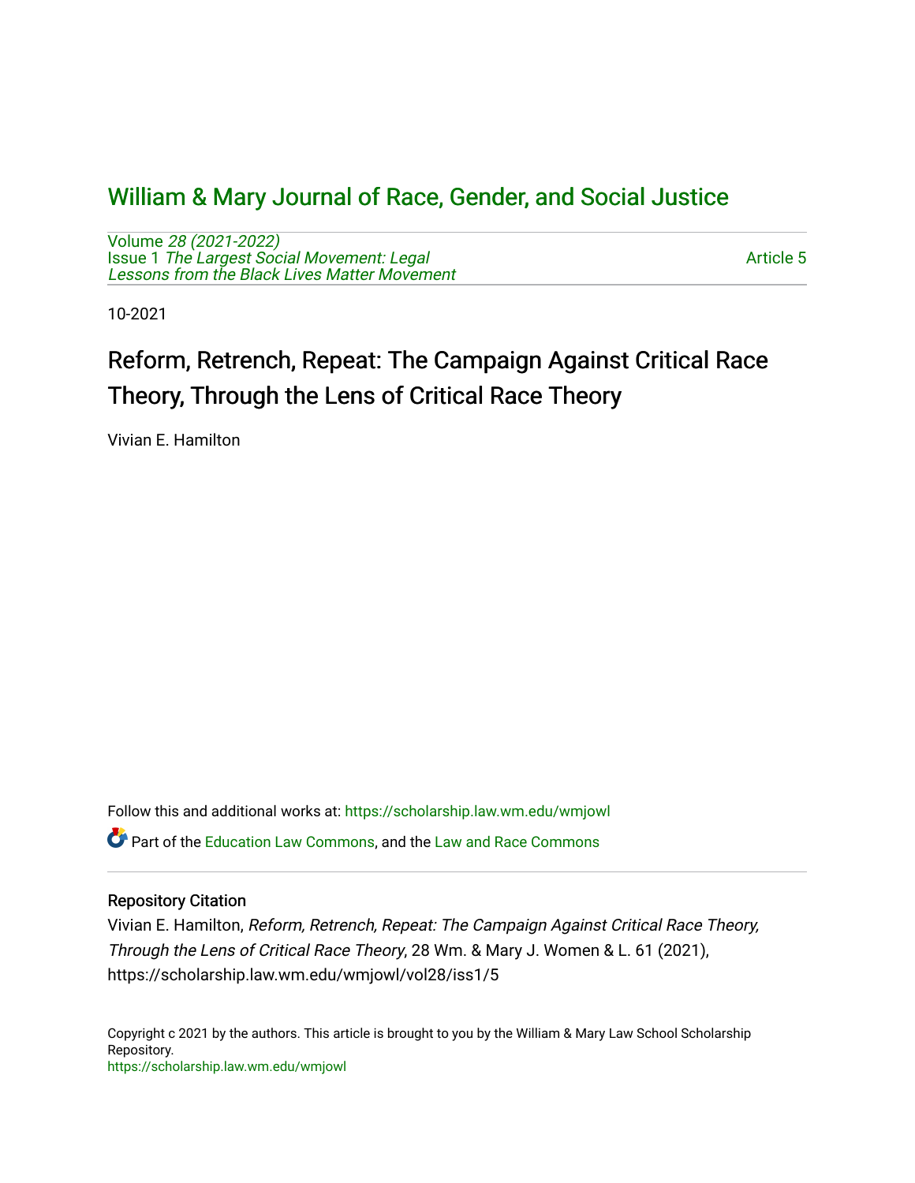# William & Mary Journal of Race, Gender, and Social Justice

Volume *28 (2021-2022)*
Issue 1 *The Largest Social Movement: Legal Lessons from the Black Lives Matter Movement*

Article 5

10-2021

## Reform, Retrench, Repeat: The Campaign Against Critical Race Theory, Through the Lens of Critical Race Theory

Vivian E. Hamilton

Follow this and additional works at: https://scholarship.law.wm.edu/wmjowl

Part of the Education Law Commons, and the Law and Race Commons

### Repository Citation

Vivian E. Hamilton, *Reform, Retrench, Repeat: The Campaign Against Critical Race Theory, Through the Lens of Critical Race Theory*, 28 Wm. & Mary J. Women & L. 61 (2021), https://scholarship.law.wm.edu/wmjowl/vol28/iss1/5

Copyright c 2021 by the authors. This article is brought to you by the William & Mary Law School Scholarship Repository.
https://scholarship.law.wm.edu/wmjowl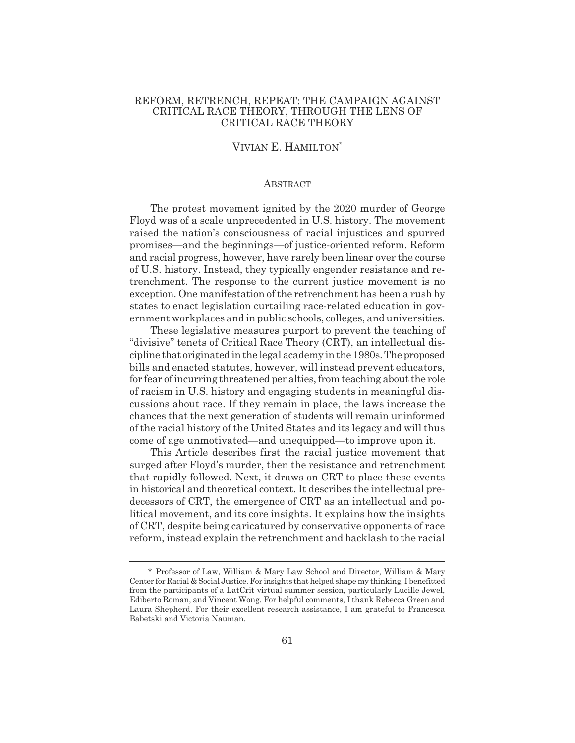# REFORM, RETRENCH, REPEAT: THE CAMPAIGN AGAINST CRITICAL RACE THEORY, THROUGH THE LENS OF CRITICAL RACE THEORY

VIVIAN E. HAMILTON*

## ABSTRACT

The protest movement ignited by the 2020 murder of George Floyd was of a scale unprecedented in U.S. history. The movement raised the nation's consciousness of racial injustices and spurred promises—and the beginnings—of justice-oriented reform. Reform and racial progress, however, have rarely been linear over the course of U.S. history. Instead, they typically engender resistance and retrenchment. The response to the current justice movement is no exception. One manifestation of the retrenchment has been a rush by states to enact legislation curtailing race-related education in government workplaces and in public schools, colleges, and universities.

These legislative measures purport to prevent the teaching of "divisive" tenets of Critical Race Theory (CRT), an intellectual discipline that originated in the legal academy in the 1980s. The proposed bills and enacted statutes, however, will instead prevent educators, for fear of incurring threatened penalties, from teaching about the role of racism in U.S. history and engaging students in meaningful discussions about race. If they remain in place, the laws increase the chances that the next generation of students will remain uninformed of the racial history of the United States and its legacy and will thus come of age unmotivated—and unequipped—to improve upon it.

This Article describes first the racial justice movement that surged after Floyd's murder, then the resistance and retrenchment that rapidly followed. Next, it draws on CRT to place these events in historical and theoretical context. It describes the intellectual predecessors of CRT, the emergence of CRT as an intellectual and political movement, and its core insights. It explains how the insights of CRT, despite being caricatured by conservative opponents of race reform, instead explain the retrenchment and backlash to the racial

---

\* Professor of Law, William & Mary Law School and Director, William & Mary Center for Racial & Social Justice. For insights that helped shape my thinking, I benefitted from the participants of a LatCrit virtual summer session, particularly Lucille Jewel, Ediberto Roman, and Vincent Wong. For helpful comments, I thank Rebecca Green and Laura Shepherd. For their excellent research assistance, I am grateful to Francesca Babetski and Victoria Nauman.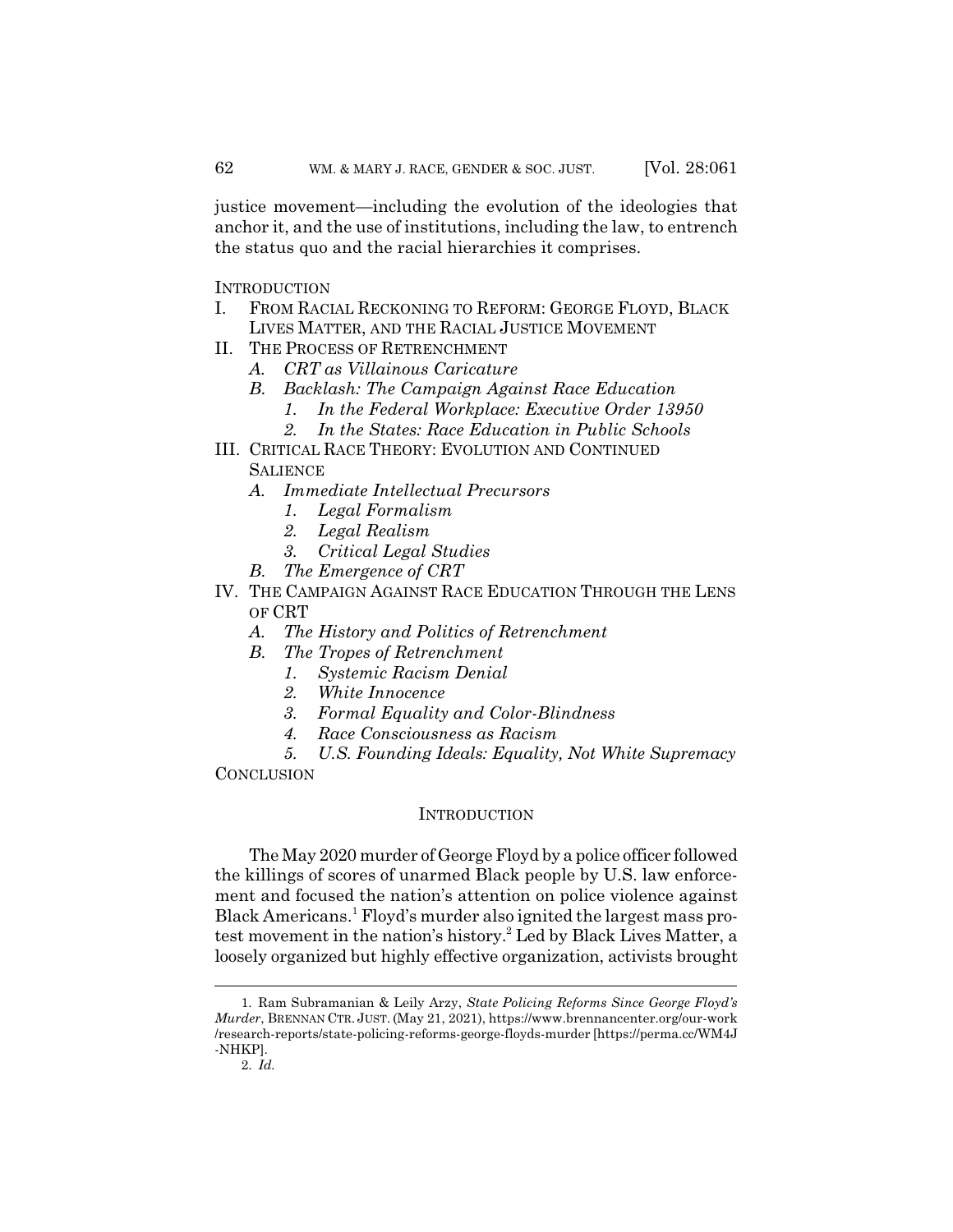justice movement—including the evolution of the ideologies that anchor it, and the use of institutions, including the law, to entrench the status quo and the racial hierarchies it comprises.

INTRODUCTION

- I. FROM RACIAL RECKONING TO REFORM: GEORGE FLOYD, BLACK LIVES MATTER, AND THE RACIAL JUSTICE MOVEMENT
- II. THE PROCESS OF RETRENCHMENT
  - *A. CRT as Villainous Caricature*
  - *B. Backlash: The Campaign Against Race Education*
    - *1. In the Federal Workplace: Executive Order 13950*
    - *2. In the States: Race Education in Public Schools*
- III. CRITICAL RACE THEORY: EVOLUTION AND CONTINUED SALIENCE
  - *A. Immediate Intellectual Precursors*
    - *1. Legal Formalism*
    - *2. Legal Realism*
    - *3. Critical Legal Studies*
  - *B. The Emergence of CRT*
- IV. THE CAMPAIGN AGAINST RACE EDUCATION THROUGH THE LENS OF CRT
  - *A. The History and Politics of Retrenchment*
  - *B. The Tropes of Retrenchment*
    - *1. Systemic Racism Denial*
    - *2. White Innocence*
    - *3. Formal Equality and Color-Blindness*
    - *4. Race Consciousness as Racism*
    - *5. U.S. Founding Ideals: Equality, Not White Supremacy*

CONCLUSION

## INTRODUCTION

The May 2020 murder of George Floyd by a police officer followed the killings of scores of unarmed Black people by U.S. law enforcement and focused the nation's attention on police violence against Black Americans.[1] Floyd's murder also ignited the largest mass protest movement in the nation's history.[2] Led by Black Lives Matter, a loosely organized but highly effective organization, activists brought

---

1. Ram Subramanian & Leily Arzy, *State Policing Reforms Since George Floyd's Murder*, BRENNAN CTR. JUST. (May 21, 2021), https://www.brennancenter.org/our-work/research-reports/state-policing-reforms-george-floyds-murder [https://perma.cc/WM4J-NHKP].

2. *Id.*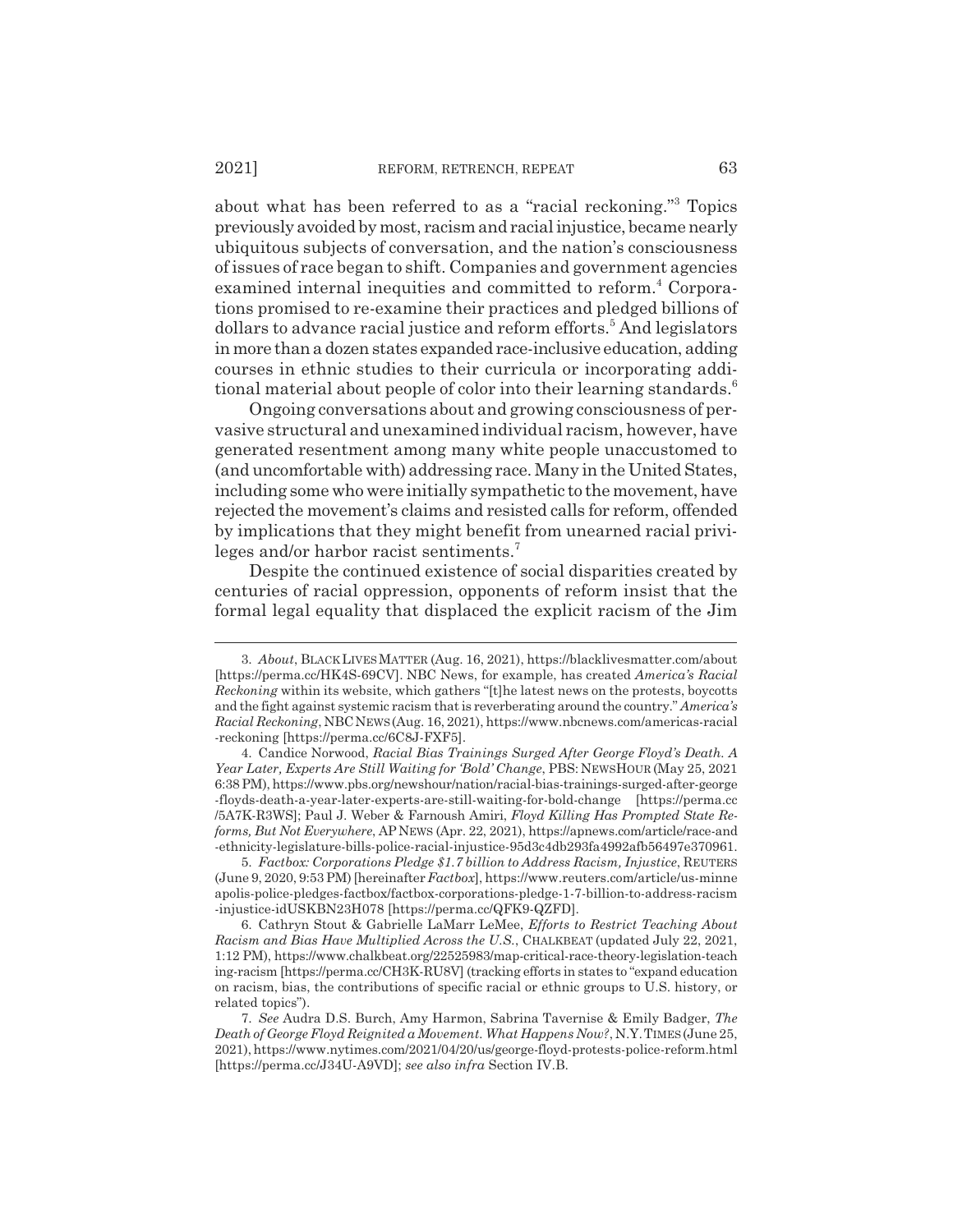about what has been referred to as a "racial reckoning."[3] Topics previously avoided by most, racism and racial injustice, became nearly ubiquitous subjects of conversation, and the nation's consciousness of issues of race began to shift. Companies and government agencies examined internal inequities and committed to reform.[4] Corporations promised to re-examine their practices and pledged billions of dollars to advance racial justice and reform efforts.[5] And legislators in more than a dozen states expanded race-inclusive education, adding courses in ethnic studies to their curricula or incorporating additional material about people of color into their learning standards.[6]

Ongoing conversations about and growing consciousness of pervasive structural and unexamined individual racism, however, have generated resentment among many white people unaccustomed to (and uncomfortable with) addressing race. Many in the United States, including some who were initially sympathetic to the movement, have rejected the movement's claims and resisted calls for reform, offended by implications that they might benefit from unearned racial privileges and/or harbor racist sentiments.[7]

Despite the continued existence of social disparities created by centuries of racial oppression, opponents of reform insist that the formal legal equality that displaced the explicit racism of the Jim

---

3. *About*, BLACK LIVES MATTER (Aug. 16, 2021), https://blacklivesmatter.com/about [https://perma.cc/HK4S-69CV]. NBC News, for example, has created *America's Racial Reckoning* within its website, which gathers "[t]he latest news on the protests, boycotts and the fight against systemic racism that is reverberating around the country." *America's Racial Reckoning*, NBC NEWS (Aug. 16, 2021), https://www.nbcnews.com/americas-racial-reckoning [https://perma.cc/6C8J-FXF5].

4. Candice Norwood, *Racial Bias Trainings Surged After George Floyd's Death. A Year Later, Experts Are Still Waiting for 'Bold' Change*, PBS: NEWSHOUR (May 25, 2021 6:38 PM), https://www.pbs.org/newshour/nation/racial-bias-trainings-surged-after-george-floyds-death-a-year-later-experts-are-still-waiting-for-bold-change [https://perma.cc/5A7K-R3WS]; Paul J. Weber & Farnoush Amiri, *Floyd Killing Has Prompted State Reforms, But Not Everywhere*, AP NEWS (Apr. 22, 2021), https://apnews.com/article/race-and-ethnicity-legislature-bills-police-racial-injustice-95d3c4db293fa4992afb56497e370961.

5. *Factbox: Corporations Pledge $1.7 billion to Address Racism, Injustice*, REUTERS (June 9, 2020, 9:53 PM) [hereinafter *Factbox*], https://www.reuters.com/article/us-minneapolis-police-pledges-factbox/factbox-corporations-pledge-1-7-billion-to-address-racism-injustice-idUSKBN23H078 [https://perma.cc/QFK9-QZFD].

6. Cathryn Stout & Gabrielle LaMarr LeMee, *Efforts to Restrict Teaching About Racism and Bias Have Multiplied Across the U.S.*, CHALKBEAT (updated July 22, 2021, 1:12 PM), https://www.chalkbeat.org/22525983/map-critical-race-theory-legislation-teaching-racism [https://perma.cc/CH3K-RU8V] (tracking efforts in states to "expand education on racism, bias, the contributions of specific racial or ethnic groups to U.S. history, or related topics").

7. *See* Audra D.S. Burch, Amy Harmon, Sabrina Tavernise & Emily Badger, *The Death of George Floyd Reignited a Movement. What Happens Now?*, N.Y. TIMES (June 25, 2021), https://www.nytimes.com/2021/04/20/us/george-floyd-protests-police-reform.html [https://perma.cc/J34U-A9VD]; *see also infra* Section IV.B.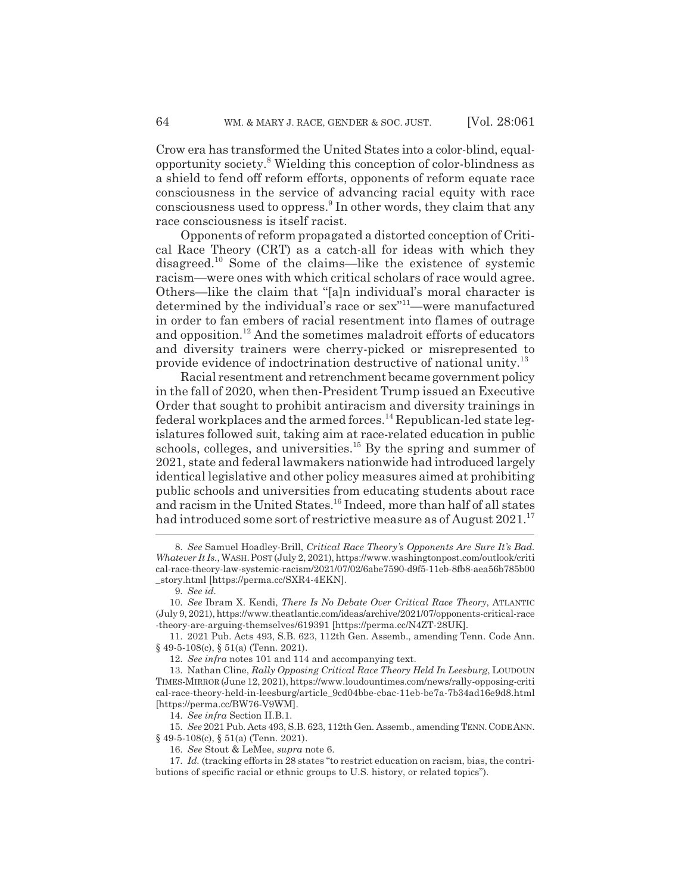Crow era has transformed the United States into a color-blind, equal-opportunity society.[8] Wielding this conception of color-blindness as a shield to fend off reform efforts, opponents of reform equate race consciousness in the service of advancing racial equity with race consciousness used to oppress.[9] In other words, they claim that any race consciousness is itself racist.

Opponents of reform propagated a distorted conception of Critical Race Theory (CRT) as a catch-all for ideas with which they disagreed.[10] Some of the claims—like the existence of systemic racism—were ones with which critical scholars of race would agree. Others—like the claim that "[a]n individual's moral character is determined by the individual's race or sex"[11]—were manufactured in order to fan embers of racial resentment into flames of outrage and opposition.[12] And the sometimes maladroit efforts of educators and diversity trainers were cherry-picked or misrepresented to provide evidence of indoctrination destructive of national unity.[13]

Racial resentment and retrenchment became government policy in the fall of 2020, when then-President Trump issued an Executive Order that sought to prohibit antiracism and diversity trainings in federal workplaces and the armed forces.[14] Republican-led state legislatures followed suit, taking aim at race-related education in public schools, colleges, and universities.[15] By the spring and summer of 2021, state and federal lawmakers nationwide had introduced largely identical legislative and other policy measures aimed at prohibiting public schools and universities from educating students about race and racism in the United States.[16] Indeed, more than half of all states had introduced some sort of restrictive measure as of August 2021.[17]

---

8. *See* Samuel Hoadley-Brill, *Critical Race Theory's Opponents Are Sure It's Bad. Whatever It Is.*, WASH. POST (July 2, 2021), https://www.washingtonpost.com/outlook/critical-race-theory-law-systemic-racism/2021/07/02/6abe7590-d9f5-11eb-8fb8-aea56b785b00_story.html [https://perma.cc/SXR4-4EKN].

9. *See id.*

10. *See* Ibram X. Kendi, *There Is No Debate Over Critical Race Theory*, ATLANTIC (July 9, 2021), https://www.theatlantic.com/ideas/archive/2021/07/opponents-critical-race-theory-are-arguing-themselves/619391 [https://perma.cc/N4ZT-28UK].

11. 2021 Pub. Acts 493, S.B. 623, 112th Gen. Assemb., amending Tenn. Code Ann. § 49-5-108(c), § 51(a) (Tenn. 2021).

12. *See infra* notes 101 and 114 and accompanying text.

13. Nathan Cline, *Rally Opposing Critical Race Theory Held In Leesburg*, LOUDOUN TIMES-MIRROR (June 12, 2021), https://www.loudountimes.com/news/rally-opposing-critical-race-theory-held-in-leesburg/article_9cd04bbe-cbac-11eb-be7a-7b34ad16e9d8.html [https://perma.cc/BW76-V9WM].

14. *See infra* Section II.B.1.

15. *See* 2021 Pub. Acts 493, S.B. 623, 112th Gen. Assemb., amending TENN. CODE ANN. § 49-5-108(c), § 51(a) (Tenn. 2021).

16. *See* Stout & LeMee, *supra* note 6.

17. *Id.* (tracking efforts in 28 states "to restrict education on racism, bias, the contributions of specific racial or ethnic groups to U.S. history, or related topics").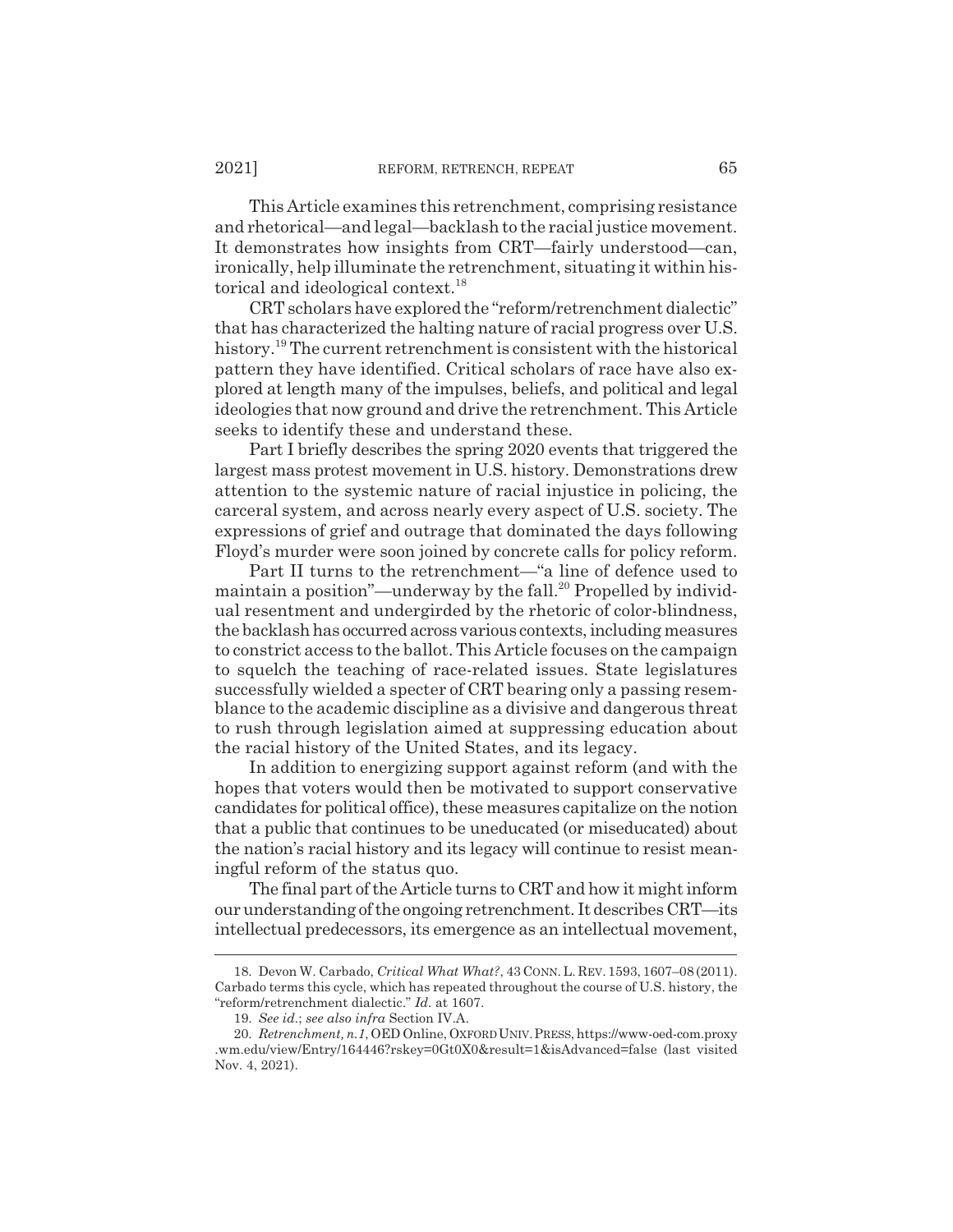This Article examines this retrenchment, comprising resistance and rhetorical—and legal—backlash to the racial justice movement. It demonstrates how insights from CRT—fairly understood—can, ironically, help illuminate the retrenchment, situating it within historical and ideological context.[18]

CRT scholars have explored the "reform/retrenchment dialectic" that has characterized the halting nature of racial progress over U.S. history.[19] The current retrenchment is consistent with the historical pattern they have identified. Critical scholars of race have also explored at length many of the impulses, beliefs, and political and legal ideologies that now ground and drive the retrenchment. This Article seeks to identify these and understand these.

Part I briefly describes the spring 2020 events that triggered the largest mass protest movement in U.S. history. Demonstrations drew attention to the systemic nature of racial injustice in policing, the carceral system, and across nearly every aspect of U.S. society. The expressions of grief and outrage that dominated the days following Floyd's murder were soon joined by concrete calls for policy reform.

Part II turns to the retrenchment—"a line of defence used to maintain a position"—underway by the fall.[20] Propelled by individual resentment and undergirded by the rhetoric of color-blindness, the backlash has occurred across various contexts, including measures to constrict access to the ballot. This Article focuses on the campaign to squelch the teaching of race-related issues. State legislatures successfully wielded a specter of CRT bearing only a passing resemblance to the academic discipline as a divisive and dangerous threat to rush through legislation aimed at suppressing education about the racial history of the United States, and its legacy.

In addition to energizing support against reform (and with the hopes that voters would then be motivated to support conservative candidates for political office), these measures capitalize on the notion that a public that continues to be uneducated (or miseducated) about the nation's racial history and its legacy will continue to resist meaningful reform of the status quo.

The final part of the Article turns to CRT and how it might inform our understanding of the ongoing retrenchment. It describes CRT—its intellectual predecessors, its emergence as an intellectual movement,

---

18. Devon W. Carbado, *Critical What What?*, 43 CONN. L. REV. 1593, 1607–08 (2011). Carbado terms this cycle, which has repeated throughout the course of U.S. history, the "reform/retrenchment dialectic." *Id.* at 1607.

19. *See id.*; *see also infra* Section IV.A.

20. *Retrenchment, n.1*, OED Online, OXFORD UNIV. PRESS, https://www-oed-com.proxy.wm.edu/view/Entry/164446?rskey=0Gt0X0&result=1&isAdvanced=false (last visited Nov. 4, 2021).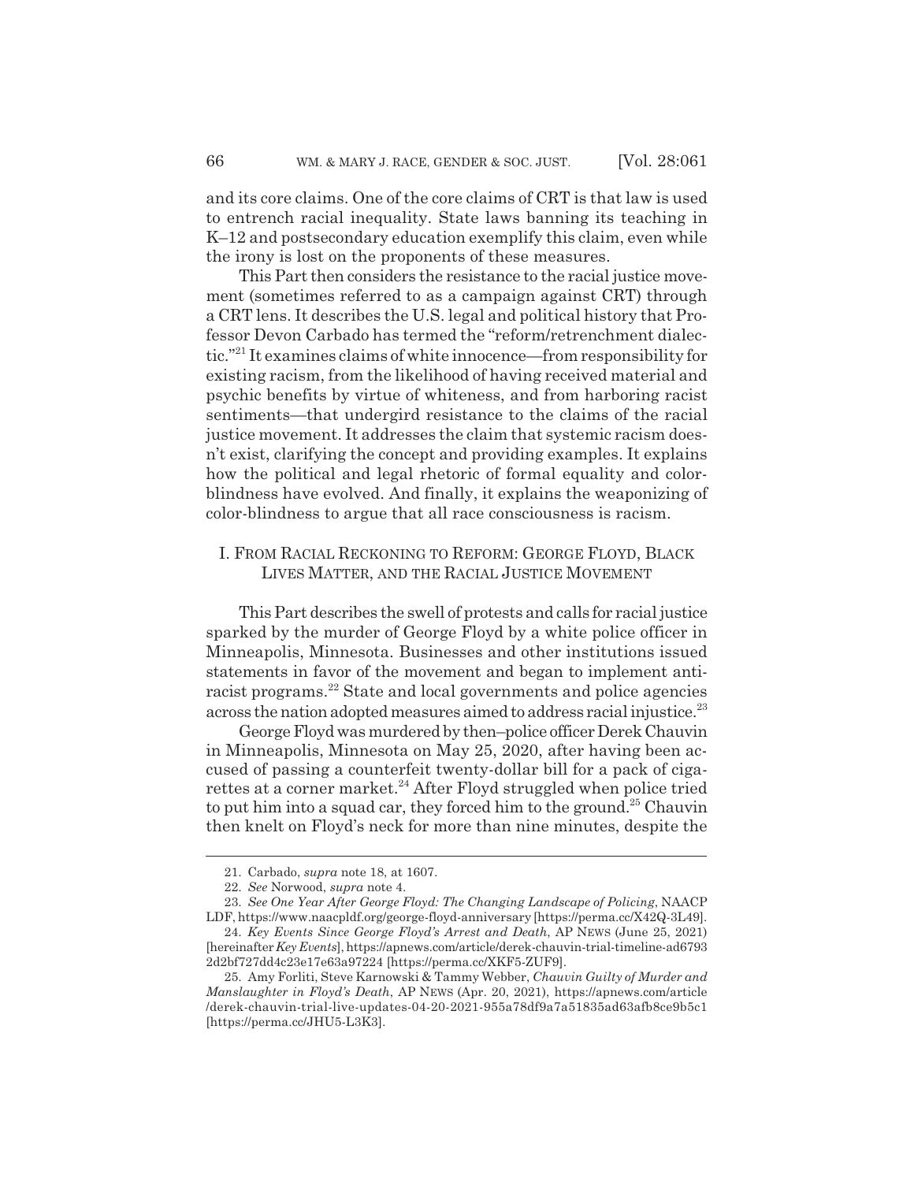and its core claims. One of the core claims of CRT is that law is used to entrench racial inequality. State laws banning its teaching in K–12 and postsecondary education exemplify this claim, even while the irony is lost on the proponents of these measures.

This Part then considers the resistance to the racial justice movement (sometimes referred to as a campaign against CRT) through a CRT lens. It describes the U.S. legal and political history that Professor Devon Carbado has termed the "reform/retrenchment dialectic."[21] It examines claims of white innocence—from responsibility for existing racism, from the likelihood of having received material and psychic benefits by virtue of whiteness, and from harboring racist sentiments—that undergird resistance to the claims of the racial justice movement. It addresses the claim that systemic racism doesn't exist, clarifying the concept and providing examples. It explains how the political and legal rhetoric of formal equality and color-blindness have evolved. And finally, it explains the weaponizing of color-blindness to argue that all race consciousness is racism.

## I. From Racial Reckoning to Reform: George Floyd, Black Lives Matter, and the Racial Justice Movement

This Part describes the swell of protests and calls for racial justice sparked by the murder of George Floyd by a white police officer in Minneapolis, Minnesota. Businesses and other institutions issued statements in favor of the movement and began to implement anti-racist programs.[22] State and local governments and police agencies across the nation adopted measures aimed to address racial injustice.[23]

George Floyd was murdered by then–police officer Derek Chauvin in Minneapolis, Minnesota on May 25, 2020, after having been accused of passing a counterfeit twenty-dollar bill for a pack of cigarettes at a corner market.[24] After Floyd struggled when police tried to put him into a squad car, they forced him to the ground.[25] Chauvin then knelt on Floyd's neck for more than nine minutes, despite the

---

21. Carbado, *supra* note 18, at 1607.

22. *See* Norwood, *supra* note 4.

23. *See One Year After George Floyd: The Changing Landscape of Policing*, NAACP LDF, https://www.naacpldf.org/george-floyd-anniversary [https://perma.cc/X42Q-3L49].

24. *Key Events Since George Floyd's Arrest and Death*, AP NEWS (June 25, 2021) [hereinafter *Key Events*], https://apnews.com/article/derek-chauvin-trial-timeline-ad6793 2d2bf727dd4c23e17e63a97224 [https://perma.cc/XKF5-ZUF9].

25. Amy Forliti, Steve Karnowski & Tammy Webber, *Chauvin Guilty of Murder and Manslaughter in Floyd's Death*, AP NEWS (Apr. 20, 2021), https://apnews.com/article /derek-chauvin-trial-live-updates-04-20-2021-955a78df9a7a51835ad63afb8ce9b5c1 [https://perma.cc/JHU5-L3K3].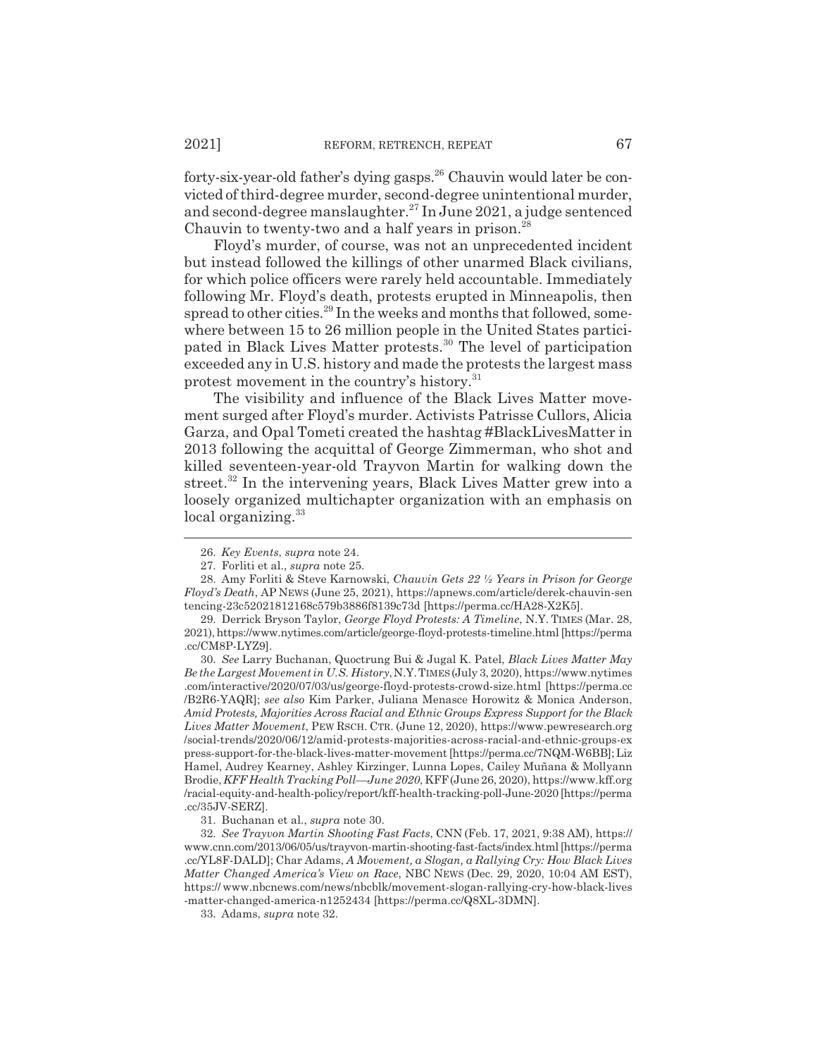forty-six-year-old father's dying gasps.[26] Chauvin would later be convicted of third-degree murder, second-degree unintentional murder, and second-degree manslaughter.[27] In June 2021, a judge sentenced Chauvin to twenty-two and a half years in prison.[28]

Floyd's murder, of course, was not an unprecedented incident but instead followed the killings of other unarmed Black civilians, for which police officers were rarely held accountable. Immediately following Mr. Floyd's death, protests erupted in Minneapolis, then spread to other cities.[29] In the weeks and months that followed, somewhere between 15 to 26 million people in the United States participated in Black Lives Matter protests.[30] The level of participation exceeded any in U.S. history and made the protests the largest mass protest movement in the country's history.[31]

The visibility and influence of the Black Lives Matter movement surged after Floyd's murder. Activists Patrisse Cullors, Alicia Garza, and Opal Tometi created the hashtag #BlackLivesMatter in 2013 following the acquittal of George Zimmerman, who shot and killed seventeen-year-old Trayvon Martin for walking down the street.[32] In the intervening years, Black Lives Matter grew into a loosely organized multichapter organization with an emphasis on local organizing.[33]

---

26. *Key Events*, *supra* note 24.

27. Forliti et al., *supra* note 25.

28. Amy Forliti & Steve Karnowski, *Chauvin Gets 22 ½ Years in Prison for George Floyd's Death*, AP NEWS (June 25, 2021), https://apnews.com/article/derek-chauvin-sentencing-23c52021812168c579b3886f8139c73d [https://perma.cc/HA28-X2K5].

29. Derrick Bryson Taylor, *George Floyd Protests: A Timeline*, N.Y. TIMES (Mar. 28, 2021), https://www.nytimes.com/article/george-floyd-protests-timeline.html [https://perma.cc/CM8P-LYZ9].

30. *See* Larry Buchanan, Quoctrung Bui & Jugal K. Patel, *Black Lives Matter May Be the Largest Movement in U.S. History*, N.Y. TIMES (July 3, 2020), https://www.nytimes.com/interactive/2020/07/03/us/george-floyd-protests-crowd-size.html [https://perma.cc/B2R6-YAQR]; *see also* Kim Parker, Juliana Menasce Horowitz & Monica Anderson, *Amid Protests, Majorities Across Racial and Ethnic Groups Express Support for the Black Lives Matter Movement*, PEW RSCH. CTR. (June 12, 2020), https://www.pewresearch.org/social-trends/2020/06/12/amid-protests-majorities-across-racial-and-ethnic-groups-express-support-for-the-black-lives-matter-movement [https://perma.cc/7NQM-W6BB]; Liz Hamel, Audrey Kearney, Ashley Kirzinger, Lunna Lopes, Cailey Muñana & Mollyann Brodie, *KFF Health Tracking Poll—June 2020*, KFF (June 26, 2020), https://www.kff.org/racial-equity-and-health-policy/report/kff-health-tracking-poll-June-2020 [https://perma.cc/35JV-SERZ].

31. Buchanan et al., *supra* note 30.

32. *See Trayvon Martin Shooting Fast Facts*, CNN (Feb. 17, 2021, 9:38 AM), https://www.cnn.com/2013/06/05/us/trayvon-martin-shooting-fast-facts/index.html [https://perma.cc/YL8F-DALD]; Char Adams, *A Movement, a Slogan, a Rallying Cry: How Black Lives Matter Changed America's View on Race*, NBC NEWS (Dec. 29, 2020, 10:04 AM EST), https://www.nbcnews.com/news/nbcblk/movement-slogan-rallying-cry-how-black-lives-matter-changed-america-n1252434 [https://perma.cc/Q8XL-3DMN].

33. Adams, *supra* note 32.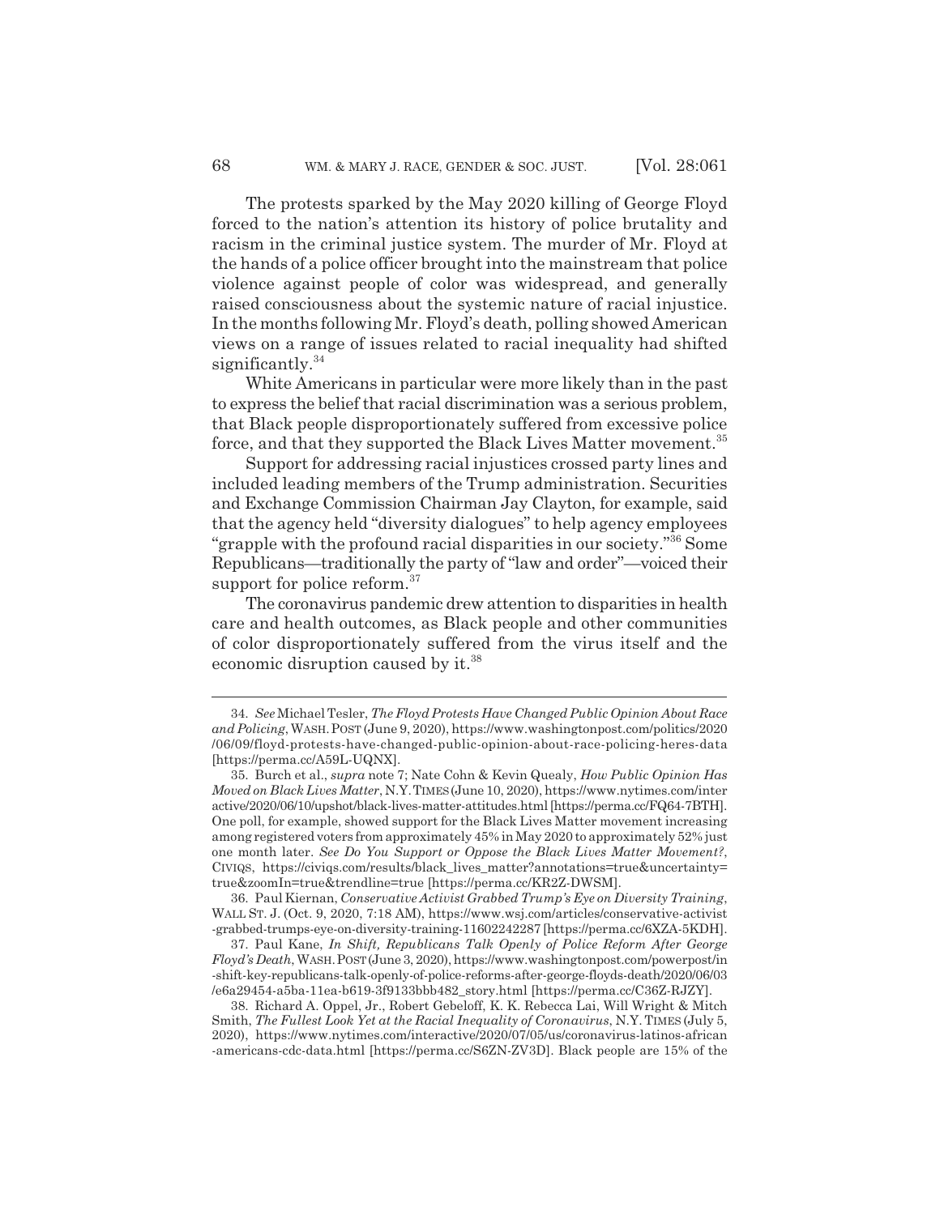The protests sparked by the May 2020 killing of George Floyd forced to the nation's attention its history of police brutality and racism in the criminal justice system. The murder of Mr. Floyd at the hands of a police officer brought into the mainstream that police violence against people of color was widespread, and generally raised consciousness about the systemic nature of racial injustice. In the months following Mr. Floyd's death, polling showed American views on a range of issues related to racial inequality had shifted significantly.[34]

White Americans in particular were more likely than in the past to express the belief that racial discrimination was a serious problem, that Black people disproportionately suffered from excessive police force, and that they supported the Black Lives Matter movement.[35]

Support for addressing racial injustices crossed party lines and included leading members of the Trump administration. Securities and Exchange Commission Chairman Jay Clayton, for example, said that the agency held "diversity dialogues" to help agency employees "grapple with the profound racial disparities in our society."[36] Some Republicans—traditionally the party of "law and order"—voiced their support for police reform.[37]

The coronavirus pandemic drew attention to disparities in health care and health outcomes, as Black people and other communities of color disproportionately suffered from the virus itself and the economic disruption caused by it.[38]

---

34. *See* Michael Tesler, *The Floyd Protests Have Changed Public Opinion About Race and Policing*, WASH. POST (June 9, 2020), https://www.washingtonpost.com/politics/2020/06/09/floyd-protests-have-changed-public-opinion-about-race-policing-heres-data [https://perma.cc/A59L-UQNX].

35. Burch et al., *supra* note 7; Nate Cohn & Kevin Quealy, *How Public Opinion Has Moved on Black Lives Matter*, N.Y. TIMES (June 10, 2020), https://www.nytimes.com/interactive/2020/06/10/upshot/black-lives-matter-attitudes.html [https://perma.cc/FQ64-7BTH]. One poll, for example, showed support for the Black Lives Matter movement increasing among registered voters from approximately 45% in May 2020 to approximately 52% just one month later. *See Do You Support or Oppose the Black Lives Matter Movement?*, CIVIQS, https://civiqs.com/results/black_lives_matter?annotations=true&uncertainty=true&zoomIn=true&trendline=true [https://perma.cc/KR2Z-DWSM].

36. Paul Kiernan, *Conservative Activist Grabbed Trump's Eye on Diversity Training*, WALL ST. J. (Oct. 9, 2020, 7:18 AM), https://www.wsj.com/articles/conservative-activist-grabbed-trumps-eye-on-diversity-training-11602242287 [https://perma.cc/6XZA-5KDH].

37. Paul Kane, *In Shift, Republicans Talk Openly of Police Reform After George Floyd's Death*, WASH. POST (June 3, 2020), https://www.washingtonpost.com/powerpost/in-shift-key-republicans-talk-openly-of-police-reforms-after-george-floyds-death/2020/06/03/e6a29454-a5ba-11ea-b619-3f9133bbb482_story.html [https://perma.cc/C36Z-RJZY].

38. Richard A. Oppel, Jr., Robert Gebeloff, K. K. Rebecca Lai, Will Wright & Mitch Smith, *The Fullest Look Yet at the Racial Inequality of Coronavirus*, N.Y. TIMES (July 5, 2020), https://www.nytimes.com/interactive/2020/07/05/us/coronavirus-latinos-african-americans-cdc-data.html [https://perma.cc/S6ZN-ZV3D]. Black people are 15% of the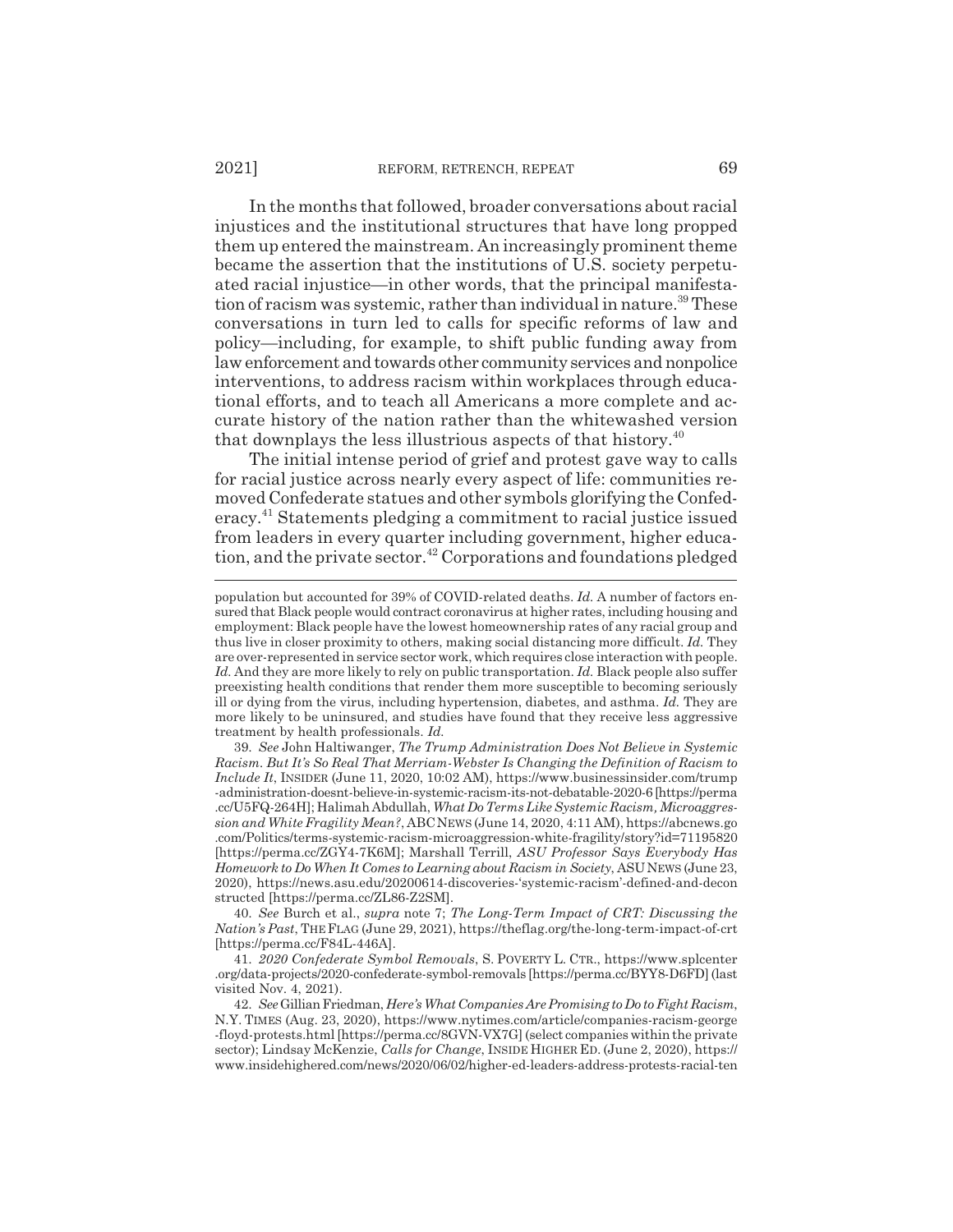In the months that followed, broader conversations about racial injustices and the institutional structures that have long propped them up entered the mainstream. An increasingly prominent theme became the assertion that the institutions of U.S. society perpetuated racial injustice—in other words, that the principal manifestation of racism was systemic, rather than individual in nature.[39] These conversations in turn led to calls for specific reforms of law and policy—including, for example, to shift public funding away from law enforcement and towards other community services and nonpolice interventions, to address racism within workplaces through educational efforts, and to teach all Americans a more complete and accurate history of the nation rather than the whitewashed version that downplays the less illustrious aspects of that history.[40]

The initial intense period of grief and protest gave way to calls for racial justice across nearly every aspect of life: communities removed Confederate statues and other symbols glorifying the Confederacy.[41] Statements pledging a commitment to racial justice issued from leaders in every quarter including government, higher education, and the private sector.[42] Corporations and foundations pledged

---

population but accounted for 39% of COVID-related deaths. *Id.* A number of factors ensured that Black people would contract coronavirus at higher rates, including housing and employment: Black people have the lowest homeownership rates of any racial group and thus live in closer proximity to others, making social distancing more difficult. *Id.* They are over-represented in service sector work, which requires close interaction with people. *Id.* And they are more likely to rely on public transportation. *Id.* Black people also suffer preexisting health conditions that render them more susceptible to becoming seriously ill or dying from the virus, including hypertension, diabetes, and asthma. *Id.* They are more likely to be uninsured, and studies have found that they receive less aggressive treatment by health professionals. *Id.*

39. *See* John Haltiwanger, *The Trump Administration Does Not Believe in Systemic Racism. But It's So Real That Merriam-Webster Is Changing the Definition of Racism to Include It*, INSIDER (June 11, 2020, 10:02 AM), https://www.businessinsider.com/trump-administration-doesnt-believe-in-systemic-racism-its-not-debatable-2020-6 [https://perma.cc/U5FQ-264H]; Halimah Abdullah, *What Do Terms Like Systemic Racism, Microaggression and White Fragility Mean?*, ABC NEWS (June 14, 2020, 4:11 AM), https://abcnews.go.com/Politics/terms-systemic-racism-microaggression-white-fragility/story?id=71195820 [https://perma.cc/ZGY4-7K6M]; Marshall Terrill, *ASU Professor Says Everybody Has Homework to Do When It Comes to Learning about Racism in Society*, ASU NEWS (June 23, 2020), https://news.asu.edu/20200614-discoveries-'systemic-racism'-defined-and-deconstructed [https://perma.cc/ZL86-Z2SM].

40. *See* Burch et al., *supra* note 7; *The Long-Term Impact of CRT: Discussing the Nation's Past*, THE FLAG (June 29, 2021), https://theflag.org/the-long-term-impact-of-crt [https://perma.cc/F84L-446A].

41. *2020 Confederate Symbol Removals*, S. POVERTY L. CTR., https://www.splcenter.org/data-projects/2020-confederate-symbol-removals [https://perma.cc/BYY8-D6FD] (last visited Nov. 4, 2021).

42. *See* Gillian Friedman, *Here's What Companies Are Promising to Do to Fight Racism*, N.Y. TIMES (Aug. 23, 2020), https://www.nytimes.com/article/companies-racism-george-floyd-protests.html [https://perma.cc/8GVN-VX7G] (select companies within the private sector); Lindsay McKenzie, *Calls for Change*, INSIDE HIGHER ED. (June 2, 2020), https://www.insidehighered.com/news/2020/06/02/higher-ed-leaders-address-protests-racial-ten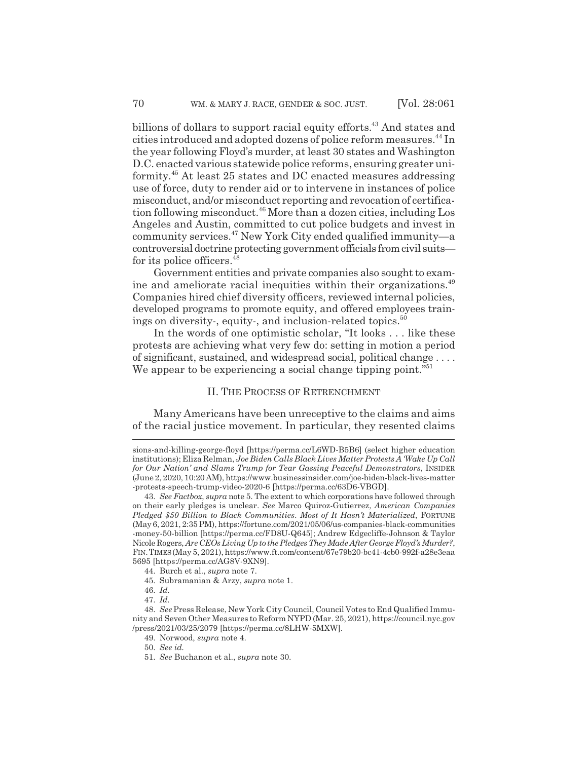billions of dollars to support racial equity efforts.[43] And states and cities introduced and adopted dozens of police reform measures.[44] In the year following Floyd's murder, at least 30 states and Washington D.C. enacted various statewide police reforms, ensuring greater uniformity.[45] At least 25 states and DC enacted measures addressing use of force, duty to render aid or to intervene in instances of police misconduct, and/or misconduct reporting and revocation of certification following misconduct.[46] More than a dozen cities, including Los Angeles and Austin, committed to cut police budgets and invest in community services.[47] New York City ended qualified immunity—a controversial doctrine protecting government officials from civil suits—for its police officers.[48]

Government entities and private companies also sought to examine and ameliorate racial inequities within their organizations.[49] Companies hired chief diversity officers, reviewed internal policies, developed programs to promote equity, and offered employees trainings on diversity-, equity-, and inclusion-related topics.[50]

In the words of one optimistic scholar, "It looks . . . like these protests are achieving what very few do: setting in motion a period of significant, sustained, and widespread social, political change . . . . We appear to be experiencing a social change tipping point."[51]

## II. THE PROCESS OF RETRENCHMENT

Many Americans have been unreceptive to the claims and aims of the racial justice movement. In particular, they resented claims

---

sions-and-killing-george-floyd [https://perma.cc/L6WD-B5B6] (select higher education institutions); Eliza Relman, *Joe Biden Calls Black Lives Matter Protests A 'Wake Up Call for Our Nation' and Slams Trump for Tear Gassing Peaceful Demonstrators*, INSIDER (June 2, 2020, 10:20 AM), https://www.businessinsider.com/joe-biden-black-lives-matter-protests-speech-trump-video-2020-6 [https://perma.cc/63D6-VBGD].

43. *See Factbox*, *supra* note 5. The extent to which corporations have followed through on their early pledges is unclear. *See* Marco Quiroz-Gutierrez, *American Companies Pledged $50 Billion to Black Communities. Most of It Hasn't Materialized*, FORTUNE (May 6, 2021, 2:35 PM), https://fortune.com/2021/05/06/us-companies-black-communities-money-50-billion [https://perma.cc/FD8U-Q645]; Andrew Edgecliffe-Johnson & Taylor Nicole Rogers, *Are CEOs Living Up to the Pledges They Made After George Floyd's Murder?*, FIN. TIMES (May 5, 2021), https://www.ft.com/content/67e79b20-bc41-4cb0-992f-a28e3eaa5695 [https://perma.cc/AG8V-9XN9].

44. Burch et al., *supra* note 7.

45. Subramanian & Arzy, *supra* note 1.

46. *Id.*

47. *Id.*

48. *See* Press Release, New York City Council, Council Votes to End Qualified Immunity and Seven Other Measures to Reform NYPD (Mar. 25, 2021), https://council.nyc.gov/press/2021/03/25/2079 [https://perma.cc/8LHW-5MXW].

49. Norwood, *supra* note 4.

50. *See id.*

51. *See* Buchanon et al., *supra* note 30.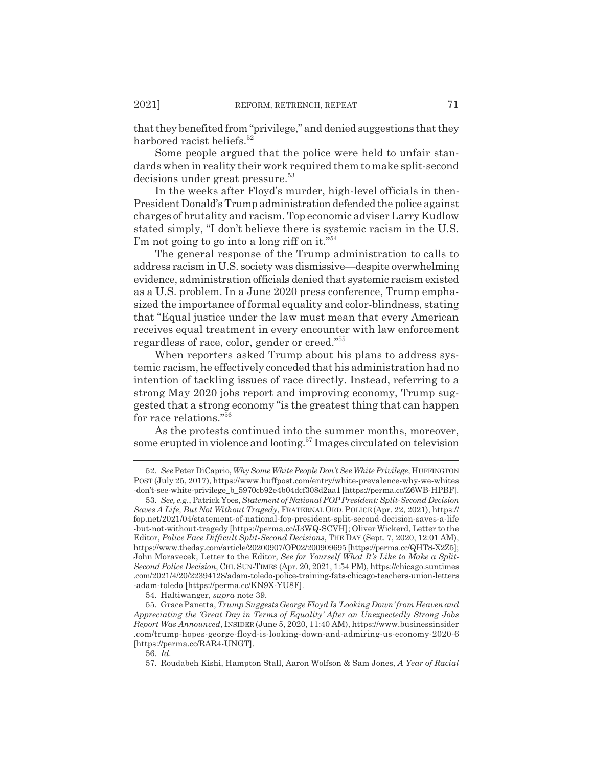that they benefited from "privilege," and denied suggestions that they harbored racist beliefs.[52]

Some people argued that the police were held to unfair standards when in reality their work required them to make split-second decisions under great pressure.[53]

In the weeks after Floyd's murder, high-level officials in then-President Donald's Trump administration defended the police against charges of brutality and racism. Top economic adviser Larry Kudlow stated simply, "I don't believe there is systemic racism in the U.S. I'm not going to go into a long riff on it."[54]

The general response of the Trump administration to calls to address racism in U.S. society was dismissive—despite overwhelming evidence, administration officials denied that systemic racism existed as a U.S. problem. In a June 2020 press conference, Trump emphasized the importance of formal equality and color-blindness, stating that "Equal justice under the law must mean that every American receives equal treatment in every encounter with law enforcement regardless of race, color, gender or creed."[55]

When reporters asked Trump about his plans to address systemic racism, he effectively conceded that his administration had no intention of tackling issues of race directly. Instead, referring to a strong May 2020 jobs report and improving economy, Trump suggested that a strong economy "is the greatest thing that can happen for race relations."[56]

As the protests continued into the summer months, moreover, some erupted in violence and looting.[57] Images circulated on television

---

52. *See* Peter DiCaprio, *Why Some White People Don't See White Privilege*, HUFFINGTON POST (July 25, 2017), https://www.huffpost.com/entry/white-prevalence-why-we-whites-don't-see-white-privilege_b_5970cb92e4b04dcf308d2aa1 [https://perma.cc/Z6WB-HPBF].

53. *See, e.g.*, Patrick Yoes, *Statement of National FOP President: Split-Second Decision Saves A Life, But Not Without Tragedy*, FRATERNAL ORD. POLICE (Apr. 22, 2021), https://fop.net/2021/04/statement-of-national-fop-president-split-second-decision-saves-a-life-but-not-without-tragedy [https://perma.cc/J3WQ-SCVH]; Oliver Wickerd, Letter to the Editor, *Police Face Difficult Split-Second Decisions*, THE DAY (Sept. 7, 2020, 12:01 AM), https://www.theday.com/article/20200907/OP02/200909695 [https://perma.cc/QHT8-X2Z5]; John Moravecek, Letter to the Editor, *See for Yourself What It's Like to Make a Split-Second Police Decision*, CHI. SUN-TIMES (Apr. 20, 2021, 1:54 PM), https://chicago.suntimes.com/2021/4/20/22394128/adam-toledo-police-training-fats-chicago-teachers-union-letters-adam-toledo [https://perma.cc/KN9X-YU8F].

54. Haltiwanger, *supra* note 39.

55. Grace Panetta, *Trump Suggests George Floyd Is 'Looking Down' from Heaven and Appreciating the 'Great Day in Terms of Equality' After an Unexpectedly Strong Jobs Report Was Announced*, INSIDER (June 5, 2020, 11:40 AM), https://www.businessinsider.com/trump-hopes-george-floyd-is-looking-down-and-admiring-us-economy-2020-6 [https://perma.cc/RAR4-UNGT].

56. *Id.*

57. Roudabeh Kishi, Hampton Stall, Aaron Wolfson & Sam Jones, *A Year of Racial*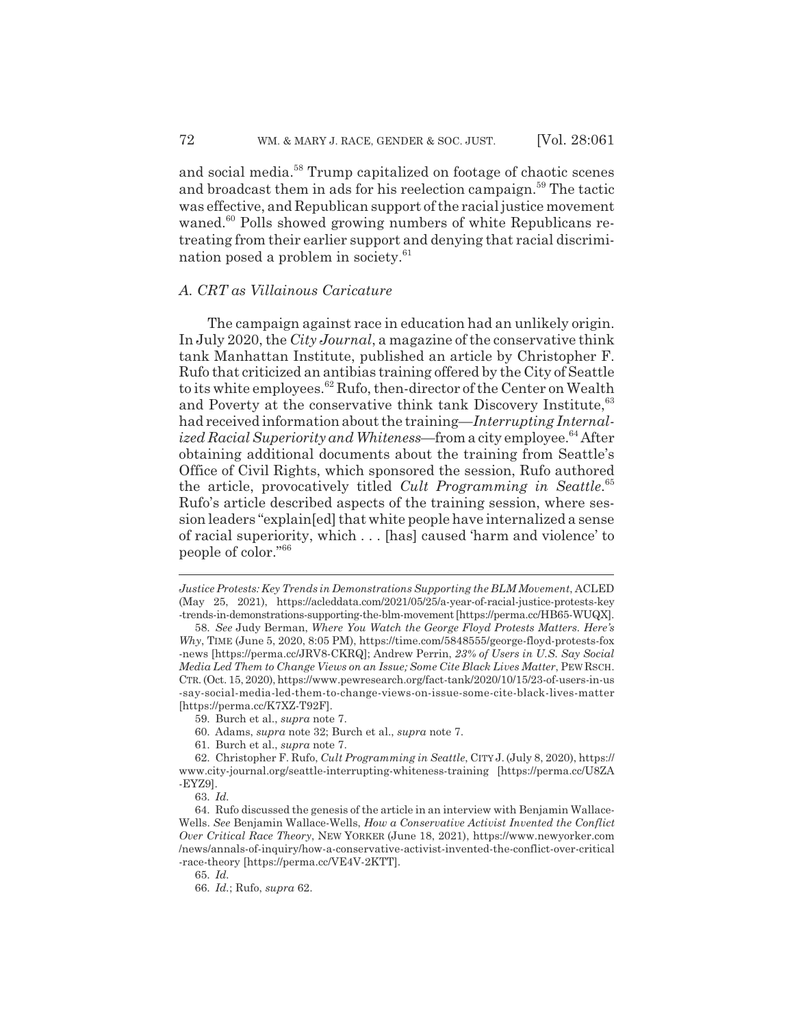and social media.[58] Trump capitalized on footage of chaotic scenes and broadcast them in ads for his reelection campaign.[59] The tactic was effective, and Republican support of the racial justice movement waned.[60] Polls showed growing numbers of white Republicans retreating from their earlier support and denying that racial discrimination posed a problem in society.[61]

### *A. CRT as Villainous Caricature*

The campaign against race in education had an unlikely origin. In July 2020, the *City Journal*, a magazine of the conservative think tank Manhattan Institute, published an article by Christopher F. Rufo that criticized an antibias training offered by the City of Seattle to its white employees.[62] Rufo, then-director of the Center on Wealth and Poverty at the conservative think tank Discovery Institute,[63] had received information about the training—*Interrupting Internalized Racial Superiority and Whiteness*—from a city employee.[64] After obtaining additional documents about the training from Seattle's Office of Civil Rights, which sponsored the session, Rufo authored the article, provocatively titled *Cult Programming in Seattle*.[65] Rufo's article described aspects of the training session, where session leaders "explain[ed] that white people have internalized a sense of racial superiority, which . . . [has] caused 'harm and violence' to people of color."[66]

---

*Justice Protests: Key Trends in Demonstrations Supporting the BLM Movement*, ACLED (May 25, 2021), https://acleddata.com/2021/05/25/a-year-of-racial-justice-protests-key-trends-in-demonstrations-supporting-the-blm-movement [https://perma.cc/HB65-WUQX].

58. *See* Judy Berman, *Where You Watch the George Floyd Protests Matters. Here's Why*, TIME (June 5, 2020, 8:05 PM), https://time.com/5848555/george-floyd-protests-fox-news [https://perma.cc/JRV8-CKRQ]; Andrew Perrin, *23% of Users in U.S. Say Social Media Led Them to Change Views on an Issue; Some Cite Black Lives Matter*, PEW RSCH. CTR. (Oct. 15, 2020), https://www.pewresearch.org/fact-tank/2020/10/15/23-of-users-in-us-say-social-media-led-them-to-change-views-on-issue-some-cite-black-lives-matter [https://perma.cc/K7XZ-T92F].

59. Burch et al., *supra* note 7.

60. Adams, *supra* note 32; Burch et al., *supra* note 7.

61. Burch et al., *supra* note 7.

62. Christopher F. Rufo, *Cult Programming in Seattle*, CITY J. (July 8, 2020), https://www.city-journal.org/seattle-interrupting-whiteness-training [https://perma.cc/U8ZA-EYZ9].

63. *Id.*

64. Rufo discussed the genesis of the article in an interview with Benjamin Wallace-Wells. *See* Benjamin Wallace-Wells, *How a Conservative Activist Invented the Conflict Over Critical Race Theory*, NEW YORKER (June 18, 2021), https://www.newyorker.com/news/annals-of-inquiry/how-a-conservative-activist-invented-the-conflict-over-critical-race-theory [https://perma.cc/VE4V-2KTT].

65. *Id.*

66. *Id.*; Rufo, *supra* 62.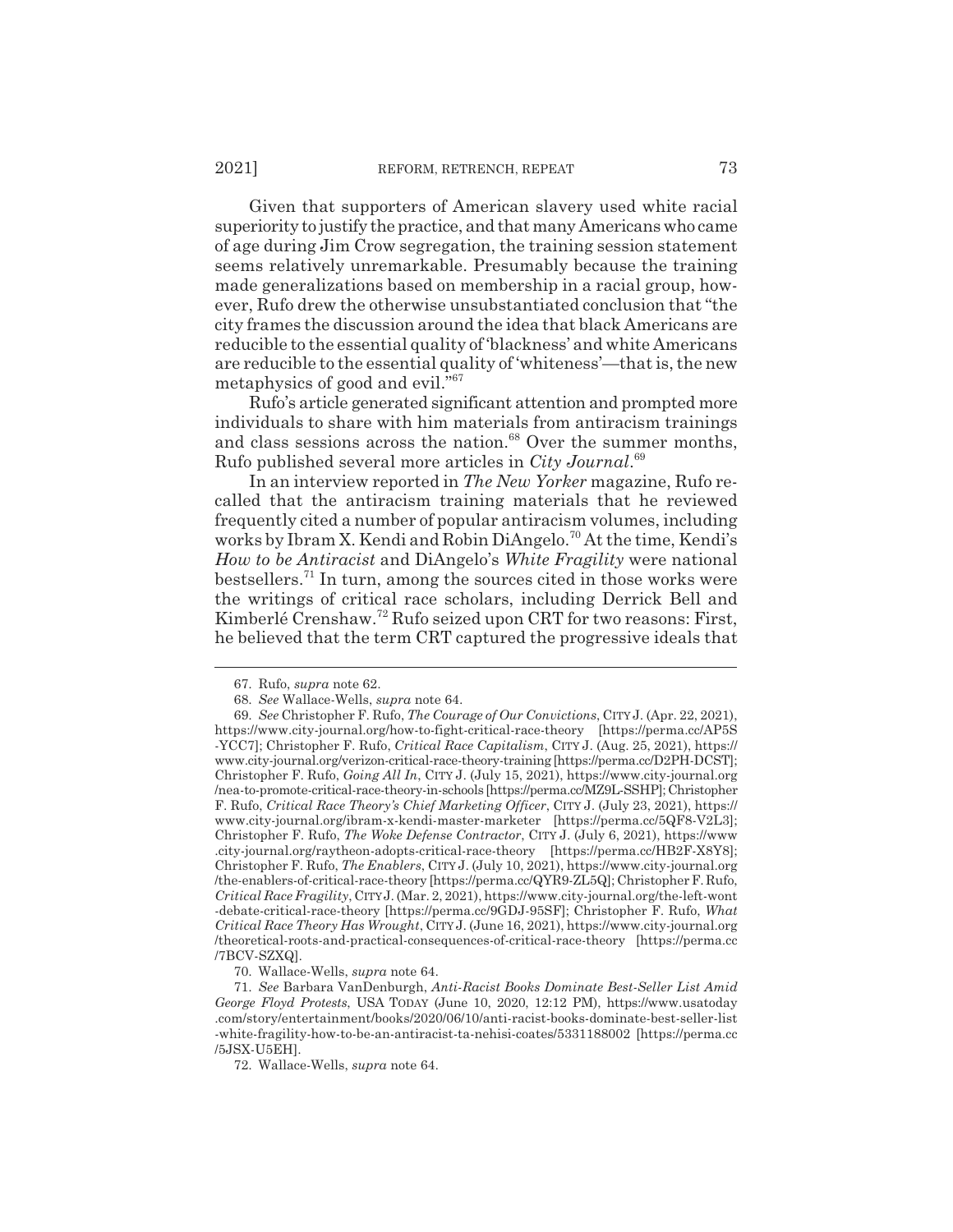Given that supporters of American slavery used white racial superiority to justify the practice, and that many Americans who came of age during Jim Crow segregation, the training session statement seems relatively unremarkable. Presumably because the training made generalizations based on membership in a racial group, however, Rufo drew the otherwise unsubstantiated conclusion that "the city frames the discussion around the idea that black Americans are reducible to the essential quality of 'blackness' and white Americans are reducible to the essential quality of 'whiteness'—that is, the new metaphysics of good and evil."[67]

Rufo's article generated significant attention and prompted more individuals to share with him materials from antiracism trainings and class sessions across the nation.[68] Over the summer months, Rufo published several more articles in *City Journal*.[69]

In an interview reported in *The New Yorker* magazine, Rufo recalled that the antiracism training materials that he reviewed frequently cited a number of popular antiracism volumes, including works by Ibram X. Kendi and Robin DiAngelo.[70] At the time, Kendi's *How to be Antiracist* and DiAngelo's *White Fragility* were national bestsellers.[71] In turn, among the sources cited in those works were the writings of critical race scholars, including Derrick Bell and Kimberlé Crenshaw.[72] Rufo seized upon CRT for two reasons: First, he believed that the term CRT captured the progressive ideals that

---

67. Rufo, *supra* note 62.

68. *See* Wallace-Wells, *supra* note 64.

69. *See* Christopher F. Rufo, *The Courage of Our Convictions*, CITY J. (Apr. 22, 2021), https://www.city-journal.org/how-to-fight-critical-race-theory [https://perma.cc/AP5S-YCC7]; Christopher F. Rufo, *Critical Race Capitalism*, CITY J. (Aug. 25, 2021), https://www.city-journal.org/verizon-critical-race-theory-training [https://perma.cc/D2PH-DCST]; Christopher F. Rufo, *Going All In*, CITY J. (July 15, 2021), https://www.city-journal.org/nea-to-promote-critical-race-theory-in-schools [https://perma.cc/MZ9L-SSHP]; Christopher F. Rufo, *Critical Race Theory's Chief Marketing Officer*, CITY J. (July 23, 2021), https://www.city-journal.org/ibram-x-kendi-master-marketer [https://perma.cc/5QF8-V2L3]; Christopher F. Rufo, *The Woke Defense Contractor*, CITY J. (July 6, 2021), https://www.city-journal.org/raytheon-adopts-critical-race-theory [https://perma.cc/HB2F-X8Y8]; Christopher F. Rufo, *The Enablers*, CITY J. (July 10, 2021), https://www.city-journal.org/the-enablers-of-critical-race-theory [https://perma.cc/QYR9-ZL5Q]; Christopher F. Rufo, *Critical Race Fragility*, CITY J. (Mar. 2, 2021), https://www.city-journal.org/the-left-wont-debate-critical-race-theory [https://perma.cc/9GDJ-95SF]; Christopher F. Rufo, *What Critical Race Theory Has Wrought*, CITY J. (June 16, 2021), https://www.city-journal.org/theoretical-roots-and-practical-consequences-of-critical-race-theory [https://perma.cc/7BCV-SZXQ].

70. Wallace-Wells, *supra* note 64.

71. *See* Barbara VanDenburgh, *Anti-Racist Books Dominate Best-Seller List Amid George Floyd Protests*, USA TODAY (June 10, 2020, 12:12 PM), https://www.usatoday.com/story/entertainment/books/2020/06/10/anti-racist-books-dominate-best-seller-list-white-fragility-how-to-be-an-antiracist-ta-nehisi-coates/5331188002 [https://perma.cc/5JSX-U5EH].

72. Wallace-Wells, *supra* note 64.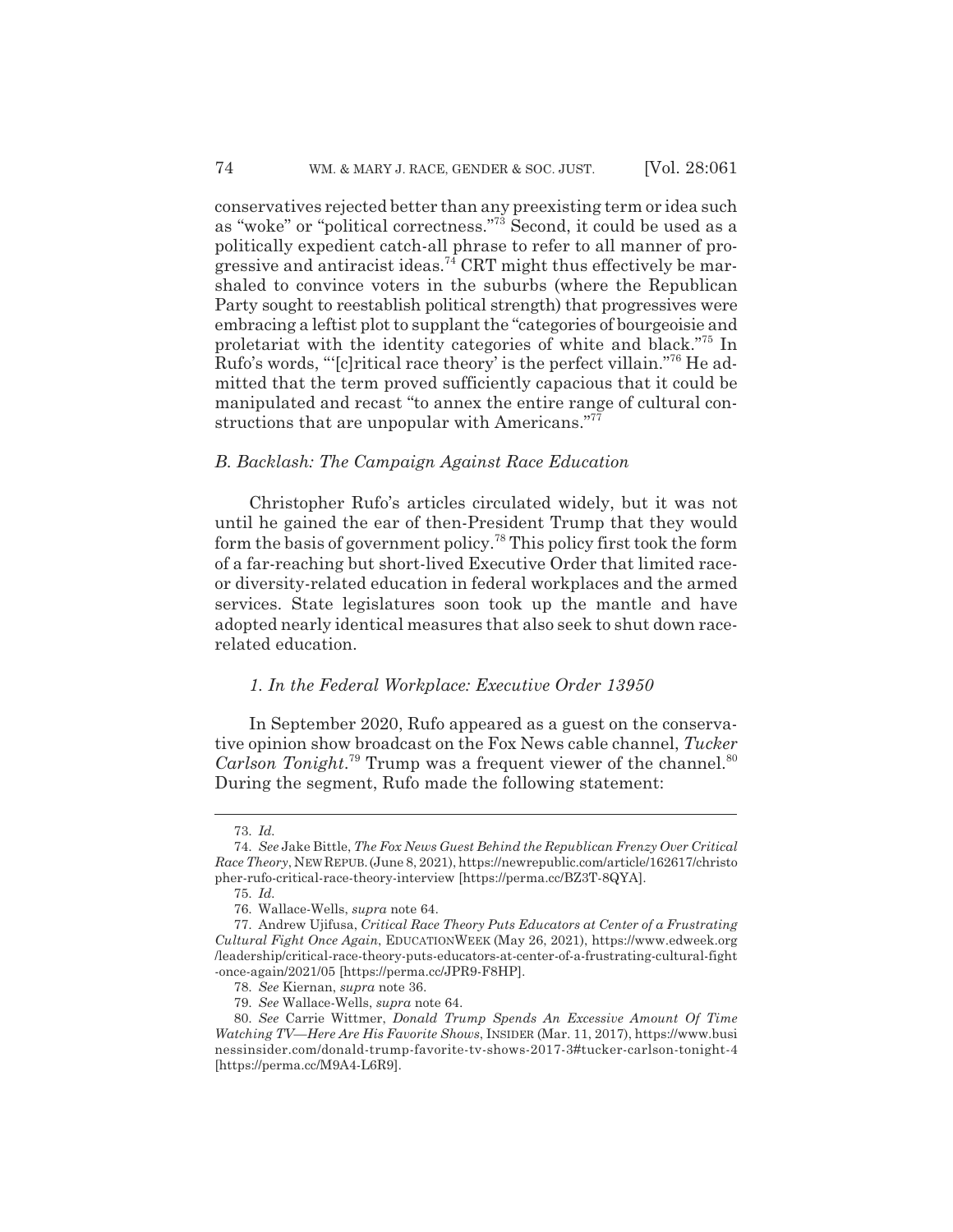conservatives rejected better than any preexisting term or idea such as "woke" or "political correctness."[73] Second, it could be used as a politically expedient catch-all phrase to refer to all manner of progressive and antiracist ideas.[74] CRT might thus effectively be marshaled to convince voters in the suburbs (where the Republican Party sought to reestablish political strength) that progressives were embracing a leftist plot to supplant the "categories of bourgeoisie and proletariat with the identity categories of white and black."[75] In Rufo's words, "'[c]ritical race theory' is the perfect villain."[76] He admitted that the term proved sufficiently capacious that it could be manipulated and recast "to annex the entire range of cultural constructions that are unpopular with Americans."[77]

### *B. Backlash: The Campaign Against Race Education*

Christopher Rufo's articles circulated widely, but it was not until he gained the ear of then-President Trump that they would form the basis of government policy.[78] This policy first took the form of a far-reaching but short-lived Executive Order that limited race- or diversity-related education in federal workplaces and the armed services. State legislatures soon took up the mantle and have adopted nearly identical measures that also seek to shut down race-related education.

#### *1. In the Federal Workplace: Executive Order 13950*

In September 2020, Rufo appeared as a guest on the conservative opinion show broadcast on the Fox News cable channel, *Tucker Carlson Tonight*.[79] Trump was a frequent viewer of the channel.[80] During the segment, Rufo made the following statement:

---

73. *Id.*

74. *See* Jake Bittle, *The Fox News Guest Behind the Republican Frenzy Over Critical Race Theory*, NEW REPUB. (June 8, 2021), https://newrepublic.com/article/162617/christopher-rufo-critical-race-theory-interview [https://perma.cc/BZ3T-8QYA].

75. *Id.*

76. Wallace-Wells, *supra* note 64.

77. Andrew Ujifusa, *Critical Race Theory Puts Educators at Center of a Frustrating Cultural Fight Once Again*, EDUCATIONWEEK (May 26, 2021), https://www.edweek.org/leadership/critical-race-theory-puts-educators-at-center-of-a-frustrating-cultural-fight-once-again/2021/05 [https://perma.cc/JPR9-F8HP].

78. *See* Kiernan, *supra* note 36.

79. *See* Wallace-Wells, *supra* note 64.

80. *See* Carrie Wittmer, *Donald Trump Spends An Excessive Amount Of Time Watching TV—Here Are His Favorite Shows*, INSIDER (Mar. 11, 2017), https://www.businessinsider.com/donald-trump-favorite-tv-shows-2017-3#tucker-carlson-tonight-4 [https://perma.cc/M9A4-L6R9].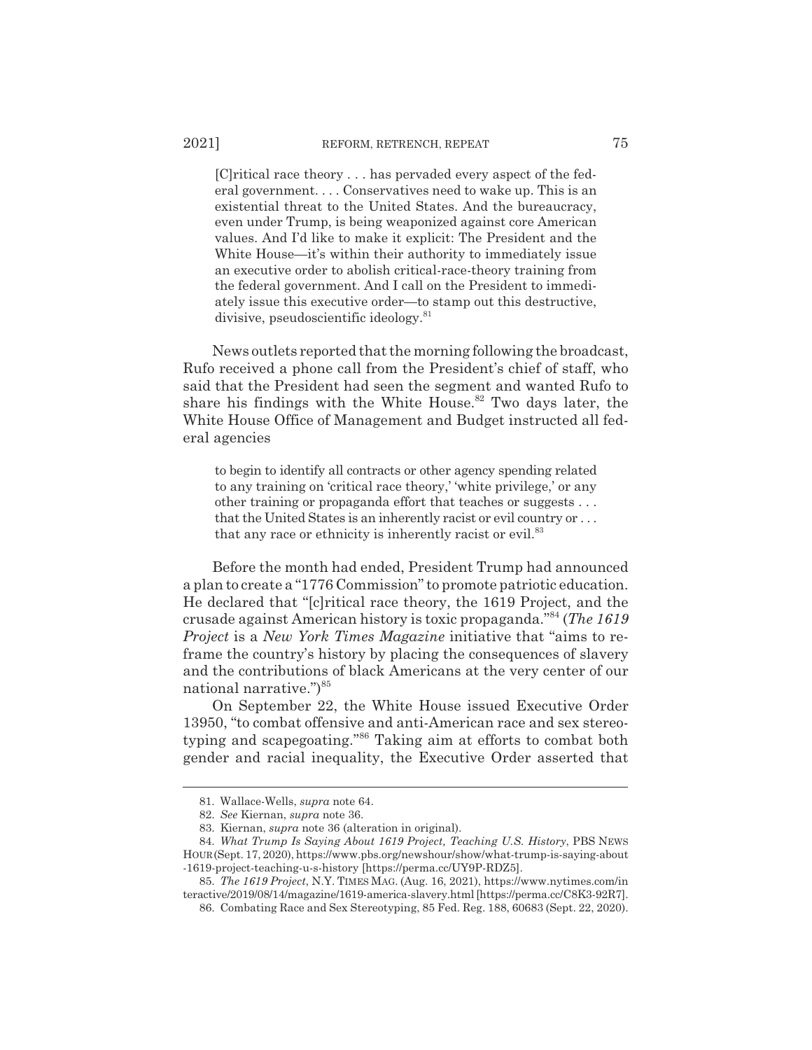> [C]ritical race theory . . . has pervaded every aspect of the federal government. . . . Conservatives need to wake up. This is an existential threat to the United States. And the bureaucracy, even under Trump, is being weaponized against core American values. And I'd like to make it explicit: The President and the White House—it's within their authority to immediately issue an executive order to abolish critical-race-theory training from the federal government. And I call on the President to immediately issue this executive order—to stamp out this destructive, divisive, pseudoscientific ideology.[81]

News outlets reported that the morning following the broadcast, Rufo received a phone call from the President's chief of staff, who said that the President had seen the segment and wanted Rufo to share his findings with the White House.[82] Two days later, the White House Office of Management and Budget instructed all federal agencies

> to begin to identify all contracts or other agency spending related to any training on 'critical race theory,' 'white privilege,' or any other training or propaganda effort that teaches or suggests . . . that the United States is an inherently racist or evil country or . . . that any race or ethnicity is inherently racist or evil.[83]

Before the month had ended, President Trump had announced a plan to create a "1776 Commission" to promote patriotic education. He declared that "[c]ritical race theory, the 1619 Project, and the crusade against American history is toxic propaganda."[84] (*The 1619 Project* is a *New York Times Magazine* initiative that "aims to reframe the country's history by placing the consequences of slavery and the contributions of black Americans at the very center of our national narrative.")[85]

On September 22, the White House issued Executive Order 13950, "to combat offensive and anti-American race and sex stereotyping and scapegoating."[86] Taking aim at efforts to combat both gender and racial inequality, the Executive Order asserted that

---

81. Wallace-Wells, *supra* note 64.

82. *See* Kiernan, *supra* note 36.

83. Kiernan, *supra* note 36 (alteration in original).

84. *What Trump Is Saying About 1619 Project, Teaching U.S. History*, PBS NEWS HOUR (Sept. 17, 2020), https://www.pbs.org/newshour/show/what-trump-is-saying-about-1619-project-teaching-u-s-history [https://perma.cc/UY9P-RDZ5].

85. *The 1619 Project*, N.Y. TIMES MAG. (Aug. 16, 2021), https://www.nytimes.com/interactive/2019/08/14/magazine/1619-america-slavery.html [https://perma.cc/C8K3-92R7].

86. Combating Race and Sex Stereotyping, 85 Fed. Reg. 188, 60683 (Sept. 22, 2020).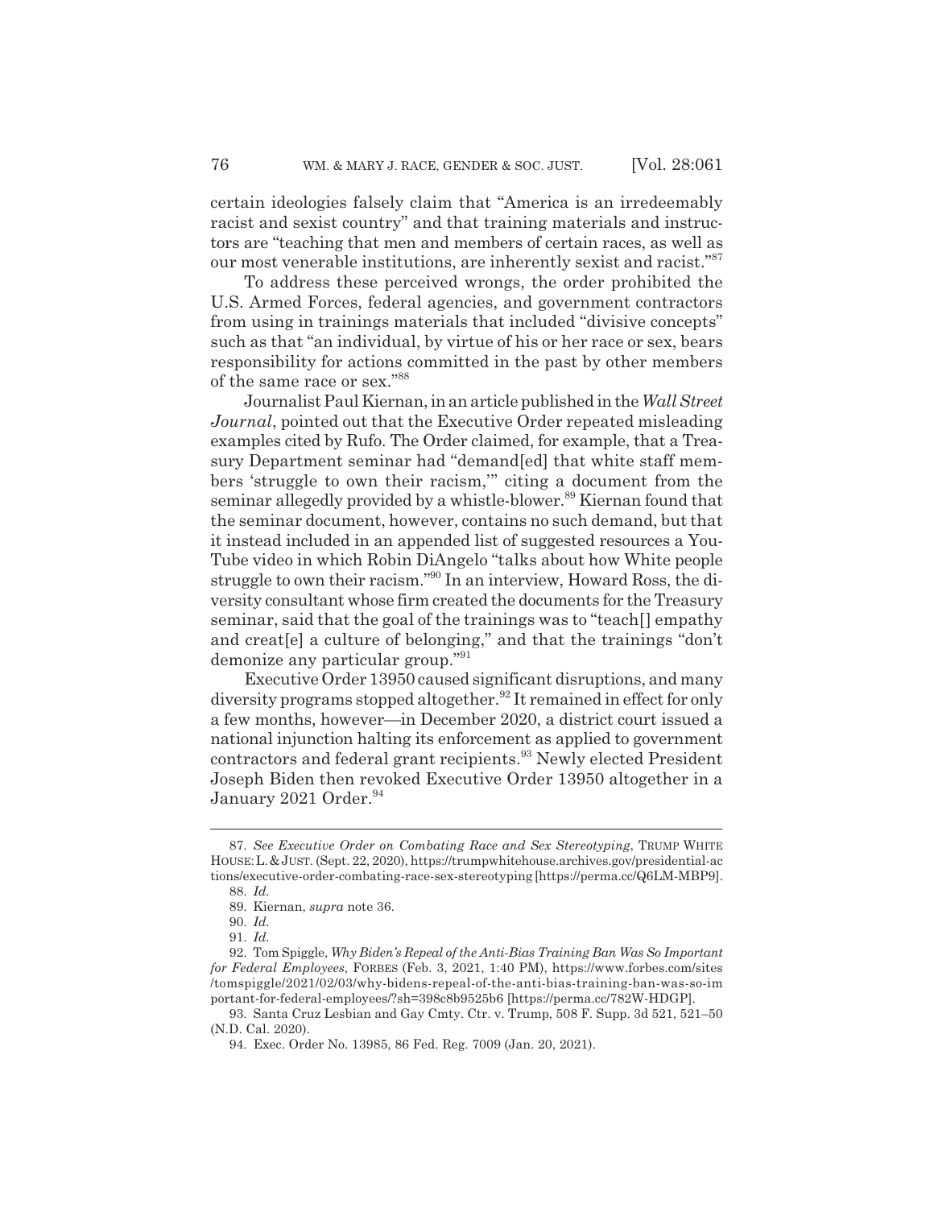certain ideologies falsely claim that "America is an irredeemably racist and sexist country" and that training materials and instructors are "teaching that men and members of certain races, as well as our most venerable institutions, are inherently sexist and racist."[87]

To address these perceived wrongs, the order prohibited the U.S. Armed Forces, federal agencies, and government contractors from using in trainings materials that included "divisive concepts" such as that "an individual, by virtue of his or her race or sex, bears responsibility for actions committed in the past by other members of the same race or sex."[88]

Journalist Paul Kiernan, in an article published in the *Wall Street Journal*, pointed out that the Executive Order repeated misleading examples cited by Rufo. The Order claimed, for example, that a Treasury Department seminar had "demand[ed] that white staff members 'struggle to own their racism,'" citing a document from the seminar allegedly provided by a whistle-blower.[89] Kiernan found that the seminar document, however, contains no such demand, but that it instead included in an appended list of suggested resources a YouTube video in which Robin DiAngelo "talks about how White people struggle to own their racism."[90] In an interview, Howard Ross, the diversity consultant whose firm created the documents for the Treasury seminar, said that the goal of the trainings was to "teach[] empathy and creat[e] a culture of belonging," and that the trainings "don't demonize any particular group."[91]

Executive Order 13950 caused significant disruptions, and many diversity programs stopped altogether.[92] It remained in effect for only a few months, however—in December 2020, a district court issued a national injunction halting its enforcement as applied to government contractors and federal grant recipients.[93] Newly elected President Joseph Biden then revoked Executive Order 13950 altogether in a January 2021 Order.[94]

---

87. *See Executive Order on Combating Race and Sex Stereotyping*, TRUMP WHITE HOUSE: L. & JUST. (Sept. 22, 2020), https://trumpwhitehouse.archives.gov/presidential-actions/executive-order-combating-race-sex-stereotyping [https://perma.cc/Q6LM-MBP9].

88. *Id.*

89. Kiernan, *supra* note 36.

90. *Id.*

91. *Id.*

92. Tom Spiggle, *Why Biden's Repeal of the Anti-Bias Training Ban Was So Important for Federal Employees*, FORBES (Feb. 3, 2021, 1:40 PM), https://www.forbes.com/sites/tomspiggle/2021/02/03/why-bidens-repeal-of-the-anti-bias-training-ban-was-so-important-for-federal-employees/?sh=398c8b9525b6 [https://perma.cc/782W-HDGP].

93. Santa Cruz Lesbian and Gay Cmty. Ctr. v. Trump, 508 F. Supp. 3d 521, 521–50 (N.D. Cal. 2020).

94. Exec. Order No. 13985, 86 Fed. Reg. 7009 (Jan. 20, 2021).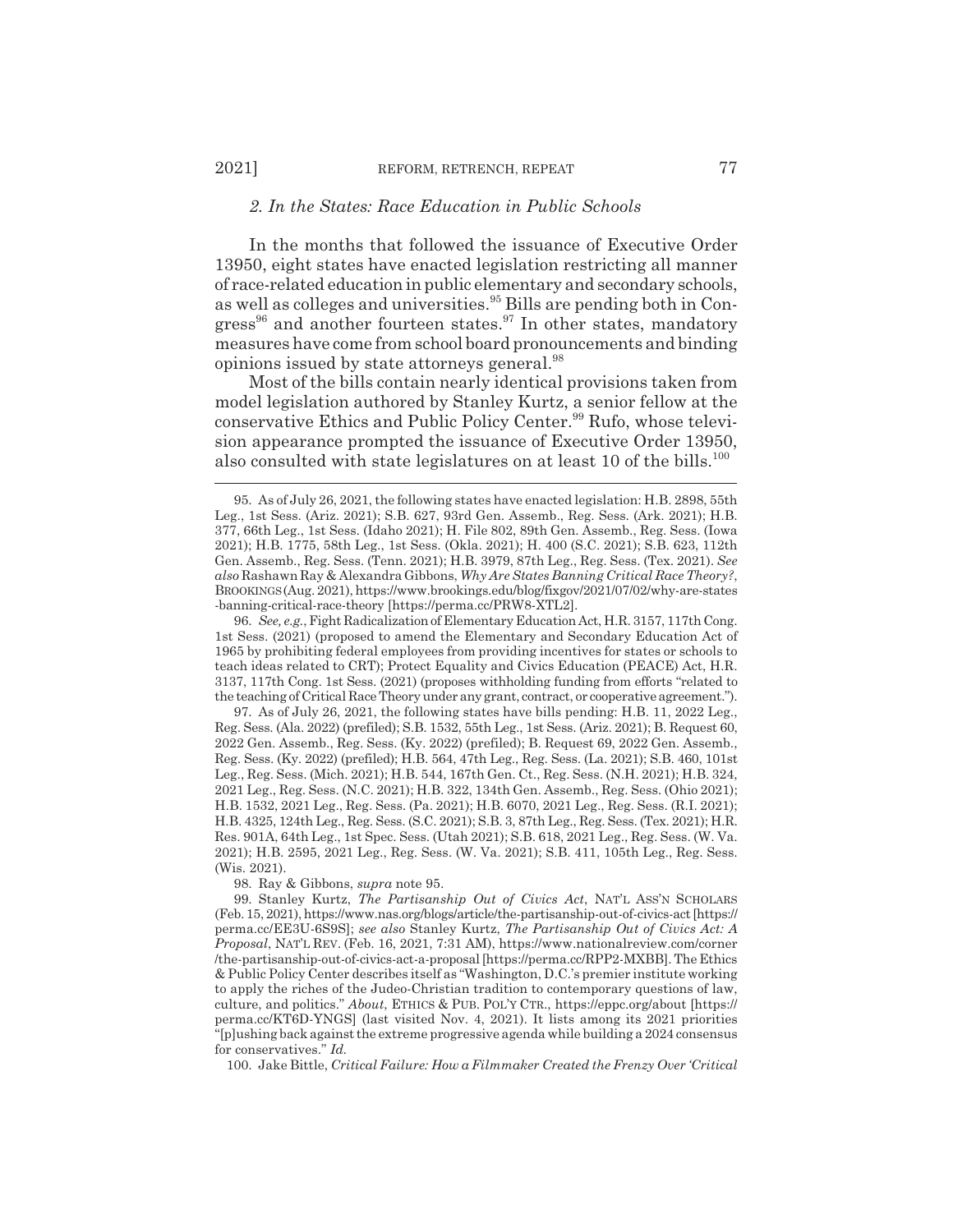### *2. In the States: Race Education in Public Schools*

In the months that followed the issuance of Executive Order 13950, eight states have enacted legislation restricting all manner of race-related education in public elementary and secondary schools, as well as colleges and universities.[95] Bills are pending both in Congress[96] and another fourteen states.[97] In other states, mandatory measures have come from school board pronouncements and binding opinions issued by state attorneys general.[98]

Most of the bills contain nearly identical provisions taken from model legislation authored by Stanley Kurtz, a senior fellow at the conservative Ethics and Public Policy Center.[99] Rufo, whose television appearance prompted the issuance of Executive Order 13950, also consulted with state legislatures on at least 10 of the bills.[100]

---

95. As of July 26, 2021, the following states have enacted legislation: H.B. 2898, 55th Leg., 1st Sess. (Ariz. 2021); S.B. 627, 93rd Gen. Assemb., Reg. Sess. (Ark. 2021); H.B. 377, 66th Leg., 1st Sess. (Idaho 2021); H. File 802, 89th Gen. Assemb., Reg. Sess. (Iowa 2021); H.B. 1775, 58th Leg., 1st Sess. (Okla. 2021); H. 400 (S.C. 2021); S.B. 623, 112th Gen. Assemb., Reg. Sess. (Tenn. 2021); H.B. 3979, 87th Leg., Reg. Sess. (Tex. 2021). *See also* Rashawn Ray & Alexandra Gibbons, *Why Are States Banning Critical Race Theory?*, BROOKINGS (Aug. 2021), https://www.brookings.edu/blog/fixgov/2021/07/02/why-are-states-banning-critical-race-theory [https://perma.cc/PRW8-XTL2].

96. *See, e.g.*, Fight Radicalization of Elementary Education Act, H.R. 3157, 117th Cong. 1st Sess. (2021) (proposed to amend the Elementary and Secondary Education Act of 1965 by prohibiting federal employees from providing incentives for states or schools to teach ideas related to CRT); Protect Equality and Civics Education (PEACE) Act, H.R. 3137, 117th Cong. 1st Sess. (2021) (proposes withholding funding from efforts "related to the teaching of Critical Race Theory under any grant, contract, or cooperative agreement.").

97. As of July 26, 2021, the following states have bills pending: H.B. 11, 2022 Leg., Reg. Sess. (Ala. 2022) (prefiled); S.B. 1532, 55th Leg., 1st Sess. (Ariz. 2021); B. Request 60, 2022 Gen. Assemb., Reg. Sess. (Ky. 2022) (prefiled); B. Request 69, 2022 Gen. Assemb., Reg. Sess. (Ky. 2022) (prefiled); H.B. 564, 47th Leg., Reg. Sess. (La. 2021); S.B. 460, 101st Leg., Reg. Sess. (Mich. 2021); H.B. 544, 167th Gen. Ct., Reg. Sess. (N.H. 2021); H.B. 324, 2021 Leg., Reg. Sess. (N.C. 2021); H.B. 322, 134th Gen. Assemb., Reg. Sess. (Ohio 2021); H.B. 1532, 2021 Leg., Reg. Sess. (Pa. 2021); H.B. 6070, 2021 Leg., Reg. Sess. (R.I. 2021); H.B. 4325, 124th Leg., Reg. Sess. (S.C. 2021); S.B. 3, 87th Leg., Reg. Sess. (Tex. 2021); H.R. Res. 901A, 64th Leg., 1st Spec. Sess. (Utah 2021); S.B. 618, 2021 Leg., Reg. Sess. (W. Va. 2021); H.B. 2595, 2021 Leg., Reg. Sess. (W. Va. 2021); S.B. 411, 105th Leg., Reg. Sess. (Wis. 2021).

98. Ray & Gibbons, *supra* note 95.

99. Stanley Kurtz, *The Partisanship Out of Civics Act*, NAT'L ASS'N SCHOLARS (Feb. 15, 2021), https://www.nas.org/blogs/article/the-partisanship-out-of-civics-act [https://perma.cc/EE3U-6S9S]; *see also* Stanley Kurtz, *The Partisanship Out of Civics Act: A Proposal*, NAT'L REV. (Feb. 16, 2021, 7:31 AM), https://www.nationalreview.com/corner/the-partisanship-out-of-civics-act-a-proposal [https://perma.cc/RPP2-MXBB]. The Ethics & Public Policy Center describes itself as "Washington, D.C.'s premier institute working to apply the riches of the Judeo-Christian tradition to contemporary questions of law, culture, and politics." *About*, ETHICS & PUB. POL'Y CTR., https://eppc.org/about [https://perma.cc/KT6D-YNGS] (last visited Nov. 4, 2021). It lists among its 2021 priorities "[p]ushing back against the extreme progressive agenda while building a 2024 consensus for conservatives." *Id.*

100. Jake Bittle, *Critical Failure: How a Filmmaker Created the Frenzy Over 'Critical*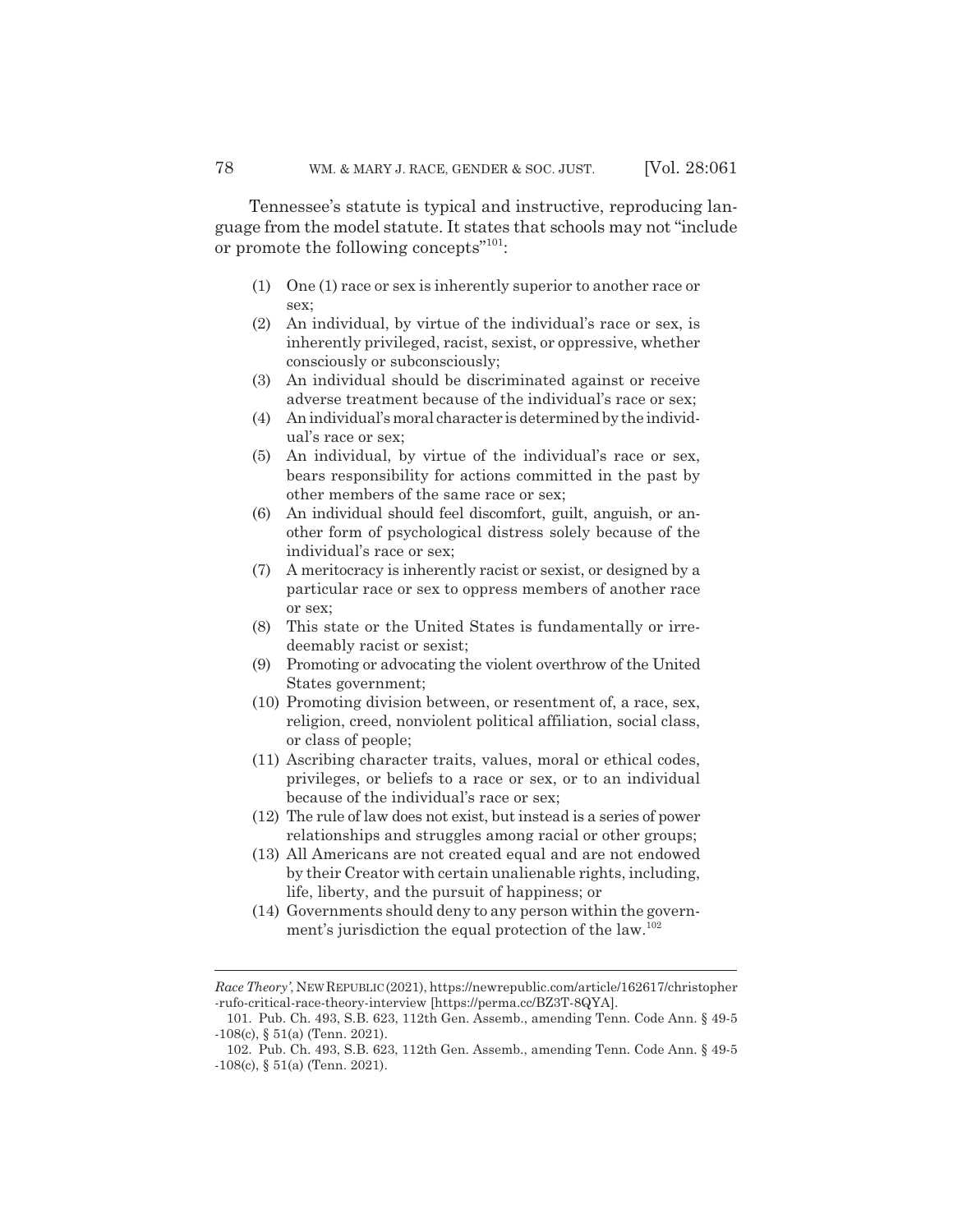Tennessee's statute is typical and instructive, reproducing language from the model statute. It states that schools may not "include or promote the following concepts"[101]:

> (1) One (1) race or sex is inherently superior to another race or sex;
>
> (2) An individual, by virtue of the individual's race or sex, is inherently privileged, racist, sexist, or oppressive, whether consciously or subconsciously;
>
> (3) An individual should be discriminated against or receive adverse treatment because of the individual's race or sex;
>
> (4) An individual's moral character is determined by the individual's race or sex;
>
> (5) An individual, by virtue of the individual's race or sex, bears responsibility for actions committed in the past by other members of the same race or sex;
>
> (6) An individual should feel discomfort, guilt, anguish, or another form of psychological distress solely because of the individual's race or sex;
>
> (7) A meritocracy is inherently racist or sexist, or designed by a particular race or sex to oppress members of another race or sex;
>
> (8) This state or the United States is fundamentally or irredeemably racist or sexist;
>
> (9) Promoting or advocating the violent overthrow of the United States government;
>
> (10) Promoting division between, or resentment of, a race, sex, religion, creed, nonviolent political affiliation, social class, or class of people;
>
> (11) Ascribing character traits, values, moral or ethical codes, privileges, or beliefs to a race or sex, or to an individual because of the individual's race or sex;
>
> (12) The rule of law does not exist, but instead is a series of power relationships and struggles among racial or other groups;
>
> (13) All Americans are not created equal and are not endowed by their Creator with certain unalienable rights, including, life, liberty, and the pursuit of happiness; or
>
> (14) Governments should deny to any person within the government's jurisdiction the equal protection of the law.[102]

---

*Race Theory'*, NEW REPUBLIC (2021), https://newrepublic.com/article/162617/christopher-rufo-critical-race-theory-interview [https://perma.cc/BZ3T-8QYA].

101. Pub. Ch. 493, S.B. 623, 112th Gen. Assemb., amending Tenn. Code Ann. § 49-5-108(c), § 51(a) (Tenn. 2021).

102. Pub. Ch. 493, S.B. 623, 112th Gen. Assemb., amending Tenn. Code Ann. § 49-5-108(c), § 51(a) (Tenn. 2021).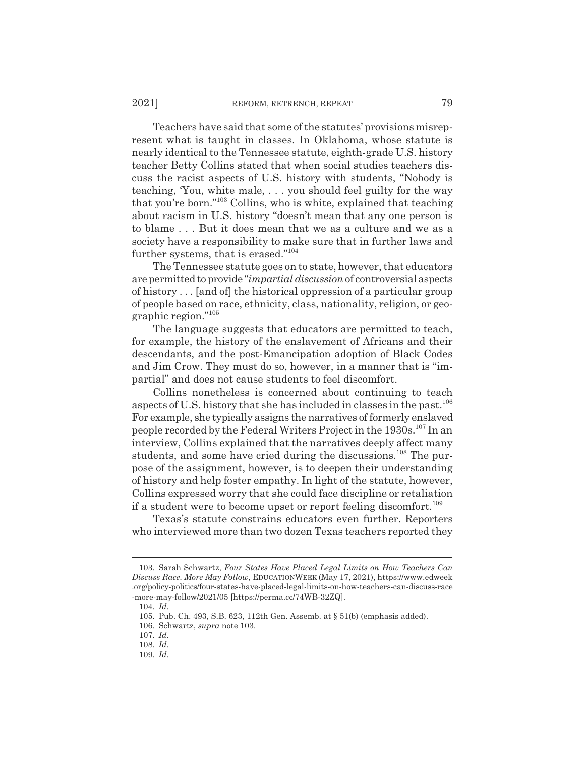Teachers have said that some of the statutes' provisions misrepresent what is taught in classes. In Oklahoma, whose statute is nearly identical to the Tennessee statute, eighth-grade U.S. history teacher Betty Collins stated that when social studies teachers discuss the racist aspects of U.S. history with students, "Nobody is teaching, 'You, white male, . . . you should feel guilty for the way that you're born."[103] Collins, who is white, explained that teaching about racism in U.S. history "doesn't mean that any one person is to blame . . . But it does mean that we as a culture and we as a society have a responsibility to make sure that in further laws and further systems, that is erased."[104]

The Tennessee statute goes on to state, however, that educators are permitted to provide "*impartial discussion* of controversial aspects of history . . . [and of] the historical oppression of a particular group of people based on race, ethnicity, class, nationality, religion, or geographic region."[105]

The language suggests that educators are permitted to teach, for example, the history of the enslavement of Africans and their descendants, and the post-Emancipation adoption of Black Codes and Jim Crow. They must do so, however, in a manner that is "impartial" and does not cause students to feel discomfort.

Collins nonetheless is concerned about continuing to teach aspects of U.S. history that she has included in classes in the past.[106] For example, she typically assigns the narratives of formerly enslaved people recorded by the Federal Writers Project in the 1930s.[107] In an interview, Collins explained that the narratives deeply affect many students, and some have cried during the discussions.[108] The purpose of the assignment, however, is to deepen their understanding of history and help foster empathy. In light of the statute, however, Collins expressed worry that she could face discipline or retaliation if a student were to become upset or report feeling discomfort.[109]

Texas's statute constrains educators even further. Reporters who interviewed more than two dozen Texas teachers reported they

---

103. Sarah Schwartz, *Four States Have Placed Legal Limits on How Teachers Can Discuss Race. More May Follow*, EDUCATIONWEEK (May 17, 2021), https://www.edweek.org/policy-politics/four-states-have-placed-legal-limits-on-how-teachers-can-discuss-race-more-may-follow/2021/05 [https://perma.cc/74WB-32ZQ].

104. *Id.*

105. Pub. Ch. 493, S.B. 623, 112th Gen. Assemb. at § 51(b) (emphasis added).

106. Schwartz, *supra* note 103.

107. *Id.*

108. *Id.*

109. *Id.*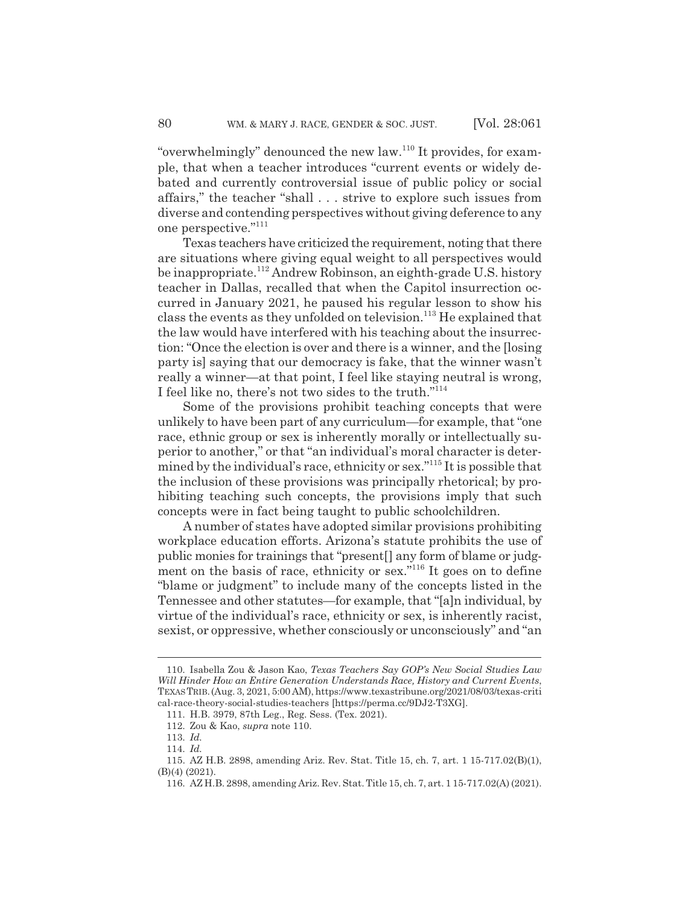"overwhelmingly" denounced the new law.[110] It provides, for example, that when a teacher introduces "current events or widely debated and currently controversial issue of public policy or social affairs," the teacher "shall . . . strive to explore such issues from diverse and contending perspectives without giving deference to any one perspective."[111]

Texas teachers have criticized the requirement, noting that there are situations where giving equal weight to all perspectives would be inappropriate.[112] Andrew Robinson, an eighth-grade U.S. history teacher in Dallas, recalled that when the Capitol insurrection occurred in January 2021, he paused his regular lesson to show his class the events as they unfolded on television.[113] He explained that the law would have interfered with his teaching about the insurrection: "Once the election is over and there is a winner, and the [losing party is] saying that our democracy is fake, that the winner wasn't really a winner—at that point, I feel like staying neutral is wrong, I feel like no, there's not two sides to the truth."[114]

Some of the provisions prohibit teaching concepts that were unlikely to have been part of any curriculum—for example, that "one race, ethnic group or sex is inherently morally or intellectually superior to another," or that "an individual's moral character is determined by the individual's race, ethnicity or sex."[115] It is possible that the inclusion of these provisions was principally rhetorical; by prohibiting teaching such concepts, the provisions imply that such concepts were in fact being taught to public schoolchildren.

A number of states have adopted similar provisions prohibiting workplace education efforts. Arizona's statute prohibits the use of public monies for trainings that "present[] any form of blame or judgment on the basis of race, ethnicity or sex."[116] It goes on to define "blame or judgment" to include many of the concepts listed in the Tennessee and other statutes—for example, that "[a]n individual, by virtue of the individual's race, ethnicity or sex, is inherently racist, sexist, or oppressive, whether consciously or unconsciously" and "an

---

110. Isabella Zou & Jason Kao, *Texas Teachers Say GOP's New Social Studies Law Will Hinder How an Entire Generation Understands Race, History and Current Events*, TEXAS TRIB. (Aug. 3, 2021, 5:00 AM), https://www.texastribune.org/2021/08/03/texas-critical-race-theory-social-studies-teachers [https://perma.cc/9DJ2-T3XG].

111. H.B. 3979, 87th Leg., Reg. Sess. (Tex. 2021).

112. Zou & Kao, *supra* note 110.

113. *Id.*

114. *Id.*

115. AZ H.B. 2898, amending Ariz. Rev. Stat. Title 15, ch. 7, art. 1 15-717.02(B)(1), (B)(4) (2021).

116. AZ H.B. 2898, amending Ariz. Rev. Stat. Title 15, ch. 7, art. 1 15-717.02(A) (2021).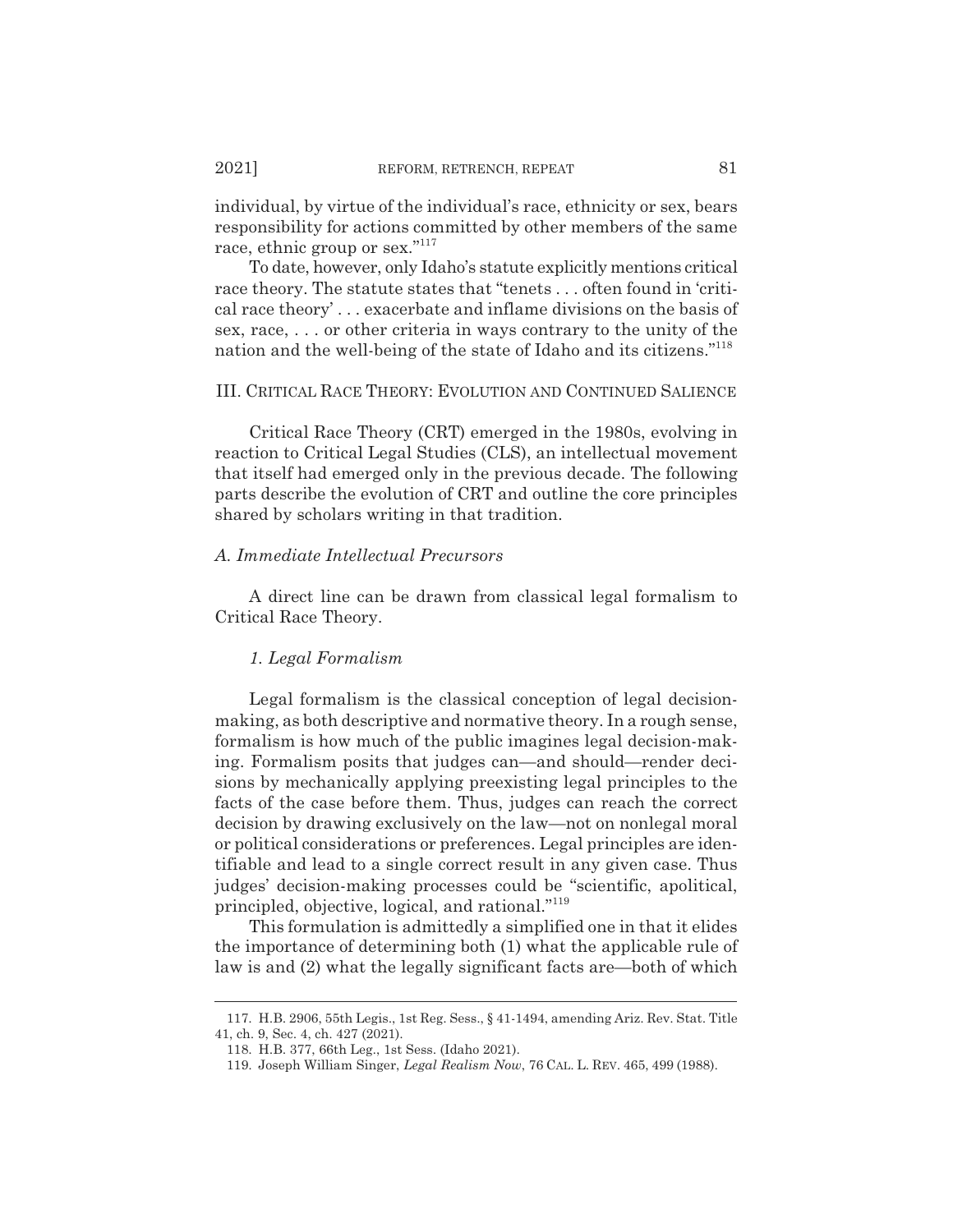individual, by virtue of the individual's race, ethnicity or sex, bears responsibility for actions committed by other members of the same race, ethnic group or sex."[117]

To date, however, only Idaho's statute explicitly mentions critical race theory. The statute states that "tenets . . . often found in 'critical race theory' . . . exacerbate and inflame divisions on the basis of sex, race, . . . or other criteria in ways contrary to the unity of the nation and the well-being of the state of Idaho and its citizens."[118]

## III. Critical Race Theory: Evolution and Continued Salience

Critical Race Theory (CRT) emerged in the 1980s, evolving in reaction to Critical Legal Studies (CLS), an intellectual movement that itself had emerged only in the previous decade. The following parts describe the evolution of CRT and outline the core principles shared by scholars writing in that tradition.

### *A. Immediate Intellectual Precursors*

A direct line can be drawn from classical legal formalism to Critical Race Theory.

#### *1. Legal Formalism*

Legal formalism is the classical conception of legal decision-making, as both descriptive and normative theory. In a rough sense, formalism is how much of the public imagines legal decision-making. Formalism posits that judges can—and should—render decisions by mechanically applying preexisting legal principles to the facts of the case before them. Thus, judges can reach the correct decision by drawing exclusively on the law—not on nonlegal moral or political considerations or preferences. Legal principles are identifiable and lead to a single correct result in any given case. Thus judges' decision-making processes could be "scientific, apolitical, principled, objective, logical, and rational."[119]

This formulation is admittedly a simplified one in that it elides the importance of determining both (1) what the applicable rule of law is and (2) what the legally significant facts are—both of which

---

117. H.B. 2906, 55th Legis., 1st Reg. Sess., § 41-1494, amending Ariz. Rev. Stat. Title 41, ch. 9, Sec. 4, ch. 427 (2021).

118. H.B. 377, 66th Leg., 1st Sess. (Idaho 2021).

119. Joseph William Singer, *Legal Realism Now*, 76 Cal. L. Rev. 465, 499 (1988).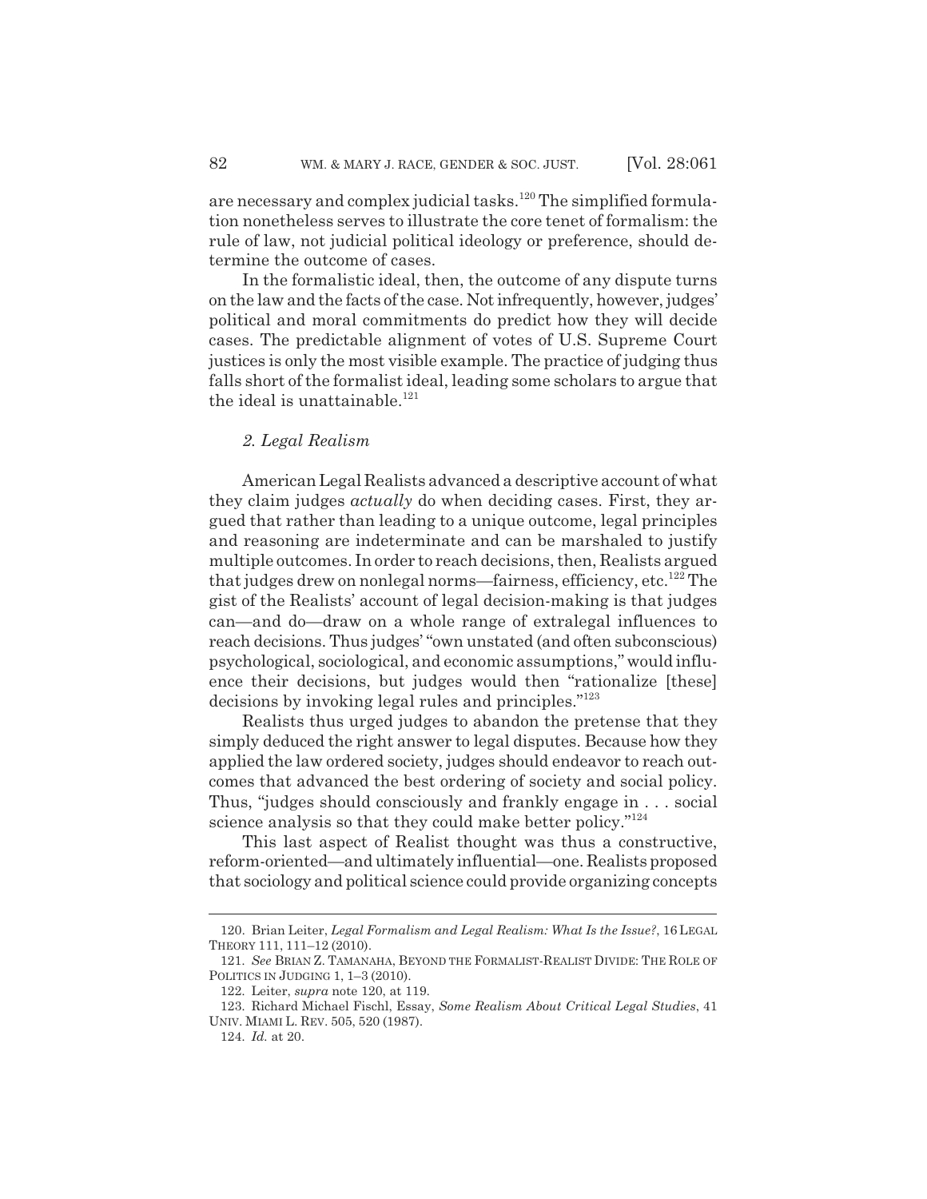are necessary and complex judicial tasks.[120] The simplified formulation nonetheless serves to illustrate the core tenet of formalism: the rule of law, not judicial political ideology or preference, should determine the outcome of cases.

In the formalistic ideal, then, the outcome of any dispute turns on the law and the facts of the case. Not infrequently, however, judges' political and moral commitments do predict how they will decide cases. The predictable alignment of votes of U.S. Supreme Court justices is only the most visible example. The practice of judging thus falls short of the formalist ideal, leading some scholars to argue that the ideal is unattainable.[121]

### *2. Legal Realism*

American Legal Realists advanced a descriptive account of what they claim judges *actually* do when deciding cases. First, they argued that rather than leading to a unique outcome, legal principles and reasoning are indeterminate and can be marshaled to justify multiple outcomes. In order to reach decisions, then, Realists argued that judges drew on nonlegal norms—fairness, efficiency, etc.[122] The gist of the Realists' account of legal decision-making is that judges can—and do—draw on a whole range of extralegal influences to reach decisions. Thus judges' "own unstated (and often subconscious) psychological, sociological, and economic assumptions," would influence their decisions, but judges would then "rationalize [these] decisions by invoking legal rules and principles."[123]

Realists thus urged judges to abandon the pretense that they simply deduced the right answer to legal disputes. Because how they applied the law ordered society, judges should endeavor to reach outcomes that advanced the best ordering of society and social policy. Thus, "judges should consciously and frankly engage in . . . social science analysis so that they could make better policy."[124]

This last aspect of Realist thought was thus a constructive, reform-oriented—and ultimately influential—one. Realists proposed that sociology and political science could provide organizing concepts

---

120. Brian Leiter, *Legal Formalism and Legal Realism: What Is the Issue?*, 16 LEGAL THEORY 111, 111–12 (2010).

121. *See* BRIAN Z. TAMANAHA, BEYOND THE FORMALIST-REALIST DIVIDE: THE ROLE OF POLITICS IN JUDGING 1, 1–3 (2010).

122. Leiter, *supra* note 120, at 119.

123. Richard Michael Fischl, Essay, *Some Realism About Critical Legal Studies*, 41 UNIV. MIAMI L. REV. 505, 520 (1987).

124. *Id.* at 20.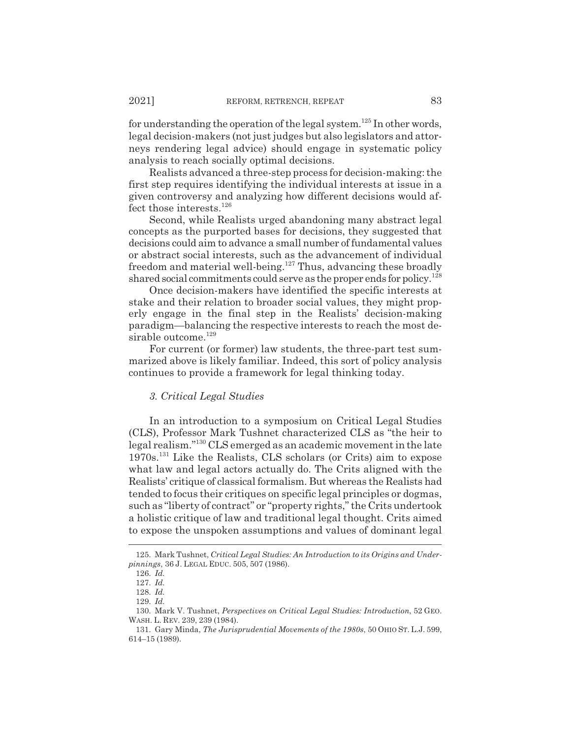for understanding the operation of the legal system.[125] In other words, legal decision-makers (not just judges but also legislators and attorneys rendering legal advice) should engage in systematic policy analysis to reach socially optimal decisions.

Realists advanced a three-step process for decision-making: the first step requires identifying the individual interests at issue in a given controversy and analyzing how different decisions would affect those interests.[126]

Second, while Realists urged abandoning many abstract legal concepts as the purported bases for decisions, they suggested that decisions could aim to advance a small number of fundamental values or abstract social interests, such as the advancement of individual freedom and material well-being.[127] Thus, advancing these broadly shared social commitments could serve as the proper ends for policy.[128]

Once decision-makers have identified the specific interests at stake and their relation to broader social values, they might properly engage in the final step in the Realists' decision-making paradigm—balancing the respective interests to reach the most desirable outcome.[129]

For current (or former) law students, the three-part test summarized above is likely familiar. Indeed, this sort of policy analysis continues to provide a framework for legal thinking today.

### *3. Critical Legal Studies*

In an introduction to a symposium on Critical Legal Studies (CLS), Professor Mark Tushnet characterized CLS as "the heir to legal realism."[130] CLS emerged as an academic movement in the late 1970s.[131] Like the Realists, CLS scholars (or Crits) aim to expose what law and legal actors actually do. The Crits aligned with the Realists' critique of classical formalism. But whereas the Realists had tended to focus their critiques on specific legal principles or dogmas, such as "liberty of contract" or "property rights," the Crits undertook a holistic critique of law and traditional legal thought. Crits aimed to expose the unspoken assumptions and values of dominant legal

---

125. Mark Tushnet, *Critical Legal Studies: An Introduction to its Origins and Underpinnings*, 36 J. LEGAL EDUC. 505, 507 (1986).

126. *Id.*

127. *Id.*

128. *Id.*

129. *Id.*

130. Mark V. Tushnet, *Perspectives on Critical Legal Studies: Introduction*, 52 GEO. WASH. L. REV. 239, 239 (1984).

131. Gary Minda, *The Jurisprudential Movements of the 1980s*, 50 OHIO ST. L.J. 599, 614–15 (1989).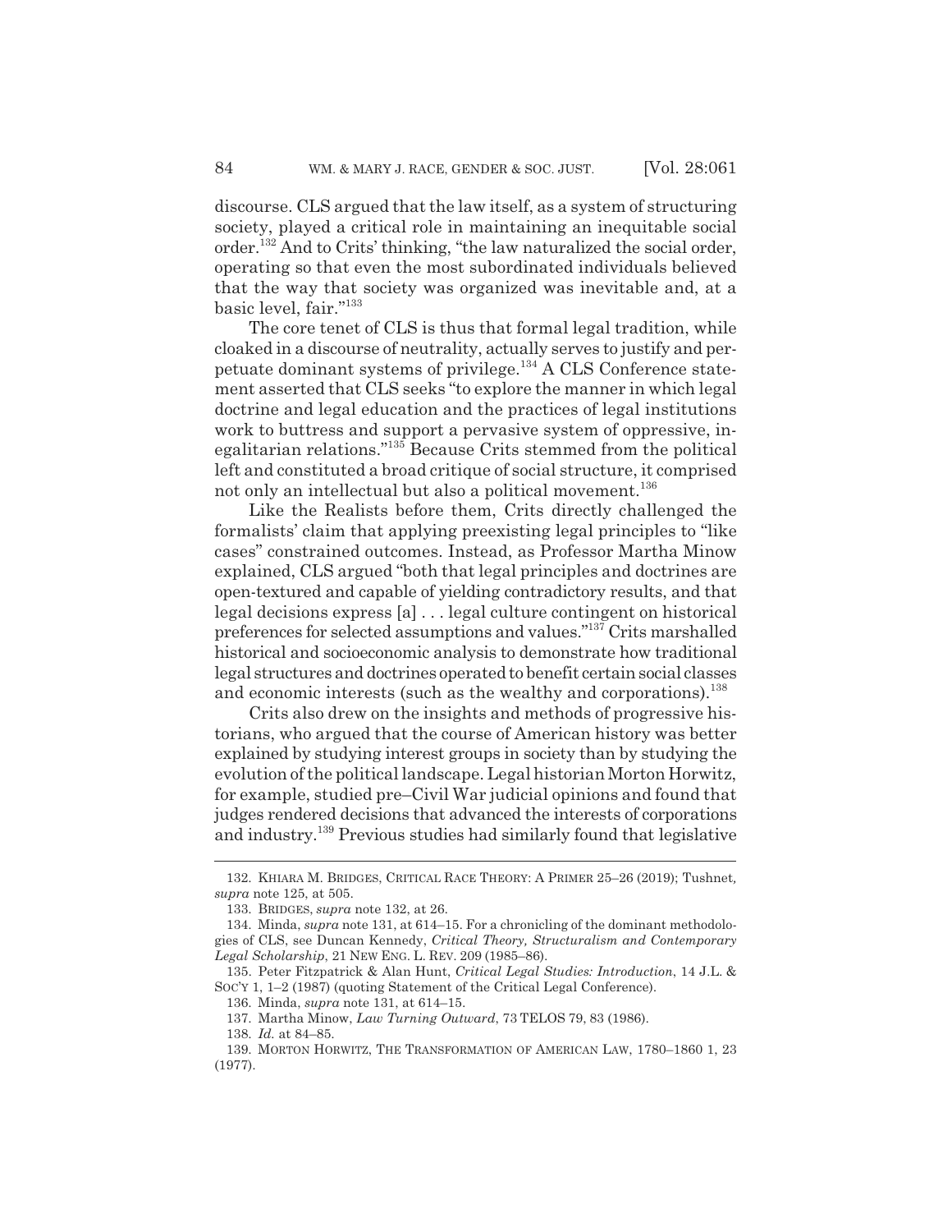discourse. CLS argued that the law itself, as a system of structuring society, played a critical role in maintaining an inequitable social order.[132] And to Crits' thinking, "the law naturalized the social order, operating so that even the most subordinated individuals believed that the way that society was organized was inevitable and, at a basic level, fair."[133]

The core tenet of CLS is thus that formal legal tradition, while cloaked in a discourse of neutrality, actually serves to justify and perpetuate dominant systems of privilege.[134] A CLS Conference statement asserted that CLS seeks "to explore the manner in which legal doctrine and legal education and the practices of legal institutions work to buttress and support a pervasive system of oppressive, inegalitarian relations."[135] Because Crits stemmed from the political left and constituted a broad critique of social structure, it comprised not only an intellectual but also a political movement.[136]

Like the Realists before them, Crits directly challenged the formalists' claim that applying preexisting legal principles to "like cases" constrained outcomes. Instead, as Professor Martha Minow explained, CLS argued "both that legal principles and doctrines are open-textured and capable of yielding contradictory results, and that legal decisions express [a] . . . legal culture contingent on historical preferences for selected assumptions and values."[137] Crits marshalled historical and socioeconomic analysis to demonstrate how traditional legal structures and doctrines operated to benefit certain social classes and economic interests (such as the wealthy and corporations).[138]

Crits also drew on the insights and methods of progressive historians, who argued that the course of American history was better explained by studying interest groups in society than by studying the evolution of the political landscape. Legal historian Morton Horwitz, for example, studied pre–Civil War judicial opinions and found that judges rendered decisions that advanced the interests of corporations and industry.[139] Previous studies had similarly found that legislative

---

132. KHIARA M. BRIDGES, CRITICAL RACE THEORY: A PRIMER 25–26 (2019); Tushnet, *supra* note 125, at 505.

133. BRIDGES, *supra* note 132, at 26.

134. Minda, *supra* note 131, at 614–15. For a chronicling of the dominant methodologies of CLS, see Duncan Kennedy, *Critical Theory, Structuralism and Contemporary Legal Scholarship*, 21 NEW ENG. L. REV. 209 (1985–86).

135. Peter Fitzpatrick & Alan Hunt, *Critical Legal Studies: Introduction*, 14 J.L. & SOC'Y 1, 1–2 (1987) (quoting Statement of the Critical Legal Conference).

136. Minda, *supra* note 131, at 614–15.

137. Martha Minow, *Law Turning Outward*, 73 TELOS 79, 83 (1986).

138. *Id.* at 84–85.

139. MORTON HORWITZ, THE TRANSFORMATION OF AMERICAN LAW, 1780–1860 1, 23 (1977).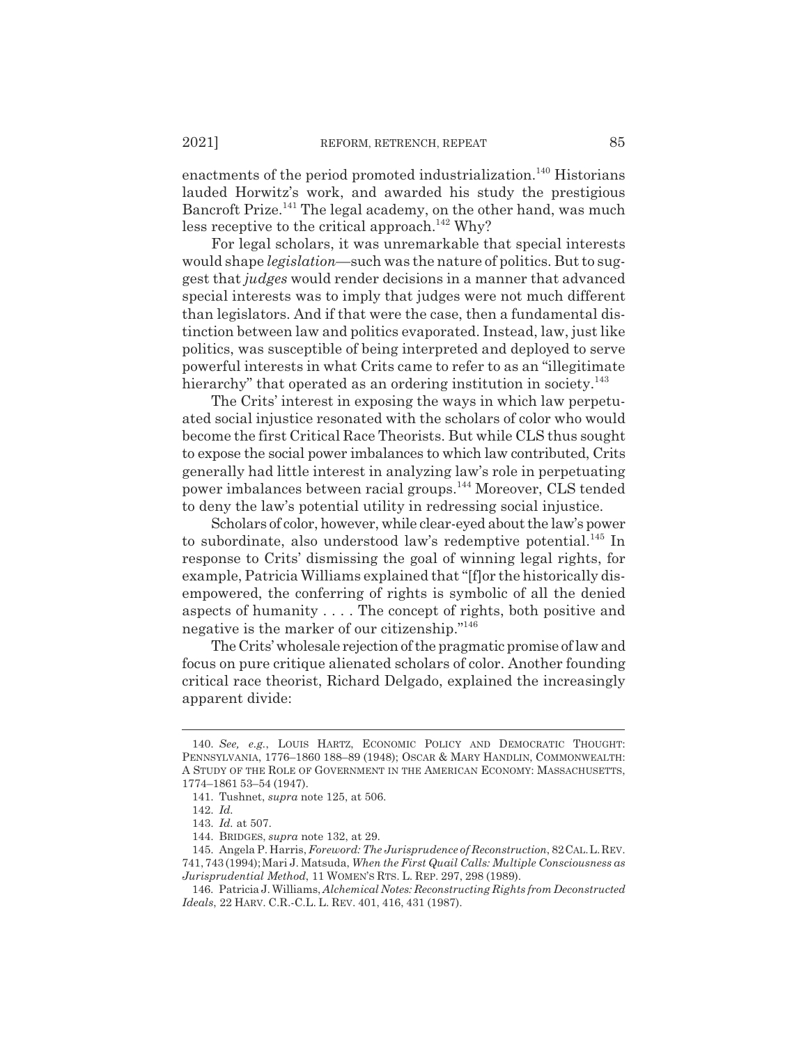enactments of the period promoted industrialization.[140] Historians lauded Horwitz's work, and awarded his study the prestigious Bancroft Prize.[141] The legal academy, on the other hand, was much less receptive to the critical approach.[142] Why?

For legal scholars, it was unremarkable that special interests would shape *legislation*—such was the nature of politics. But to suggest that *judges* would render decisions in a manner that advanced special interests was to imply that judges were not much different than legislators. And if that were the case, then a fundamental distinction between law and politics evaporated. Instead, law, just like politics, was susceptible of being interpreted and deployed to serve powerful interests in what Crits came to refer to as an "illegitimate hierarchy" that operated as an ordering institution in society.[143]

The Crits' interest in exposing the ways in which law perpetuated social injustice resonated with the scholars of color who would become the first Critical Race Theorists. But while CLS thus sought to expose the social power imbalances to which law contributed, Crits generally had little interest in analyzing law's role in perpetuating power imbalances between racial groups.[144] Moreover, CLS tended to deny the law's potential utility in redressing social injustice.

Scholars of color, however, while clear-eyed about the law's power to subordinate, also understood law's redemptive potential.[145] In response to Crits' dismissing the goal of winning legal rights, for example, Patricia Williams explained that "[f]or the historically disempowered, the conferring of rights is symbolic of all the denied aspects of humanity . . . . The concept of rights, both positive and negative is the marker of our citizenship."[146]

The Crits' wholesale rejection of the pragmatic promise of law and focus on pure critique alienated scholars of color. Another founding critical race theorist, Richard Delgado, explained the increasingly apparent divide:

140. *See, e.g.*, LOUIS HARTZ, ECONOMIC POLICY AND DEMOCRATIC THOUGHT: PENNSYLVANIA, 1776–1860 188–89 (1948); OSCAR & MARY HANDLIN, COMMONWEALTH: A STUDY OF THE ROLE OF GOVERNMENT IN THE AMERICAN ECONOMY: MASSACHUSETTS, 1774–1861 53–54 (1947).

141. Tushnet, *supra* note 125, at 506.

142. *Id.*

143. *Id.* at 507.

144. BRIDGES, *supra* note 132, at 29.

145. Angela P. Harris, *Foreword: The Jurisprudence of Reconstruction*, 82 CAL. L. REV. 741, 743 (1994); Mari J. Matsuda, *When the First Quail Calls: Multiple Consciousness as Jurisprudential Method*, 11 WOMEN'S RTS. L. REP. 297, 298 (1989).

146. Patricia J. Williams, *Alchemical Notes: Reconstructing Rights from Deconstructed Ideals*, 22 HARV. C.R.-C.L. L. REV. 401, 416, 431 (1987).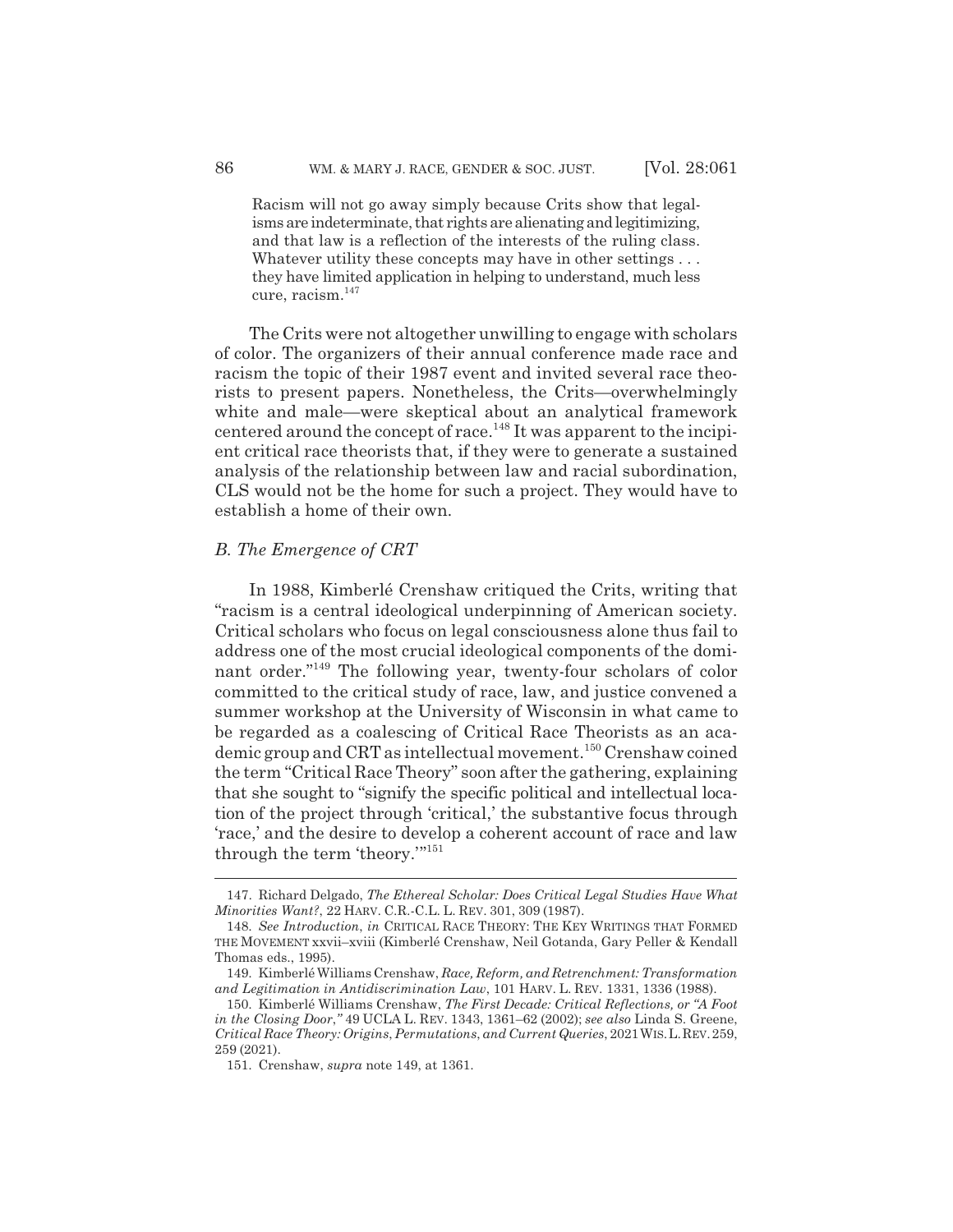> Racism will not go away simply because Crits show that legalisms are indeterminate, that rights are alienating and legitimizing, and that law is a reflection of the interests of the ruling class. Whatever utility these concepts may have in other settings . . . they have limited application in helping to understand, much less cure, racism.[147]

The Crits were not altogether unwilling to engage with scholars of color. The organizers of their annual conference made race and racism the topic of their 1987 event and invited several race theorists to present papers. Nonetheless, the Crits—overwhelmingly white and male—were skeptical about an analytical framework centered around the concept of race.[148] It was apparent to the incipient critical race theorists that, if they were to generate a sustained analysis of the relationship between law and racial subordination, CLS would not be the home for such a project. They would have to establish a home of their own.

### *B. The Emergence of CRT*

In 1988, Kimberlé Crenshaw critiqued the Crits, writing that "racism is a central ideological underpinning of American society. Critical scholars who focus on legal consciousness alone thus fail to address one of the most crucial ideological components of the dominant order."[149] The following year, twenty-four scholars of color committed to the critical study of race, law, and justice convened a summer workshop at the University of Wisconsin in what came to be regarded as a coalescing of Critical Race Theorists as an academic group and CRT as intellectual movement.[150] Crenshaw coined the term "Critical Race Theory" soon after the gathering, explaining that she sought to "signify the specific political and intellectual location of the project through 'critical,' the substantive focus through 'race,' and the desire to develop a coherent account of race and law through the term 'theory.'"[151]

---

147. Richard Delgado, *The Ethereal Scholar: Does Critical Legal Studies Have What Minorities Want?*, 22 HARV. C.R.-C.L. L. REV. 301, 309 (1987).

148. *See Introduction*, *in* CRITICAL RACE THEORY: THE KEY WRITINGS THAT FORMED THE MOVEMENT xxvii–xviii (Kimberlé Crenshaw, Neil Gotanda, Gary Peller & Kendall Thomas eds., 1995).

149. Kimberlé Williams Crenshaw, *Race, Reform, and Retrenchment: Transformation and Legitimation in Antidiscrimination Law*, 101 HARV. L. REV. 1331, 1336 (1988).

150. Kimberlé Williams Crenshaw, *The First Decade: Critical Reflections, or "A Foot in the Closing Door*,*"* 49 UCLA L. REV. 1343, 1361–62 (2002); *see also* Linda S. Greene, *Critical Race Theory: Origins, Permutations, and Current Queries*, 2021 WIS. L. REV. 259, 259 (2021).

151. Crenshaw, *supra* note 149, at 1361.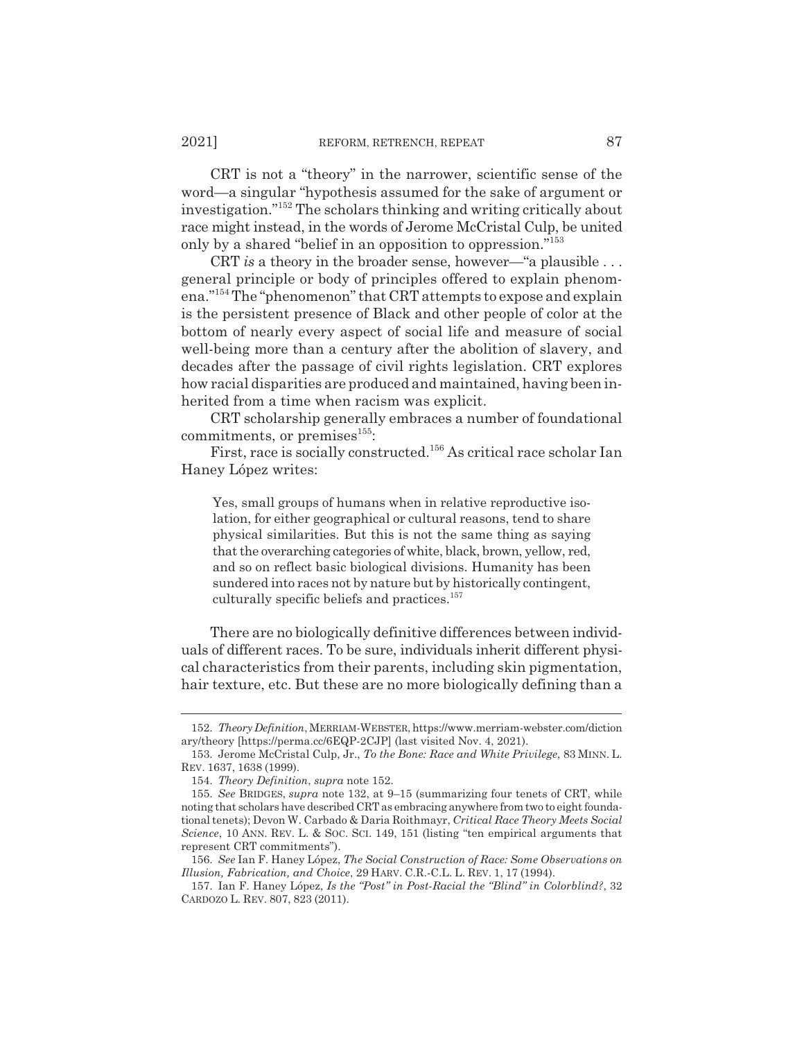CRT is not a "theory" in the narrower, scientific sense of the word—a singular "hypothesis assumed for the sake of argument or investigation."[152] The scholars thinking and writing critically about race might instead, in the words of Jerome McCristal Culp, be united only by a shared "belief in an opposition to oppression."[153]

CRT *is* a theory in the broader sense, however—"a plausible . . . general principle or body of principles offered to explain phenomena."[154] The "phenomenon" that CRT attempts to expose and explain is the persistent presence of Black and other people of color at the bottom of nearly every aspect of social life and measure of social well-being more than a century after the abolition of slavery, and decades after the passage of civil rights legislation. CRT explores how racial disparities are produced and maintained, having been inherited from a time when racism was explicit.

CRT scholarship generally embraces a number of foundational commitments, or premises[155]:

First, race is socially constructed.[156] As critical race scholar Ian Haney López writes:

> Yes, small groups of humans when in relative reproductive isolation, for either geographical or cultural reasons, tend to share physical similarities. But this is not the same thing as saying that the overarching categories of white, black, brown, yellow, red, and so on reflect basic biological divisions. Humanity has been sundered into races not by nature but by historically contingent, culturally specific beliefs and practices.[157]

There are no biologically definitive differences between individuals of different races. To be sure, individuals inherit different physical characteristics from their parents, including skin pigmentation, hair texture, etc. But these are no more biologically defining than a

---

152. *Theory Definition*, MERRIAM-WEBSTER, https://www.merriam-webster.com/dictionary/theory [https://perma.cc/6EQP-2CJP] (last visited Nov. 4, 2021).

153. Jerome McCristal Culp, Jr., *To the Bone: Race and White Privilege*, 83 MINN. L. REV. 1637, 1638 (1999).

154. *Theory Definition*, *supra* note 152.

155. *See* BRIDGES, *supra* note 132, at 9–15 (summarizing four tenets of CRT, while noting that scholars have described CRT as embracing anywhere from two to eight foundational tenets); Devon W. Carbado & Daria Roithmayr, *Critical Race Theory Meets Social Science*, 10 ANN. REV. L. & SOC. SCI. 149, 151 (listing "ten empirical arguments that represent CRT commitments").

156. *See* Ian F. Haney López, *The Social Construction of Race: Some Observations on Illusion, Fabrication, and Choice*, 29 HARV. C.R.-C.L. L. REV. 1, 17 (1994).

157. Ian F. Haney López, *Is the "Post" in Post-Racial the "Blind" in Colorblind?*, 32 CARDOZO L. REV. 807, 823 (2011).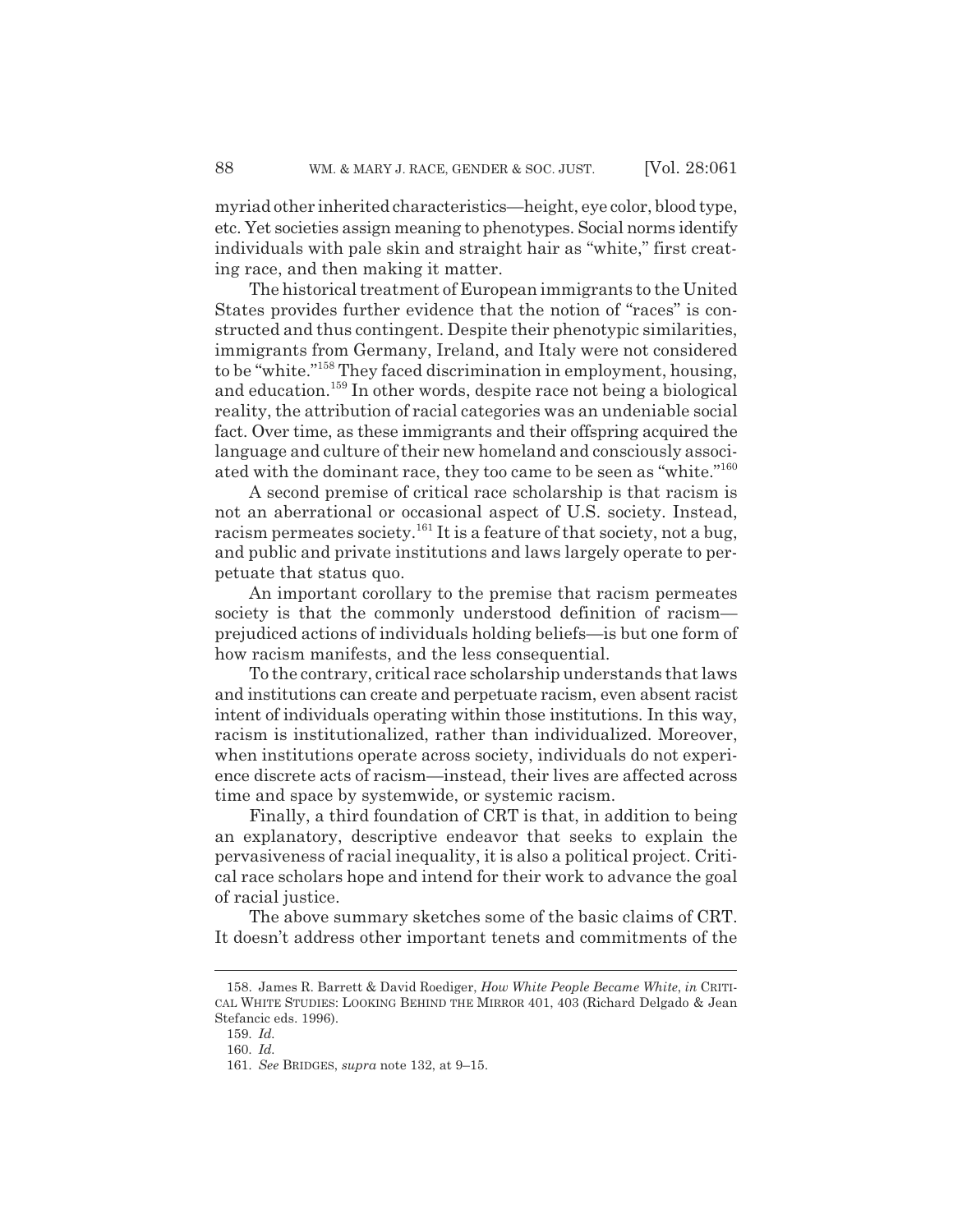myriad other inherited characteristics—height, eye color, blood type, etc. Yet societies assign meaning to phenotypes. Social norms identify individuals with pale skin and straight hair as "white," first creating race, and then making it matter.

The historical treatment of European immigrants to the United States provides further evidence that the notion of "races" is constructed and thus contingent. Despite their phenotypic similarities, immigrants from Germany, Ireland, and Italy were not considered to be "white."[158] They faced discrimination in employment, housing, and education.[159] In other words, despite race not being a biological reality, the attribution of racial categories was an undeniable social fact. Over time, as these immigrants and their offspring acquired the language and culture of their new homeland and consciously associated with the dominant race, they too came to be seen as "white."[160]

A second premise of critical race scholarship is that racism is not an aberrational or occasional aspect of U.S. society. Instead, racism permeates society.[161] It is a feature of that society, not a bug, and public and private institutions and laws largely operate to perpetuate that status quo.

An important corollary to the premise that racism permeates society is that the commonly understood definition of racism—prejudiced actions of individuals holding beliefs—is but one form of how racism manifests, and the less consequential.

To the contrary, critical race scholarship understands that laws and institutions can create and perpetuate racism, even absent racist intent of individuals operating within those institutions. In this way, racism is institutionalized, rather than individualized. Moreover, when institutions operate across society, individuals do not experience discrete acts of racism—instead, their lives are affected across time and space by systemwide, or systemic racism.

Finally, a third foundation of CRT is that, in addition to being an explanatory, descriptive endeavor that seeks to explain the pervasiveness of racial inequality, it is also a political project. Critical race scholars hope and intend for their work to advance the goal of racial justice.

The above summary sketches some of the basic claims of CRT. It doesn't address other important tenets and commitments of the

---

158. James R. Barrett & David Roediger, *How White People Became White*, *in* CRITICAL WHITE STUDIES: LOOKING BEHIND THE MIRROR 401, 403 (Richard Delgado & Jean Stefancic eds. 1996).

159. *Id.*

160. *Id.*

161. *See* BRIDGES, *supra* note 132, at 9–15.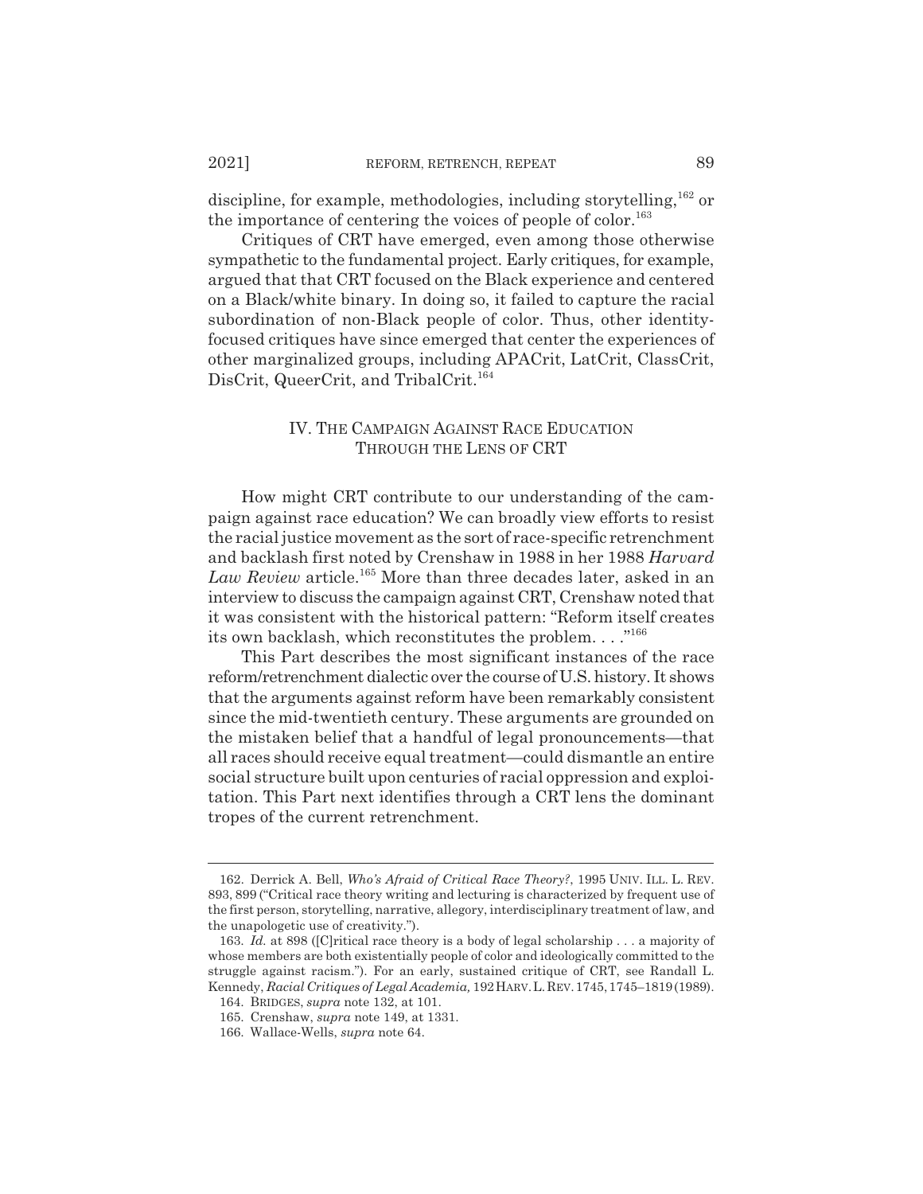discipline, for example, methodologies, including storytelling,[162] or the importance of centering the voices of people of color.[163]

Critiques of CRT have emerged, even among those otherwise sympathetic to the fundamental project. Early critiques, for example, argued that that CRT focused on the Black experience and centered on a Black/white binary. In doing so, it failed to capture the racial subordination of non-Black people of color. Thus, other identity-focused critiques have since emerged that center the experiences of other marginalized groups, including APACrit, LatCrit, ClassCrit, DisCrit, QueerCrit, and TribalCrit.[164]

## IV. THE CAMPAIGN AGAINST RACE EDUCATION THROUGH THE LENS OF CRT

How might CRT contribute to our understanding of the campaign against race education? We can broadly view efforts to resist the racial justice movement as the sort of race-specific retrenchment and backlash first noted by Crenshaw in 1988 in her 1988 *Harvard Law Review* article.[165] More than three decades later, asked in an interview to discuss the campaign against CRT, Crenshaw noted that it was consistent with the historical pattern: "Reform itself creates its own backlash, which reconstitutes the problem. . . ."[166]

This Part describes the most significant instances of the race reform/retrenchment dialectic over the course of U.S. history. It shows that the arguments against reform have been remarkably consistent since the mid-twentieth century. These arguments are grounded on the mistaken belief that a handful of legal pronouncements—that all races should receive equal treatment—could dismantle an entire social structure built upon centuries of racial oppression and exploitation. This Part next identifies through a CRT lens the dominant tropes of the current retrenchment.

---

162. Derrick A. Bell, *Who's Afraid of Critical Race Theory?*, 1995 UNIV. ILL. L. REV. 893, 899 ("Critical race theory writing and lecturing is characterized by frequent use of the first person, storytelling, narrative, allegory, interdisciplinary treatment of law, and the unapologetic use of creativity.").

163. *Id.* at 898 ([C]ritical race theory is a body of legal scholarship . . . a majority of whose members are both existentially people of color and ideologically committed to the struggle against racism."). For an early, sustained critique of CRT, see Randall L. Kennedy, *Racial Critiques of Legal Academia,* 192 HARV. L. REV. 1745, 1745–1819 (1989).

164. BRIDGES, *supra* note 132, at 101.

165. Crenshaw, *supra* note 149, at 1331.

166. Wallace-Wells, *supra* note 64.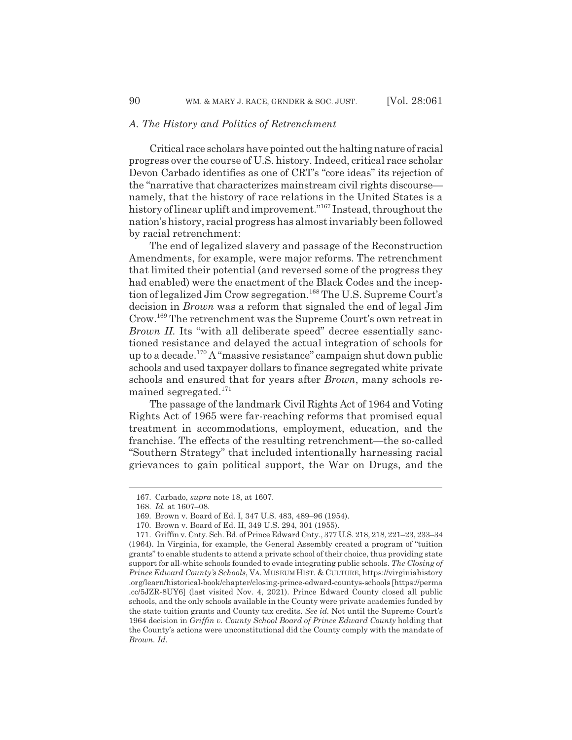### *A. The History and Politics of Retrenchment*

Critical race scholars have pointed out the halting nature of racial progress over the course of U.S. history. Indeed, critical race scholar Devon Carbado identifies as one of CRT's "core ideas" its rejection of the "narrative that characterizes mainstream civil rights discourse—namely, that the history of race relations in the United States is a history of linear uplift and improvement."[167] Instead, throughout the nation's history, racial progress has almost invariably been followed by racial retrenchment:

The end of legalized slavery and passage of the Reconstruction Amendments, for example, were major reforms. The retrenchment that limited their potential (and reversed some of the progress they had enabled) were the enactment of the Black Codes and the inception of legalized Jim Crow segregation.[168] The U.S. Supreme Court's decision in *Brown* was a reform that signaled the end of legal Jim Crow.[169] The retrenchment was the Supreme Court's own retreat in *Brown II*. Its "with all deliberate speed" decree essentially sanctioned resistance and delayed the actual integration of schools for up to a decade.[170] A "massive resistance" campaign shut down public schools and used taxpayer dollars to finance segregated white private schools and ensured that for years after *Brown*, many schools remained segregated.[171]

The passage of the landmark Civil Rights Act of 1964 and Voting Rights Act of 1965 were far-reaching reforms that promised equal treatment in accommodations, employment, education, and the franchise. The effects of the resulting retrenchment—the so-called "Southern Strategy" that included intentionally harnessing racial grievances to gain political support, the War on Drugs, and the

---

167. Carbado, *supra* note 18, at 1607.

168. *Id.* at 1607–08.

169. Brown v. Board of Ed. I, 347 U.S. 483, 489–96 (1954).

170. Brown v. Board of Ed. II, 349 U.S. 294, 301 (1955).

171. Griffin v. Cnty. Sch. Bd. of Prince Edward Cnty., 377 U.S. 218, 218, 221–23, 233–34 (1964). In Virginia, for example, the General Assembly created a program of "tuition grants" to enable students to attend a private school of their choice, thus providing state support for all-white schools founded to evade integrating public schools. *The Closing of Prince Edward County's Schools*, VA. MUSEUM HIST. & CULTURE, https://virginiahistory.org/learn/historical-book/chapter/closing-prince-edward-countys-schools [https://perma.cc/5JZR-8UY6] (last visited Nov. 4, 2021). Prince Edward County closed all public schools, and the only schools available in the County were private academies funded by the state tuition grants and County tax credits. *See id.* Not until the Supreme Court's 1964 decision in *Griffin v. County School Board of Prince Edward County* holding that the County's actions were unconstitutional did the County comply with the mandate of *Brown*. *Id.*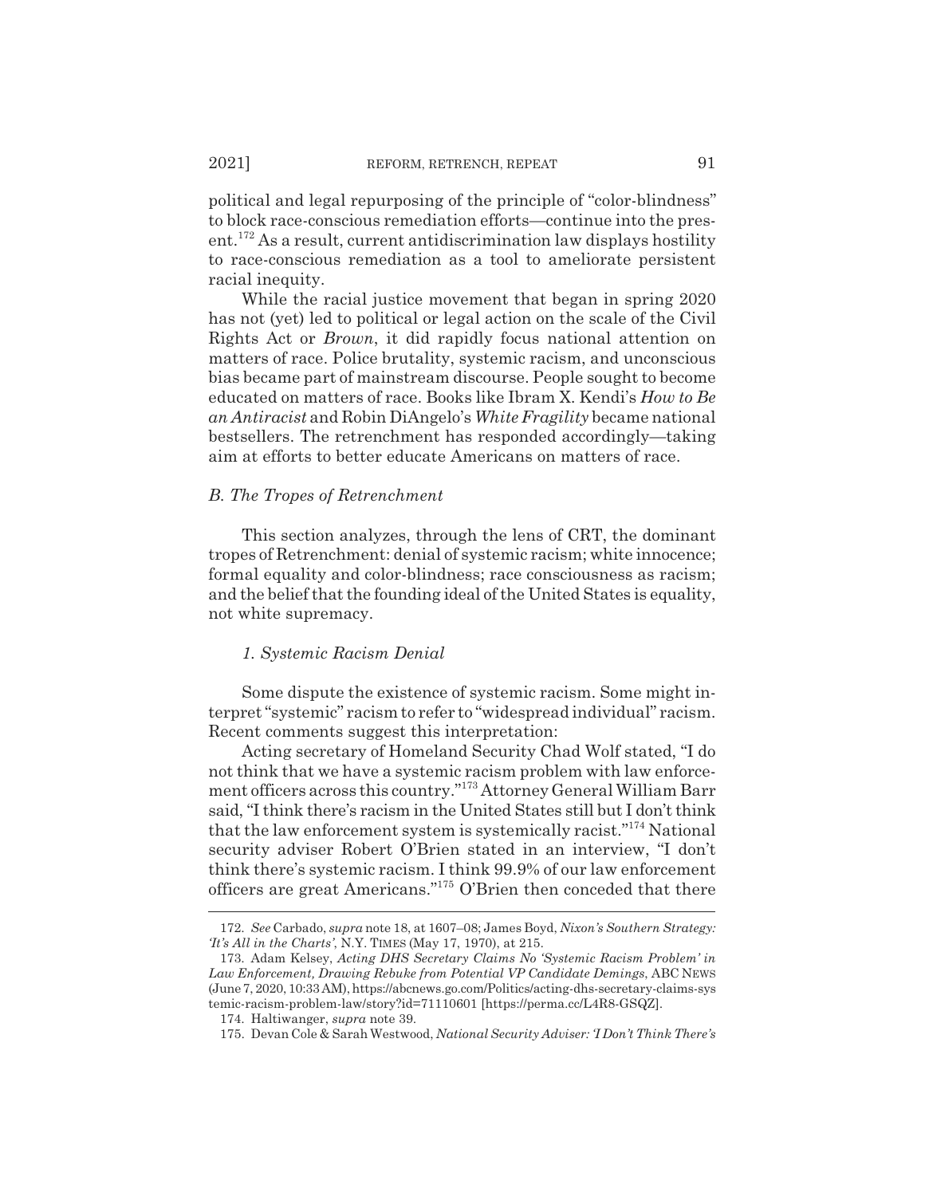political and legal repurposing of the principle of "color-blindness" to block race-conscious remediation efforts—continue into the present.[172] As a result, current antidiscrimination law displays hostility to race-conscious remediation as a tool to ameliorate persistent racial inequity.

While the racial justice movement that began in spring 2020 has not (yet) led to political or legal action on the scale of the Civil Rights Act or *Brown*, it did rapidly focus national attention on matters of race. Police brutality, systemic racism, and unconscious bias became part of mainstream discourse. People sought to become educated on matters of race. Books like Ibram X. Kendi's *How to Be an Antiracist* and Robin DiAngelo's *White Fragility* became national bestsellers. The retrenchment has responded accordingly—taking aim at efforts to better educate Americans on matters of race.

### *B. The Tropes of Retrenchment*

This section analyzes, through the lens of CRT, the dominant tropes of Retrenchment: denial of systemic racism; white innocence; formal equality and color-blindness; race consciousness as racism; and the belief that the founding ideal of the United States is equality, not white supremacy.

#### *1. Systemic Racism Denial*

Some dispute the existence of systemic racism. Some might interpret "systemic" racism to refer to "widespread individual" racism. Recent comments suggest this interpretation:

Acting secretary of Homeland Security Chad Wolf stated, "I do not think that we have a systemic racism problem with law enforcement officers across this country."[173] Attorney General William Barr said, "I think there's racism in the United States still but I don't think that the law enforcement system is systemically racist."[174] National security adviser Robert O'Brien stated in an interview, "I don't think there's systemic racism. I think 99.9% of our law enforcement officers are great Americans."[175] O'Brien then conceded that there

---

172. *See* Carbado, *supra* note 18, at 1607–08; James Boyd, *Nixon's Southern Strategy: 'It's All in the Charts'*, N.Y. TIMES (May 17, 1970), at 215.

173. Adam Kelsey, *Acting DHS Secretary Claims No 'Systemic Racism Problem' in Law Enforcement, Drawing Rebuke from Potential VP Candidate Demings*, ABC NEWS (June 7, 2020, 10:33 AM), https://abcnews.go.com/Politics/acting-dhs-secretary-claims-systemic-racism-problem-law/story?id=71110601 [https://perma.cc/L4R8-GSQZ].

174. Haltiwanger, *supra* note 39.

175. Devan Cole & Sarah Westwood, *National Security Adviser: 'I Don't Think There's*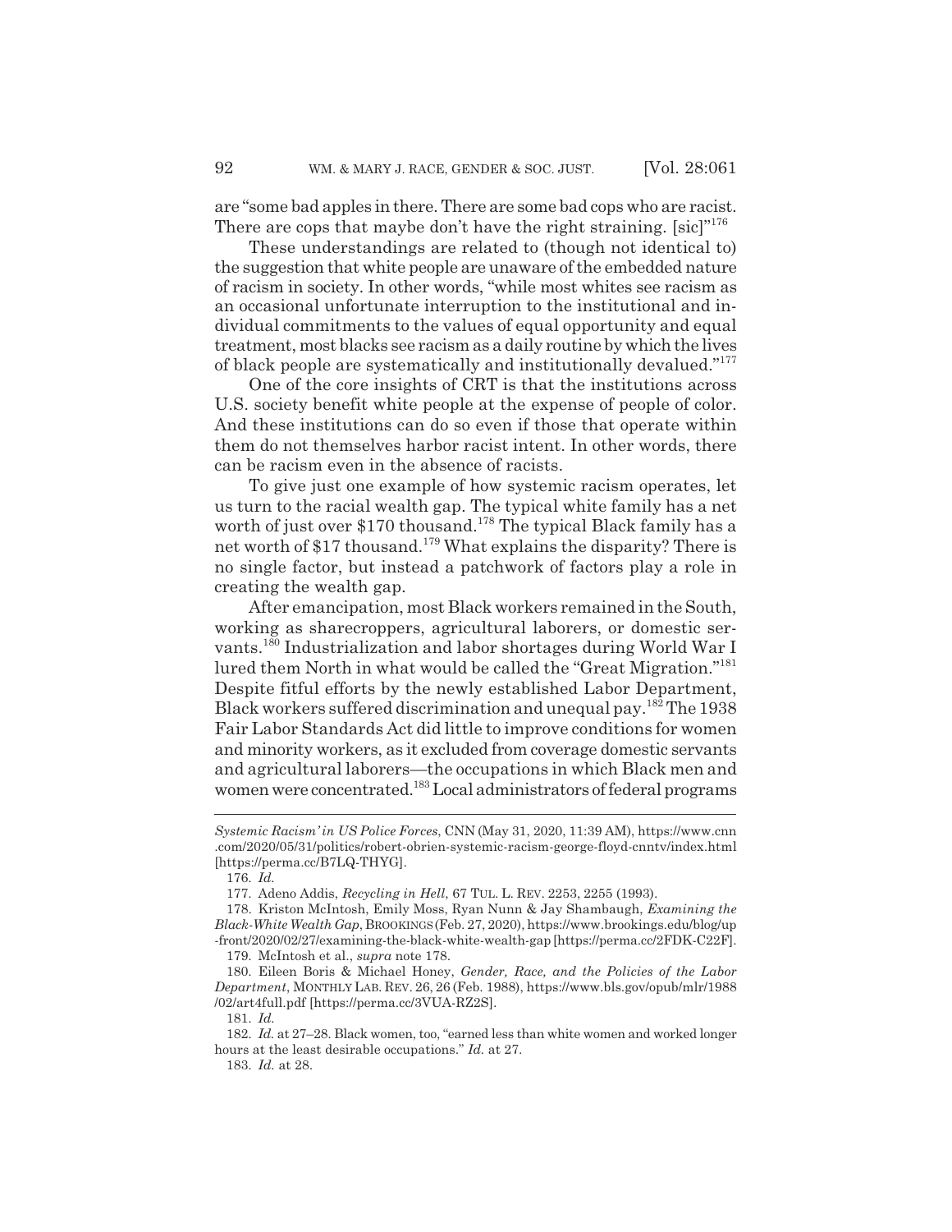are "some bad apples in there. There are some bad cops who are racist. There are cops that maybe don't have the right straining. [sic]"[176]

These understandings are related to (though not identical to) the suggestion that white people are unaware of the embedded nature of racism in society. In other words, "while most whites see racism as an occasional unfortunate interruption to the institutional and individual commitments to the values of equal opportunity and equal treatment, most blacks see racism as a daily routine by which the lives of black people are systematically and institutionally devalued."[177]

One of the core insights of CRT is that the institutions across U.S. society benefit white people at the expense of people of color. And these institutions can do so even if those that operate within them do not themselves harbor racist intent. In other words, there can be racism even in the absence of racists.

To give just one example of how systemic racism operates, let us turn to the racial wealth gap. The typical white family has a net worth of just over $170 thousand.[178] The typical Black family has a net worth of $17 thousand.[179] What explains the disparity? There is no single factor, but instead a patchwork of factors play a role in creating the wealth gap.

After emancipation, most Black workers remained in the South, working as sharecroppers, agricultural laborers, or domestic servants.[180] Industrialization and labor shortages during World War I lured them North in what would be called the "Great Migration."[181] Despite fitful efforts by the newly established Labor Department, Black workers suffered discrimination and unequal pay.[182] The 1938 Fair Labor Standards Act did little to improve conditions for women and minority workers, as it excluded from coverage domestic servants and agricultural laborers—the occupations in which Black men and women were concentrated.[183] Local administrators of federal programs

---

*Systemic Racism' in US Police Forces*, CNN (May 31, 2020, 11:39 AM), https://www.cnn.com/2020/05/31/politics/robert-obrien-systemic-racism-george-floyd-cnntv/index.html [https://perma.cc/B7LQ-THYG].

176. *Id.*

177. Adeno Addis, *Recycling in Hell*, 67 TUL. L. REV. 2253, 2255 (1993).

178. Kriston McIntosh, Emily Moss, Ryan Nunn & Jay Shambaugh, *Examining the Black-White Wealth Gap*, BROOKINGS (Feb. 27, 2020), https://www.brookings.edu/blog/up-front/2020/02/27/examining-the-black-white-wealth-gap [https://perma.cc/2FDK-C22F].

179. McIntosh et al., *supra* note 178.

180. Eileen Boris & Michael Honey, *Gender, Race, and the Policies of the Labor Department*, MONTHLY LAB. REV. 26, 26 (Feb. 1988), https://www.bls.gov/opub/mlr/1988/02/art4full.pdf [https://perma.cc/3VUA-RZ2S].

181. *Id.*

182. *Id.* at 27–28. Black women, too, "earned less than white women and worked longer hours at the least desirable occupations." *Id.* at 27.

183. *Id.* at 28.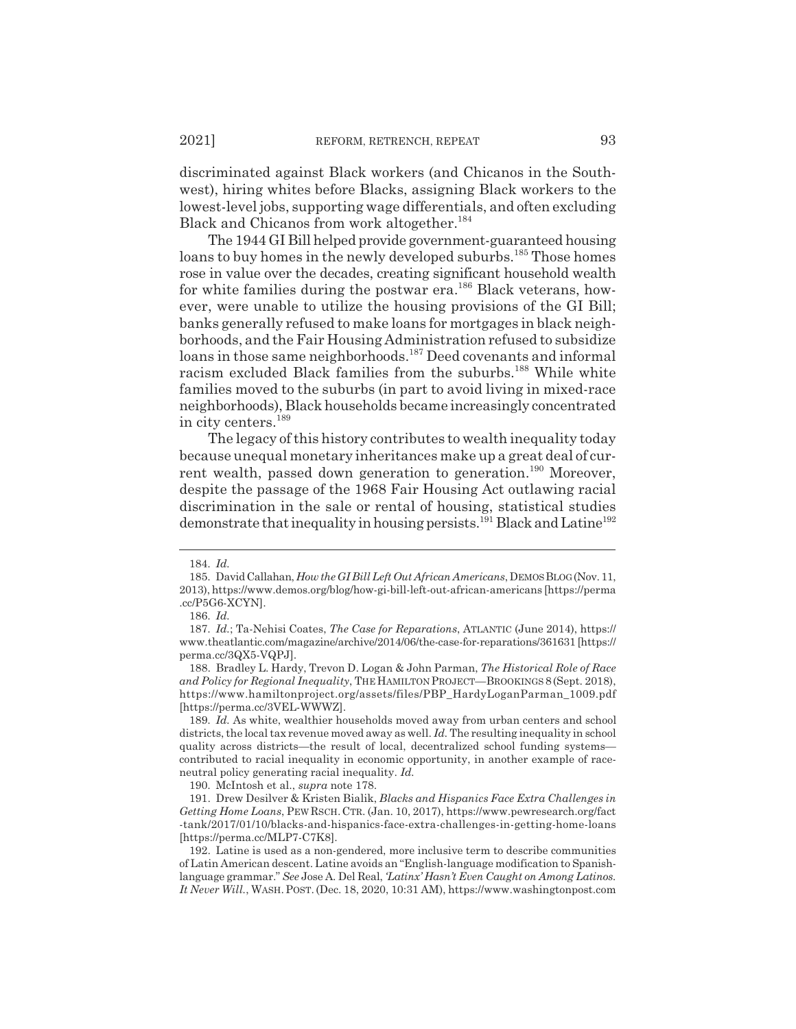discriminated against Black workers (and Chicanos in the Southwest), hiring whites before Blacks, assigning Black workers to the lowest-level jobs, supporting wage differentials, and often excluding Black and Chicanos from work altogether.[184]

The 1944 GI Bill helped provide government-guaranteed housing loans to buy homes in the newly developed suburbs.[185] Those homes rose in value over the decades, creating significant household wealth for white families during the postwar era.[186] Black veterans, however, were unable to utilize the housing provisions of the GI Bill; banks generally refused to make loans for mortgages in black neighborhoods, and the Fair Housing Administration refused to subsidize loans in those same neighborhoods.[187] Deed covenants and informal racism excluded Black families from the suburbs.[188] While white families moved to the suburbs (in part to avoid living in mixed-race neighborhoods), Black households became increasingly concentrated in city centers.[189]

The legacy of this history contributes to wealth inequality today because unequal monetary inheritances make up a great deal of current wealth, passed down generation to generation.[190] Moreover, despite the passage of the 1968 Fair Housing Act outlawing racial discrimination in the sale or rental of housing, statistical studies demonstrate that inequality in housing persists.[191] Black and Latine[192]

---

184. *Id.*

185. David Callahan, *How the GI Bill Left Out African Americans*, DEMOS BLOG (Nov. 11, 2013), https://www.demos.org/blog/how-gi-bill-left-out-african-americans [https://perma.cc/P5G6-XCYN].

186. *Id.*

187. *Id.*; Ta-Nehisi Coates, *The Case for Reparations*, ATLANTIC (June 2014), https://www.theatlantic.com/magazine/archive/2014/06/the-case-for-reparations/361631 [https://perma.cc/3QX5-VQPJ].

188. Bradley L. Hardy, Trevon D. Logan & John Parman, *The Historical Role of Race and Policy for Regional Inequality*, THE HAMILTON PROJECT—BROOKINGS 8 (Sept. 2018), https://www.hamiltonproject.org/assets/files/PBP_HardyLoganParman_1009.pdf [https://perma.cc/3VEL-WWWZ].

189. *Id.* As white, wealthier households moved away from urban centers and school districts, the local tax revenue moved away as well. *Id.* The resulting inequality in school quality across districts—the result of local, decentralized school funding systems—contributed to racial inequality in economic opportunity, in another example of race-neutral policy generating racial inequality. *Id.*

190. McIntosh et al., *supra* note 178.

191. Drew Desilver & Kristen Bialik, *Blacks and Hispanics Face Extra Challenges in Getting Home Loans*, PEW RSCH. CTR. (Jan. 10, 2017), https://www.pewresearch.org/fact-tank/2017/01/10/blacks-and-hispanics-face-extra-challenges-in-getting-home-loans [https://perma.cc/MLP7-C7K8].

192. Latine is used as a non-gendered, more inclusive term to describe communities of Latin American descent. Latine avoids an "English-language modification to Spanish-language grammar." *See* Jose A. Del Real, *'Latinx' Hasn't Even Caught on Among Latinos. It Never Will.*, WASH. POST. (Dec. 18, 2020, 10:31 AM), https://www.washingtonpost.com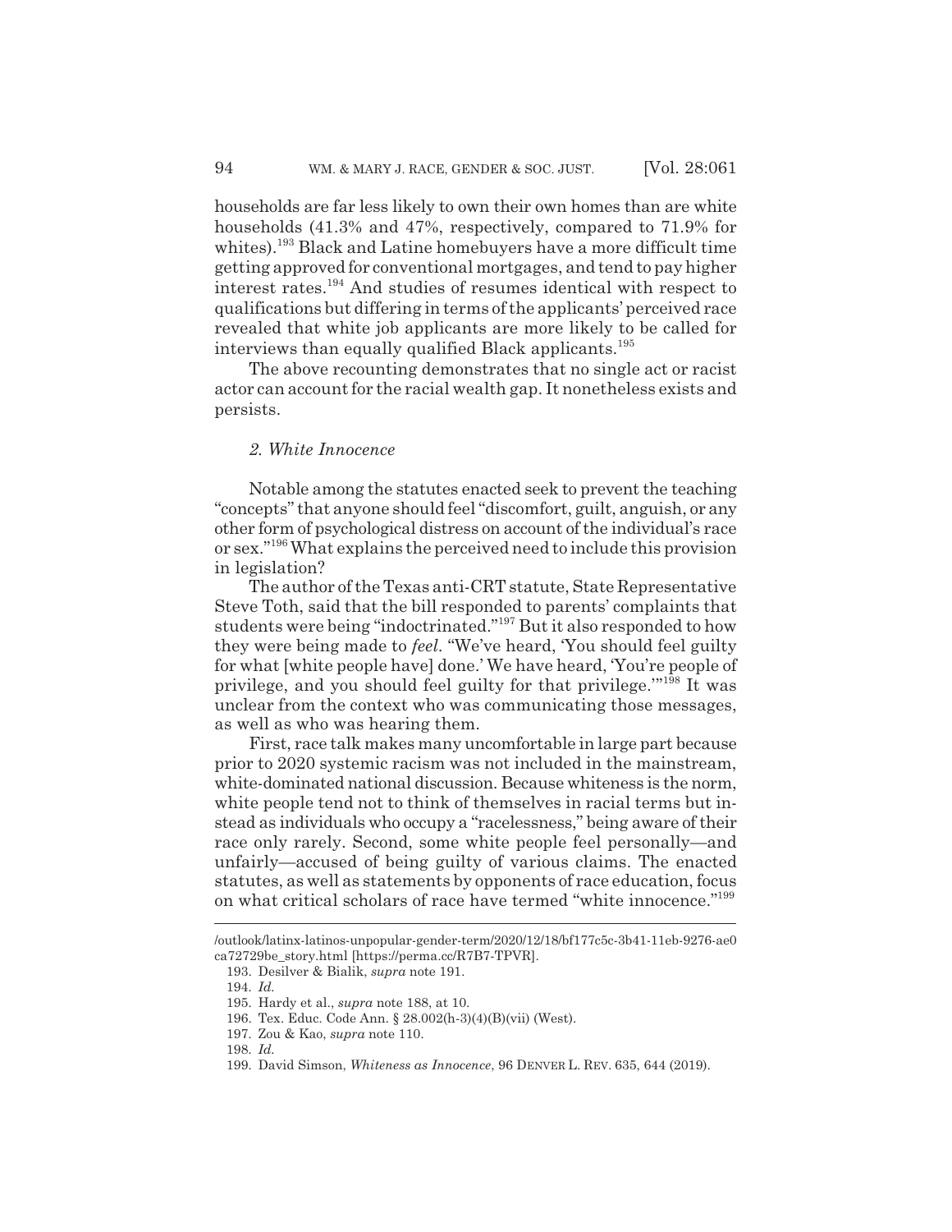households are far less likely to own their own homes than are white households (41.3% and 47%, respectively, compared to 71.9% for whites).[193] Black and Latine homebuyers have a more difficult time getting approved for conventional mortgages, and tend to pay higher interest rates.[194] And studies of resumes identical with respect to qualifications but differing in terms of the applicants' perceived race revealed that white job applicants are more likely to be called for interviews than equally qualified Black applicants.[195]

The above recounting demonstrates that no single act or racist actor can account for the racial wealth gap. It nonetheless exists and persists.

### *2. White Innocence*

Notable among the statutes enacted seek to prevent the teaching "concepts" that anyone should feel "discomfort, guilt, anguish, or any other form of psychological distress on account of the individual's race or sex."[196] What explains the perceived need to include this provision in legislation?

The author of the Texas anti-CRT statute, State Representative Steve Toth, said that the bill responded to parents' complaints that students were being "indoctrinated."[197] But it also responded to how they were being made to *feel*. "We've heard, 'You should feel guilty for what [white people have] done.' We have heard, 'You're people of privilege, and you should feel guilty for that privilege.'"[198] It was unclear from the context who was communicating those messages, as well as who was hearing them.

First, race talk makes many uncomfortable in large part because prior to 2020 systemic racism was not included in the mainstream, white-dominated national discussion. Because whiteness is the norm, white people tend not to think of themselves in racial terms but instead as individuals who occupy a "racelessness," being aware of their race only rarely. Second, some white people feel personally—and unfairly—accused of being guilty of various claims. The enacted statutes, as well as statements by opponents of race education, focus on what critical scholars of race have termed "white innocence."[199]

---

/outlook/latinx-latinos-unpopular-gender-term/2020/12/18/bf177c5c-3b41-11eb-9276-ae0ca72729be_story.html [https://perma.cc/R7B7-TPVR].

193. Desilver & Bialik, *supra* note 191.

194. *Id.*

195. Hardy et al., *supra* note 188, at 10.

196. Tex. Educ. Code Ann. § 28.002(h-3)(4)(B)(vii) (West).

197. Zou & Kao, *supra* note 110.

198. *Id.*

199. David Simson, *Whiteness as Innocence*, 96 DENVER L. REV. 635, 644 (2019).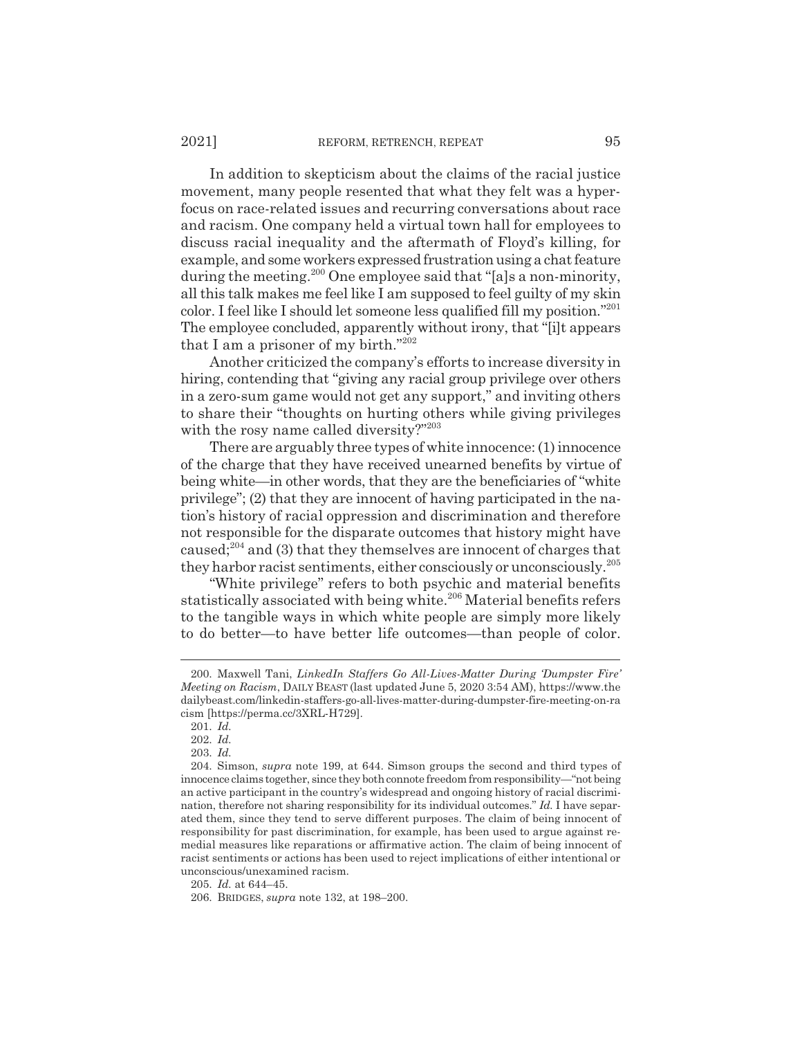In addition to skepticism about the claims of the racial justice movement, many people resented that what they felt was a hyperfocus on race-related issues and recurring conversations about race and racism. One company held a virtual town hall for employees to discuss racial inequality and the aftermath of Floyd's killing, for example, and some workers expressed frustration using a chat feature during the meeting.[200] One employee said that "[a]s a non-minority, all this talk makes me feel like I am supposed to feel guilty of my skin color. I feel like I should let someone less qualified fill my position."[201] The employee concluded, apparently without irony, that "[i]t appears that I am a prisoner of my birth."[202]

Another criticized the company's efforts to increase diversity in hiring, contending that "giving any racial group privilege over others in a zero-sum game would not get any support," and inviting others to share their "thoughts on hurting others while giving privileges with the rosy name called diversity?"[203]

There are arguably three types of white innocence: (1) innocence of the charge that they have received unearned benefits by virtue of being white—in other words, that they are the beneficiaries of "white privilege"; (2) that they are innocent of having participated in the nation's history of racial oppression and discrimination and therefore not responsible for the disparate outcomes that history might have caused;[204] and (3) that they themselves are innocent of charges that they harbor racist sentiments, either consciously or unconsciously.[205]

"White privilege" refers to both psychic and material benefits statistically associated with being white.[206] Material benefits refers to the tangible ways in which white people are simply more likely to do better—to have better life outcomes—than people of color.

---

200. Maxwell Tani, *LinkedIn Staffers Go All-Lives-Matter During 'Dumpster Fire' Meeting on Racism*, DAILY BEAST (last updated June 5, 2020 3:54 AM), https://www.thedailybeast.com/linkedin-staffers-go-all-lives-matter-during-dumpster-fire-meeting-on-racism [https://perma.cc/3XRL-H729].

201. *Id.*

202. *Id.*

203. *Id.*

204. Simson, *supra* note 199, at 644. Simson groups the second and third types of innocence claims together, since they both connote freedom from responsibility—"not being an active participant in the country's widespread and ongoing history of racial discrimination, therefore not sharing responsibility for its individual outcomes." *Id.* I have separated them, since they tend to serve different purposes. The claim of being innocent of responsibility for past discrimination, for example, has been used to argue against remedial measures like reparations or affirmative action. The claim of being innocent of racist sentiments or actions has been used to reject implications of either intentional or unconscious/unexamined racism.

205. *Id.* at 644–45.

206. BRIDGES, *supra* note 132, at 198–200.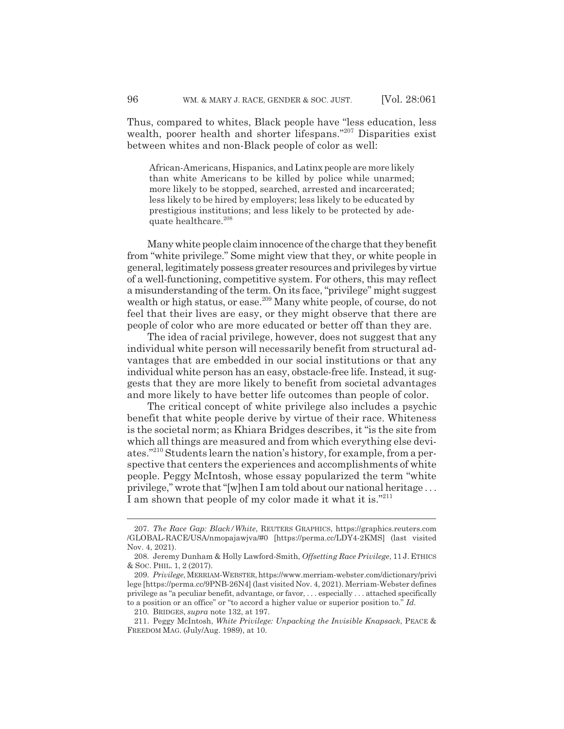Thus, compared to whites, Black people have "less education, less wealth, poorer health and shorter lifespans."[207] Disparities exist between whites and non-Black people of color as well:

> African-Americans, Hispanics, and Latinx people are more likely than white Americans to be killed by police while unarmed; more likely to be stopped, searched, arrested and incarcerated; less likely to be hired by employers; less likely to be educated by prestigious institutions; and less likely to be protected by adequate healthcare.[208]

Many white people claim innocence of the charge that they benefit from "white privilege." Some might view that they, or white people in general, legitimately possess greater resources and privileges by virtue of a well-functioning, competitive system. For others, this may reflect a misunderstanding of the term. On its face, "privilege" might suggest wealth or high status, or ease.[209] Many white people, of course, do not feel that their lives are easy, or they might observe that there are people of color who are more educated or better off than they are.

The idea of racial privilege, however, does not suggest that any individual white person will necessarily benefit from structural advantages that are embedded in our social institutions or that any individual white person has an easy, obstacle-free life. Instead, it suggests that they are more likely to benefit from societal advantages and more likely to have better life outcomes than people of color.

The critical concept of white privilege also includes a psychic benefit that white people derive by virtue of their race. Whiteness is the societal norm; as Khiara Bridges describes, it "is the site from which all things are measured and from which everything else deviates."[210] Students learn the nation's history, for example, from a perspective that centers the experiences and accomplishments of white people. Peggy McIntosh, whose essay popularized the term "white privilege," wrote that "[w]hen I am told about our national heritage . . . I am shown that people of my color made it what it is."[211]

---

207. *The Race Gap: Black/White*, REUTERS GRAPHICS, https://graphics.reuters.com/GLOBAL-RACE/USA/nmopajawjva/#0 [https://perma.cc/LDY4-2KMS] (last visited Nov. 4, 2021).

208. Jeremy Dunham & Holly Lawford-Smith, *Offsetting Race Privilege*, 11 J. ETHICS & SOC. PHIL. 1, 2 (2017).

209. *Privilege*, MERRIAM-WEBSTER, https://www.merriam-webster.com/dictionary/privilege [https://perma.cc/9PNB-26N4] (last visited Nov. 4, 2021). Merriam-Webster defines privilege as "a peculiar benefit, advantage, or favor, . . . especially . . . attached specifically to a position or an office" or "to accord a higher value or superior position to." *Id.*

210. BRIDGES, *supra* note 132, at 197.

211. Peggy McIntosh, *White Privilege: Unpacking the Invisible Knapsack*, PEACE & FREEDOM MAG. (July/Aug. 1989), at 10.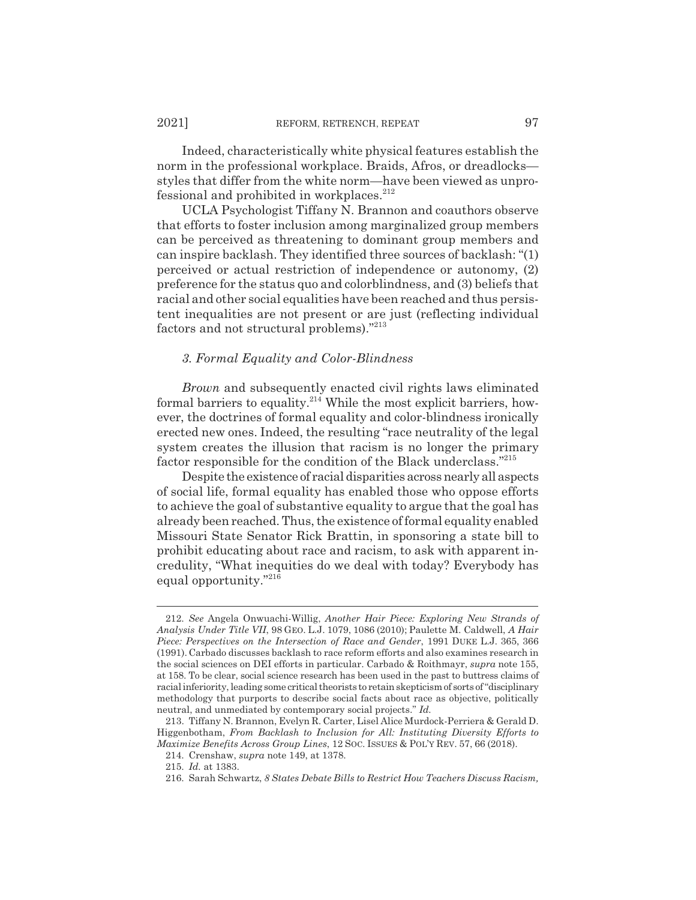Indeed, characteristically white physical features establish the norm in the professional workplace. Braids, Afros, or dreadlocks—styles that differ from the white norm—have been viewed as unprofessional and prohibited in workplaces.[212]

UCLA Psychologist Tiffany N. Brannon and coauthors observe that efforts to foster inclusion among marginalized group members can be perceived as threatening to dominant group members and can inspire backlash. They identified three sources of backlash: "(1) perceived or actual restriction of independence or autonomy, (2) preference for the status quo and colorblindness, and (3) beliefs that racial and other social equalities have been reached and thus persistent inequalities are not present or are just (reflecting individual factors and not structural problems)."[213]

### *3. Formal Equality and Color-Blindness*

*Brown* and subsequently enacted civil rights laws eliminated formal barriers to equality.[214] While the most explicit barriers, however, the doctrines of formal equality and color-blindness ironically erected new ones. Indeed, the resulting "race neutrality of the legal system creates the illusion that racism is no longer the primary factor responsible for the condition of the Black underclass."[215]

Despite the existence of racial disparities across nearly all aspects of social life, formal equality has enabled those who oppose efforts to achieve the goal of substantive equality to argue that the goal has already been reached. Thus, the existence of formal equality enabled Missouri State Senator Rick Brattin, in sponsoring a state bill to prohibit educating about race and racism, to ask with apparent incredulity, "What inequities do we deal with today? Everybody has equal opportunity."[216]

---

212. *See* Angela Onwuachi-Willig, *Another Hair Piece: Exploring New Strands of Analysis Under Title VII*, 98 GEO. L.J. 1079, 1086 (2010); Paulette M. Caldwell, *A Hair Piece: Perspectives on the Intersection of Race and Gender*, 1991 DUKE L.J. 365, 366 (1991). Carbado discusses backlash to race reform efforts and also examines research in the social sciences on DEI efforts in particular. Carbado & Roithmayr, *supra* note 155, at 158. To be clear, social science research has been used in the past to buttress claims of racial inferiority, leading some critical theorists to retain skepticism of sorts of "disciplinary methodology that purports to describe social facts about race as objective, politically neutral, and unmediated by contemporary social projects." *Id.*

213. Tiffany N. Brannon, Evelyn R. Carter, Lisel Alice Murdock-Perriera & Gerald D. Higgenbotham, *From Backlash to Inclusion for All: Instituting Diversity Efforts to Maximize Benefits Across Group Lines*, 12 SOC. ISSUES & POL'Y REV. 57, 66 (2018).

214. Crenshaw, *supra* note 149, at 1378.

215. *Id.* at 1383.

216. Sarah Schwartz, *8 States Debate Bills to Restrict How Teachers Discuss Racism,*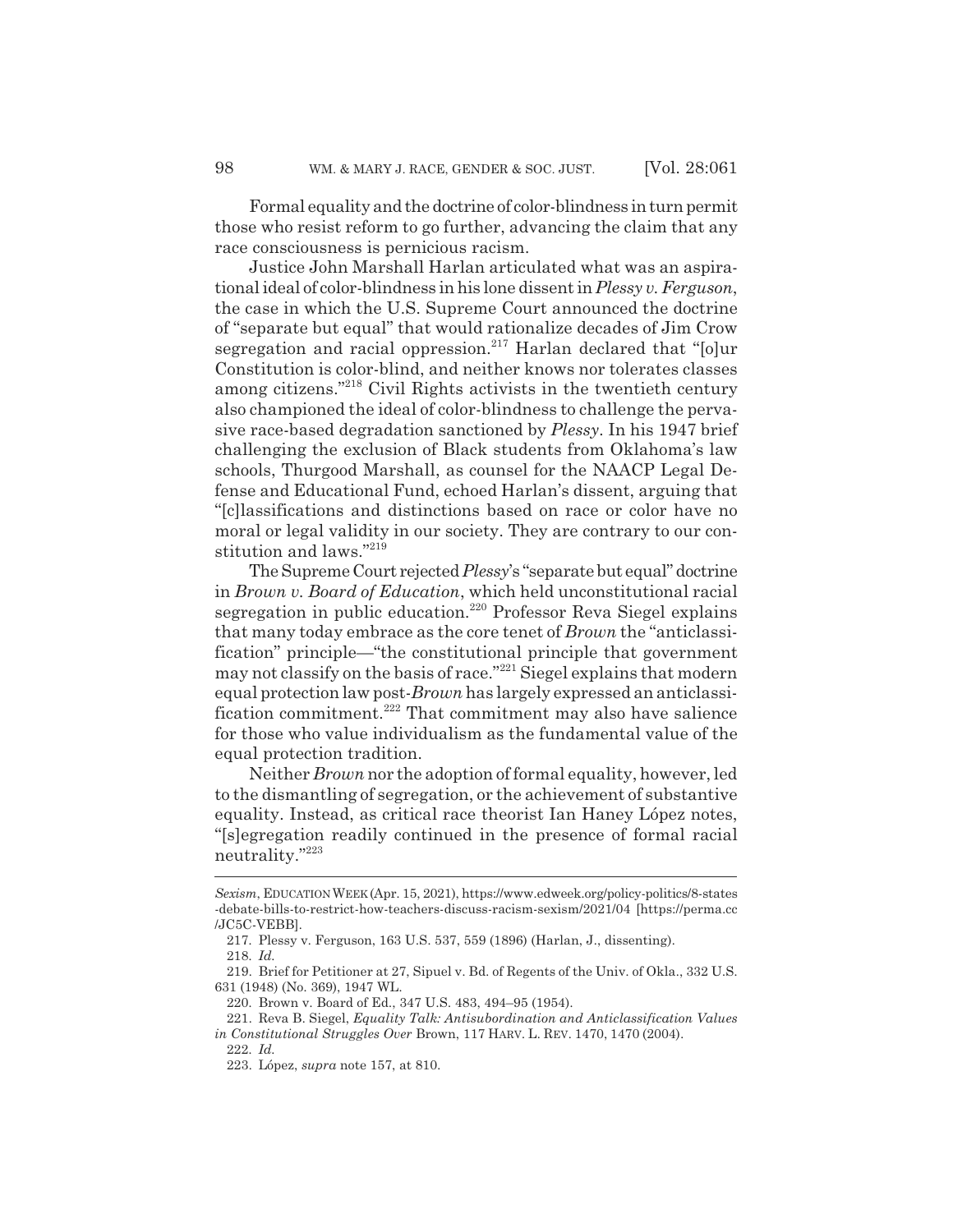Formal equality and the doctrine of color-blindness in turn permit those who resist reform to go further, advancing the claim that any race consciousness is pernicious racism.

Justice John Marshall Harlan articulated what was an aspirational ideal of color-blindness in his lone dissent in *Plessy v. Ferguson*, the case in which the U.S. Supreme Court announced the doctrine of "separate but equal" that would rationalize decades of Jim Crow segregation and racial oppression.[217] Harlan declared that "[o]ur Constitution is color-blind, and neither knows nor tolerates classes among citizens."[218] Civil Rights activists in the twentieth century also championed the ideal of color-blindness to challenge the pervasive race-based degradation sanctioned by *Plessy*. In his 1947 brief challenging the exclusion of Black students from Oklahoma's law schools, Thurgood Marshall, as counsel for the NAACP Legal Defense and Educational Fund, echoed Harlan's dissent, arguing that "[c]lassifications and distinctions based on race or color have no moral or legal validity in our society. They are contrary to our constitution and laws."[219]

The Supreme Court rejected *Plessy*'s "separate but equal" doctrine in *Brown v. Board of Education*, which held unconstitutional racial segregation in public education.[220] Professor Reva Siegel explains that many today embrace as the core tenet of *Brown* the "anticlassification" principle—"the constitutional principle that government may not classify on the basis of race."[221] Siegel explains that modern equal protection law post-*Brown* has largely expressed an anticlassification commitment.[222] That commitment may also have salience for those who value individualism as the fundamental value of the equal protection tradition.

Neither *Brown* nor the adoption of formal equality, however, led to the dismantling of segregation, or the achievement of substantive equality. Instead, as critical race theorist Ian Haney López notes, "[s]egregation readily continued in the presence of formal racial neutrality."[223]

---

*Sexism*, EDUCATION WEEK (Apr. 15, 2021), https://www.edweek.org/policy-politics/8-states-debate-bills-to-restrict-how-teachers-discuss-racism-sexism/2021/04 [https://perma.cc/JC5C-VEBB].

217. Plessy v. Ferguson, 163 U.S. 537, 559 (1896) (Harlan, J., dissenting).

218. *Id.*

219. Brief for Petitioner at 27, Sipuel v. Bd. of Regents of the Univ. of Okla., 332 U.S. 631 (1948) (No. 369), 1947 WL.

220. Brown v. Board of Ed., 347 U.S. 483, 494–95 (1954).

221. Reva B. Siegel, *Equality Talk: Antisubordination and Anticlassification Values in Constitutional Struggles Over* Brown, 117 HARV. L. REV. 1470, 1470 (2004).

222. *Id.*

223. López, *supra* note 157, at 810.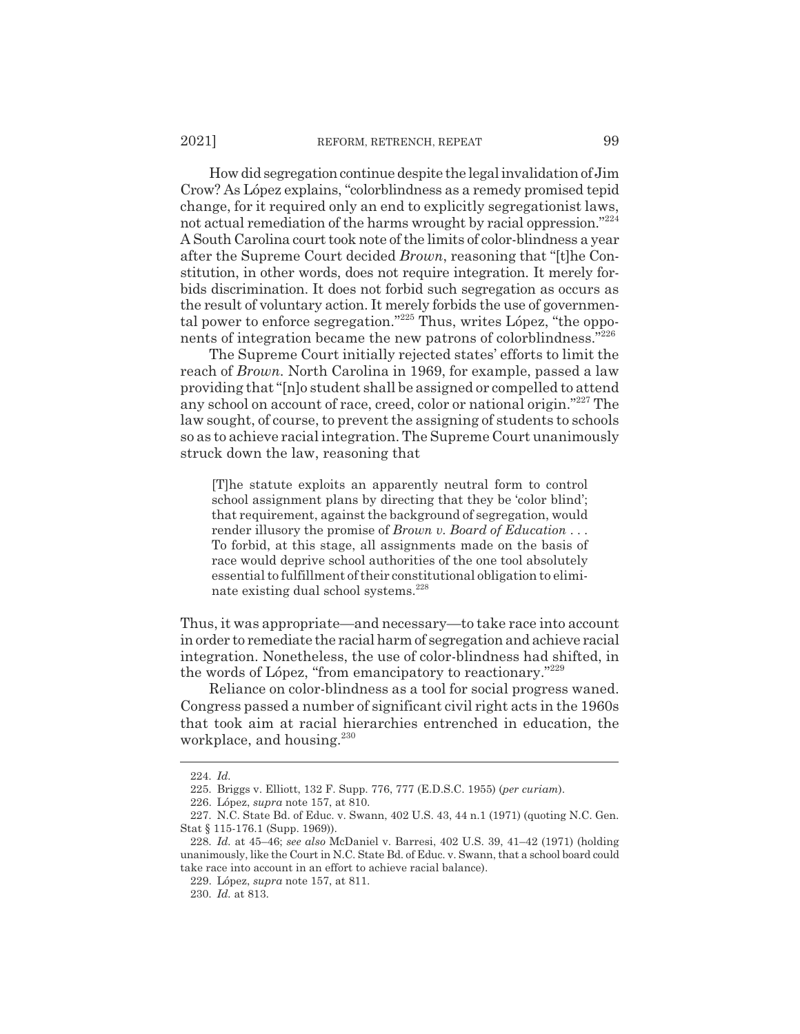How did segregation continue despite the legal invalidation of Jim Crow? As López explains, "colorblindness as a remedy promised tepid change, for it required only an end to explicitly segregationist laws, not actual remediation of the harms wrought by racial oppression."[224] A South Carolina court took note of the limits of color-blindness a year after the Supreme Court decided *Brown*, reasoning that "[t]he Constitution, in other words, does not require integration. It merely forbids discrimination. It does not forbid such segregation as occurs as the result of voluntary action. It merely forbids the use of governmental power to enforce segregation."[225] Thus, writes López, "the opponents of integration became the new patrons of colorblindness."[226]

The Supreme Court initially rejected states' efforts to limit the reach of *Brown*. North Carolina in 1969, for example, passed a law providing that "[n]o student shall be assigned or compelled to attend any school on account of race, creed, color or national origin."[227] The law sought, of course, to prevent the assigning of students to schools so as to achieve racial integration. The Supreme Court unanimously struck down the law, reasoning that

> [T]he statute exploits an apparently neutral form to control school assignment plans by directing that they be 'color blind'; that requirement, against the background of segregation, would render illusory the promise of *Brown v. Board of Education* . . . To forbid, at this stage, all assignments made on the basis of race would deprive school authorities of the one tool absolutely essential to fulfillment of their constitutional obligation to eliminate existing dual school systems.[228]

Thus, it was appropriate—and necessary—to take race into account in order to remediate the racial harm of segregation and achieve racial integration. Nonetheless, the use of color-blindness had shifted, in the words of López, "from emancipatory to reactionary."[229]

Reliance on color-blindness as a tool for social progress waned. Congress passed a number of significant civil right acts in the 1960s that took aim at racial hierarchies entrenched in education, the workplace, and housing.[230]

---

224. *Id.*

225. Briggs v. Elliott, 132 F. Supp. 776, 777 (E.D.S.C. 1955) (*per curiam*).

226. López, *supra* note 157, at 810.

227. N.C. State Bd. of Educ. v. Swann, 402 U.S. 43, 44 n.1 (1971) (quoting N.C. Gen. Stat § 115-176.1 (Supp. 1969)).

228. *Id.* at 45–46; *see also* McDaniel v. Barresi, 402 U.S. 39, 41–42 (1971) (holding unanimously, like the Court in N.C. State Bd. of Educ. v. Swann, that a school board could take race into account in an effort to achieve racial balance).

229. López, *supra* note 157, at 811.

230. *Id.* at 813.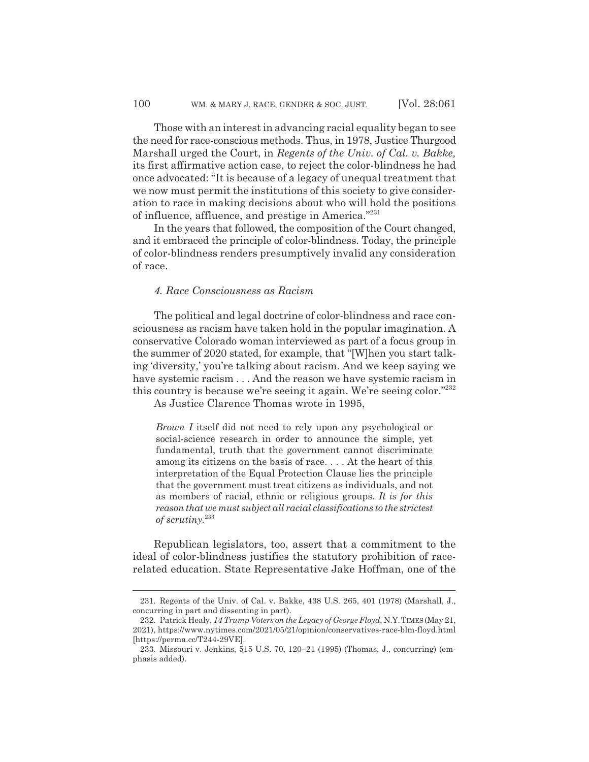Those with an interest in advancing racial equality began to see the need for race-conscious methods. Thus, in 1978, Justice Thurgood Marshall urged the Court, in *Regents of the Univ. of Cal. v. Bakke,* its first affirmative action case, to reject the color-blindness he had once advocated: "It is because of a legacy of unequal treatment that we now must permit the institutions of this society to give consideration to race in making decisions about who will hold the positions of influence, affluence, and prestige in America."[231]

In the years that followed, the composition of the Court changed, and it embraced the principle of color-blindness. Today, the principle of color-blindness renders presumptively invalid any consideration of race.

#### *4. Race Consciousness as Racism*

The political and legal doctrine of color-blindness and race consciousness as racism have taken hold in the popular imagination. A conservative Colorado woman interviewed as part of a focus group in the summer of 2020 stated, for example, that "[W]hen you start talking 'diversity,' you're talking about racism. And we keep saying we have systemic racism . . . And the reason we have systemic racism in this country is because we're seeing it again. We're seeing color."[232]

As Justice Clarence Thomas wrote in 1995,

> *Brown I* itself did not need to rely upon any psychological or social-science research in order to announce the simple, yet fundamental, truth that the government cannot discriminate among its citizens on the basis of race. . . . At the heart of this interpretation of the Equal Protection Clause lies the principle that the government must treat citizens as individuals, and not as members of racial, ethnic or religious groups. *It is for this reason that we must subject all racial classifications to the strictest of scrutiny.*[233]

Republican legislators, too, assert that a commitment to the ideal of color-blindness justifies the statutory prohibition of race-related education. State Representative Jake Hoffman, one of the

---

231. Regents of the Univ. of Cal. v. Bakke, 438 U.S. 265, 401 (1978) (Marshall, J., concurring in part and dissenting in part).

232. Patrick Healy, *14 Trump Voters on the Legacy of George Floyd*, N.Y. TIMES (May 21, 2021), https://www.nytimes.com/2021/05/21/opinion/conservatives-race-blm-floyd.html [https://perma.cc/T244-29VE].

233. Missouri v. Jenkins, 515 U.S. 70, 120–21 (1995) (Thomas, J., concurring) (emphasis added).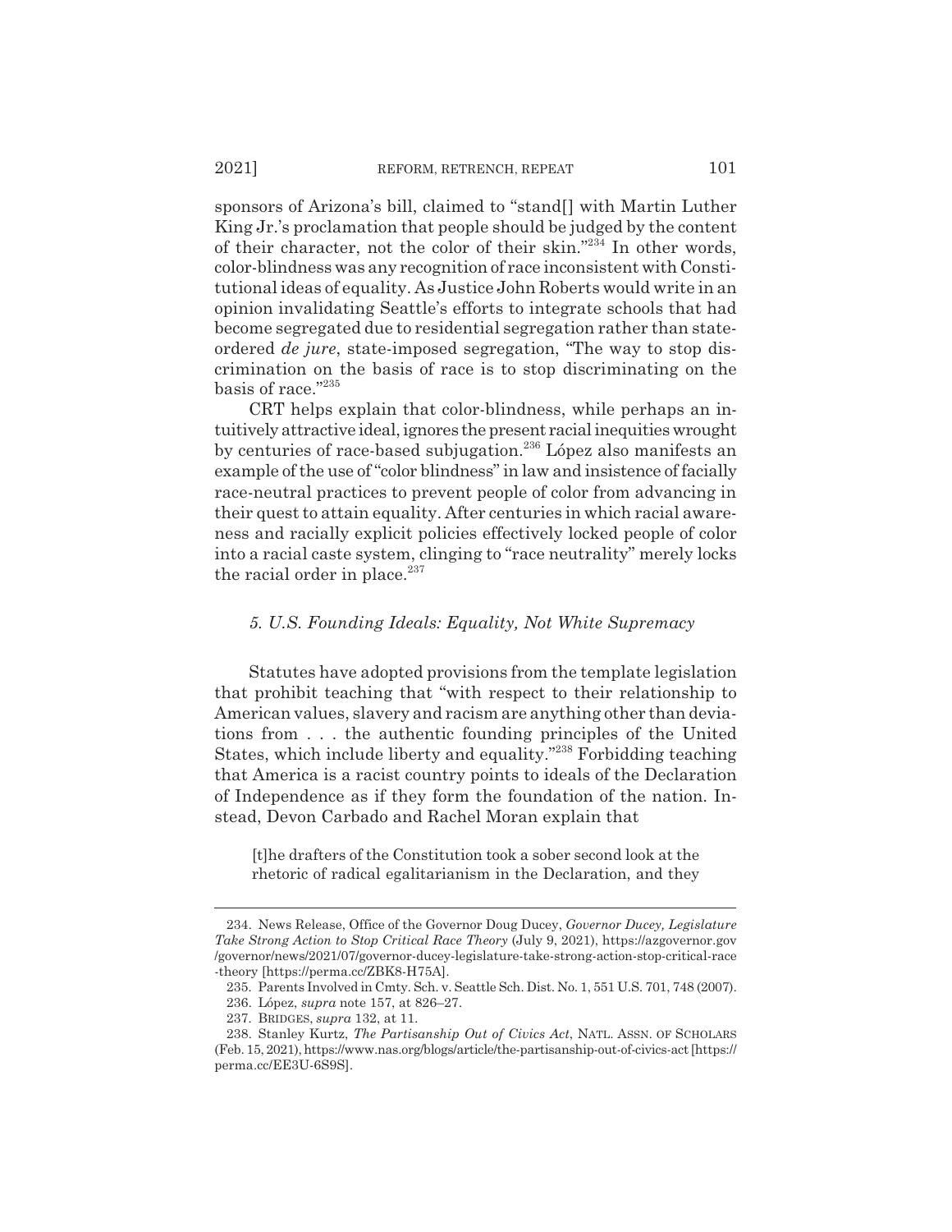sponsors of Arizona's bill, claimed to "stand[] with Martin Luther King Jr.'s proclamation that people should be judged by the content of their character, not the color of their skin."[234] In other words, color-blindness was any recognition of race inconsistent with Constitutional ideas of equality. As Justice John Roberts would write in an opinion invalidating Seattle's efforts to integrate schools that had become segregated due to residential segregation rather than state-ordered *de jure*, state-imposed segregation, "The way to stop discrimination on the basis of race is to stop discriminating on the basis of race."[235]

CRT helps explain that color-blindness, while perhaps an intuitively attractive ideal, ignores the present racial inequities wrought by centuries of race-based subjugation.[236] López also manifests an example of the use of "color blindness" in law and insistence of facially race-neutral practices to prevent people of color from advancing in their quest to attain equality. After centuries in which racial awareness and racially explicit policies effectively locked people of color into a racial caste system, clinging to "race neutrality" merely locks the racial order in place.[237]

### *5. U.S. Founding Ideals: Equality, Not White Supremacy*

Statutes have adopted provisions from the template legislation that prohibit teaching that "with respect to their relationship to American values, slavery and racism are anything other than deviations from . . . the authentic founding principles of the United States, which include liberty and equality."[238] Forbidding teaching that America is a racist country points to ideals of the Declaration of Independence as if they form the foundation of the nation. Instead, Devon Carbado and Rachel Moran explain that

> [t]he drafters of the Constitution took a sober second look at the rhetoric of radical egalitarianism in the Declaration, and they

---

234. News Release, Office of the Governor Doug Ducey, *Governor Ducey, Legislature Take Strong Action to Stop Critical Race Theory* (July 9, 2021), https://azgovernor.gov/governor/news/2021/07/governor-ducey-legislature-take-strong-action-stop-critical-race-theory [https://perma.cc/ZBK8-H75A].

235. Parents Involved in Cmty. Sch. v. Seattle Sch. Dist. No. 1, 551 U.S. 701, 748 (2007).

236. López, *supra* note 157, at 826–27.

237. BRIDGES, *supra* 132, at 11.

238. Stanley Kurtz, *The Partisanship Out of Civics Act*, NATL. ASSN. OF SCHOLARS (Feb. 15, 2021), https://www.nas.org/blogs/article/the-partisanship-out-of-civics-act [https://perma.cc/EE3U-6S9S].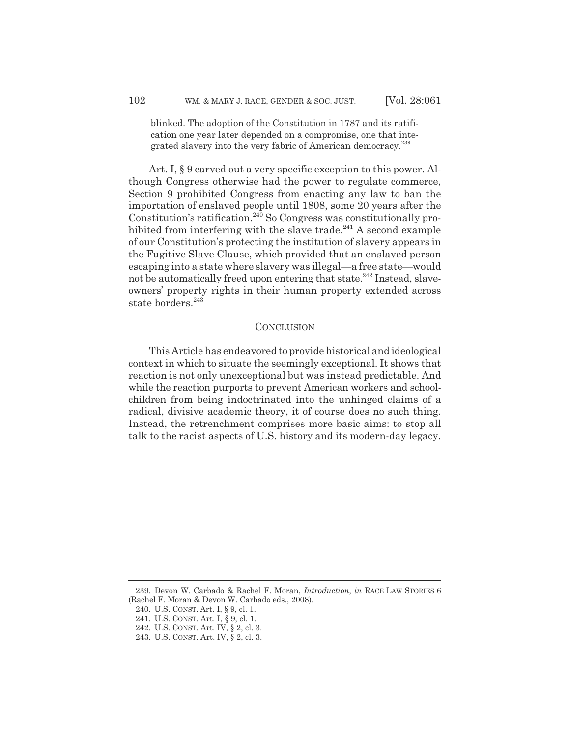blinked. The adoption of the Constitution in 1787 and its ratification one year later depended on a compromise, one that integrated slavery into the very fabric of American democracy.[239]

Art. I, § 9 carved out a very specific exception to this power. Although Congress otherwise had the power to regulate commerce, Section 9 prohibited Congress from enacting any law to ban the importation of enslaved people until 1808, some 20 years after the Constitution's ratification.[240] So Congress was constitutionally prohibited from interfering with the slave trade.[241] A second example of our Constitution's protecting the institution of slavery appears in the Fugitive Slave Clause, which provided that an enslaved person escaping into a state where slavery was illegal—a free state—would not be automatically freed upon entering that state.[242] Instead, slaveowners' property rights in their human property extended across state borders.[243]

## CONCLUSION

This Article has endeavored to provide historical and ideological context in which to situate the seemingly exceptional. It shows that reaction is not only unexceptional but was instead predictable. And while the reaction purports to prevent American workers and schoolchildren from being indoctrinated into the unhinged claims of a radical, divisive academic theory, it of course does no such thing. Instead, the retrenchment comprises more basic aims: to stop all talk to the racist aspects of U.S. history and its modern-day legacy.

---

239. Devon W. Carbado & Rachel F. Moran, *Introduction*, *in* RACE LAW STORIES 6 (Rachel F. Moran & Devon W. Carbado eds., 2008).

240. U.S. CONST. Art. I, § 9, cl. 1.

241. U.S. CONST. Art. I, § 9, cl. 1.

242. U.S. CONST. Art. IV, § 2, cl. 3.

243. U.S. CONST. Art. IV, § 2, cl. 3.